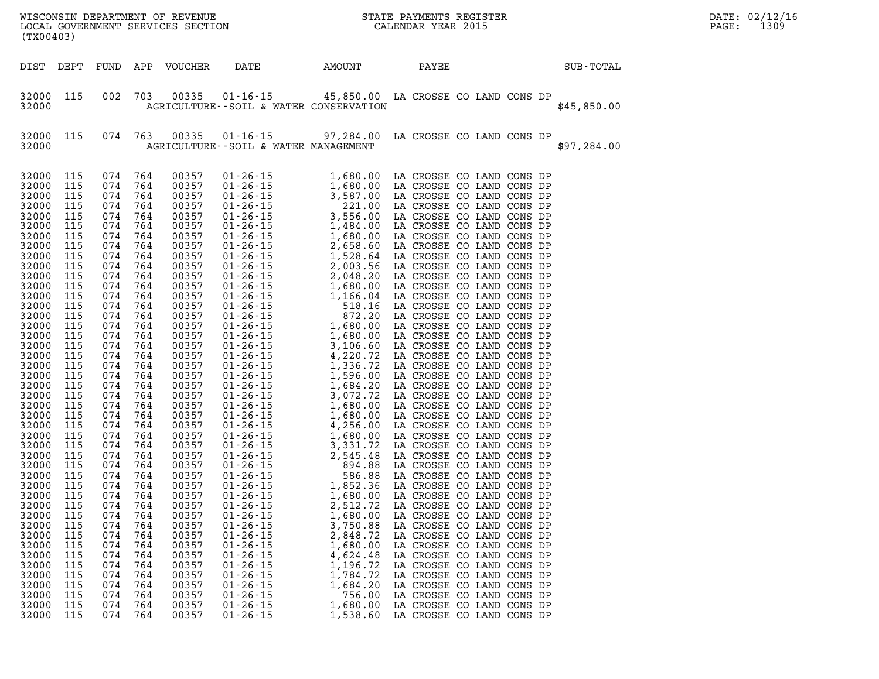WISCONSIN DEPARTMENT OF REVENUE
LOCAL GOVERNMENT SERVICES SECTION
(TX00403)

STATE PAYMENTS REGISTER
CALENDAR YEAR 2015

DATE: 02/12/16

| DIST | DEPT | FUND | APP | VOUCHER | DATE | AMOUNT | PAYEE | SUB-TOTAL |
|---|---|---|---|---|---|---|---|---|
| 32000 | 115 | 002 | 703 | 00335 | 01-16-15 | 45,850.00 | LA CROSSE CO LAND CONS DP | |
| 32000 | | | | | AGRICULTURE--SOIL & WATER CONSERVATION | | | $45,850.00 |
| 32000 | 115 | 074 | 763 | 00335 | 01-16-15 | 97,284.00 | LA CROSSE CO LAND CONS DP | |
| 32000 | | | | | AGRICULTURE--SOIL & WATER MANAGEMENT | | | $97,284.00 |
| 32000 | 115 | 074 | 764 | 00357 | 01-26-15 | 1,680.00 | LA CROSSE CO LAND CONS DP | |
| 32000 | 115 | 074 | 764 | 00357 | 01-26-15 | 1,680.00 | LA CROSSE CO LAND CONS DP | |
| 32000 | 115 | 074 | 764 | 00357 | 01-26-15 | 3,587.00 | LA CROSSE CO LAND CONS DP | |
| 32000 | 115 | 074 | 764 | 00357 | 01-26-15 | 221.00 | LA CROSSE CO LAND CONS DP | |
| 32000 | 115 | 074 | 764 | 00357 | 01-26-15 | 3,556.00 | LA CROSSE CO LAND CONS DP | |
| 32000 | 115 | 074 | 764 | 00357 | 01-26-15 | 1,484.00 | LA CROSSE CO LAND CONS DP | |
| 32000 | 115 | 074 | 764 | 00357 | 01-26-15 | 1,680.00 | LA CROSSE CO LAND CONS DP | |
| 32000 | 115 | 074 | 764 | 00357 | 01-26-15 | 2,658.60 | LA CROSSE CO LAND CONS DP | |
| 32000 | 115 | 074 | 764 | 00357 | 01-26-15 | 1,528.64 | LA CROSSE CO LAND CONS DP | |
| 32000 | 115 | 074 | 764 | 00357 | 01-26-15 | 2,003.56 | LA CROSSE CO LAND CONS DP | |
| 32000 | 115 | 074 | 764 | 00357 | 01-26-15 | 2,048.20 | LA CROSSE CO LAND CONS DP | |
| 32000 | 115 | 074 | 764 | 00357 | 01-26-15 | 1,680.00 | LA CROSSE CO LAND CONS DP | |
| 32000 | 115 | 074 | 764 | 00357 | 01-26-15 | 1,166.04 | LA CROSSE CO LAND CONS DP | |
| 32000 | 115 | 074 | 764 | 00357 | 01-26-15 | 518.16 | LA CROSSE CO LAND CONS DP | |
| 32000 | 115 | 074 | 764 | 00357 | 01-26-15 | 872.20 | LA CROSSE CO LAND CONS DP | |
| 32000 | 115 | 074 | 764 | 00357 | 01-26-15 | 1,680.00 | LA CROSSE CO LAND CONS DP | |
| 32000 | 115 | 074 | 764 | 00357 | 01-26-15 | 1,680.00 | LA CROSSE CO LAND CONS DP | |
| 32000 | 115 | 074 | 764 | 00357 | 01-26-15 | 3,106.60 | LA CROSSE CO LAND CONS DP | |
| 32000 | 115 | 074 | 764 | 00357 | 01-26-15 | 4,220.72 | LA CROSSE CO LAND CONS DP | |
| 32000 | 115 | 074 | 764 | 00357 | 01-26-15 | 1,336.72 | LA CROSSE CO LAND CONS DP | |
| 32000 | 115 | 074 | 764 | 00357 | 01-26-15 | 1,596.00 | LA CROSSE CO LAND CONS DP | |
| 32000 | 115 | 074 | 764 | 00357 | 01-26-15 | 1,684.20 | LA CROSSE CO LAND CONS DP | |
| 32000 | 115 | 074 | 764 | 00357 | 01-26-15 | 3,072.72 | LA CROSSE CO LAND CONS DP | |
| 32000 | 115 | 074 | 764 | 00357 | 01-26-15 | 1,680.00 | LA CROSSE CO LAND CONS DP | |
| 32000 | 115 | 074 | 764 | 00357 | 01-26-15 | 1,680.00 | LA CROSSE CO LAND CONS DP | |
| 32000 | 115 | 074 | 764 | 00357 | 01-26-15 | 4,256.00 | LA CROSSE CO LAND CONS DP | |
| 32000 | 115 | 074 | 764 | 00357 | 01-26-15 | 1,680.00 | LA CROSSE CO LAND CONS DP | |
| 32000 | 115 | 074 | 764 | 00357 | 01-26-15 | 3,331.72 | LA CROSSE CO LAND CONS DP | |
| 32000 | 115 | 074 | 764 | 00357 | 01-26-15 | 2,545.48 | LA CROSSE CO LAND CONS DP | |
| 32000 | 115 | 074 | 764 | 00357 | 01-26-15 | 894.88 | LA CROSSE CO LAND CONS DP | |
| 32000 | 115 | 074 | 764 | 00357 | 01-26-15 | 586.88 | LA CROSSE CO LAND CONS DP | |
| 32000 | 115 | 074 | 764 | 00357 | 01-26-15 | 1,852.36 | LA CROSSE CO LAND CONS DP | |
| 32000 | 115 | 074 | 764 | 00357 | 01-26-15 | 1,680.00 | LA CROSSE CO LAND CONS DP | |
| 32000 | 115 | 074 | 764 | 00357 | 01-26-15 | 2,512.72 | LA CROSSE CO LAND CONS DP | |
| 32000 | 115 | 074 | 764 | 00357 | 01-26-15 | 1,680.00 | LA CROSSE CO LAND CONS DP | |
| 32000 | 115 | 074 | 764 | 00357 | 01-26-15 | 3,750.88 | LA CROSSE CO LAND CONS DP | |
| 32000 | 115 | 074 | 764 | 00357 | 01-26-15 | 2,848.72 | LA CROSSE CO LAND CONS DP | |
| 32000 | 115 | 074 | 764 | 00357 | 01-26-15 | 1,680.00 | LA CROSSE CO LAND CONS DP | |
| 32000 | 115 | 074 | 764 | 00357 | 01-26-15 | 4,624.48 | LA CROSSE CO LAND CONS DP | |
| 32000 | 115 | 074 | 764 | 00357 | 01-26-15 | 1,196.72 | LA CROSSE CO LAND CONS DP | |
| 32000 | 115 | 074 | 764 | 00357 | 01-26-15 | 1,784.72 | LA CROSSE CO LAND CONS DP | |
| 32000 | 115 | 074 | 764 | 00357 | 01-26-15 | 1,684.20 | LA CROSSE CO LAND CONS DP | |
| 32000 | 115 | 074 | 764 | 00357 | 01-26-15 | 756.00 | LA CROSSE CO LAND CONS DP | |
| 32000 | 115 | 074 | 764 | 00357 | 01-26-15 | 1,680.00 | LA CROSSE CO LAND CONS DP | |
| 32000 | 115 | 074 | 764 | 00357 | 01-26-15 | 1,538.60 | LA CROSSE CO LAND CONS DP | |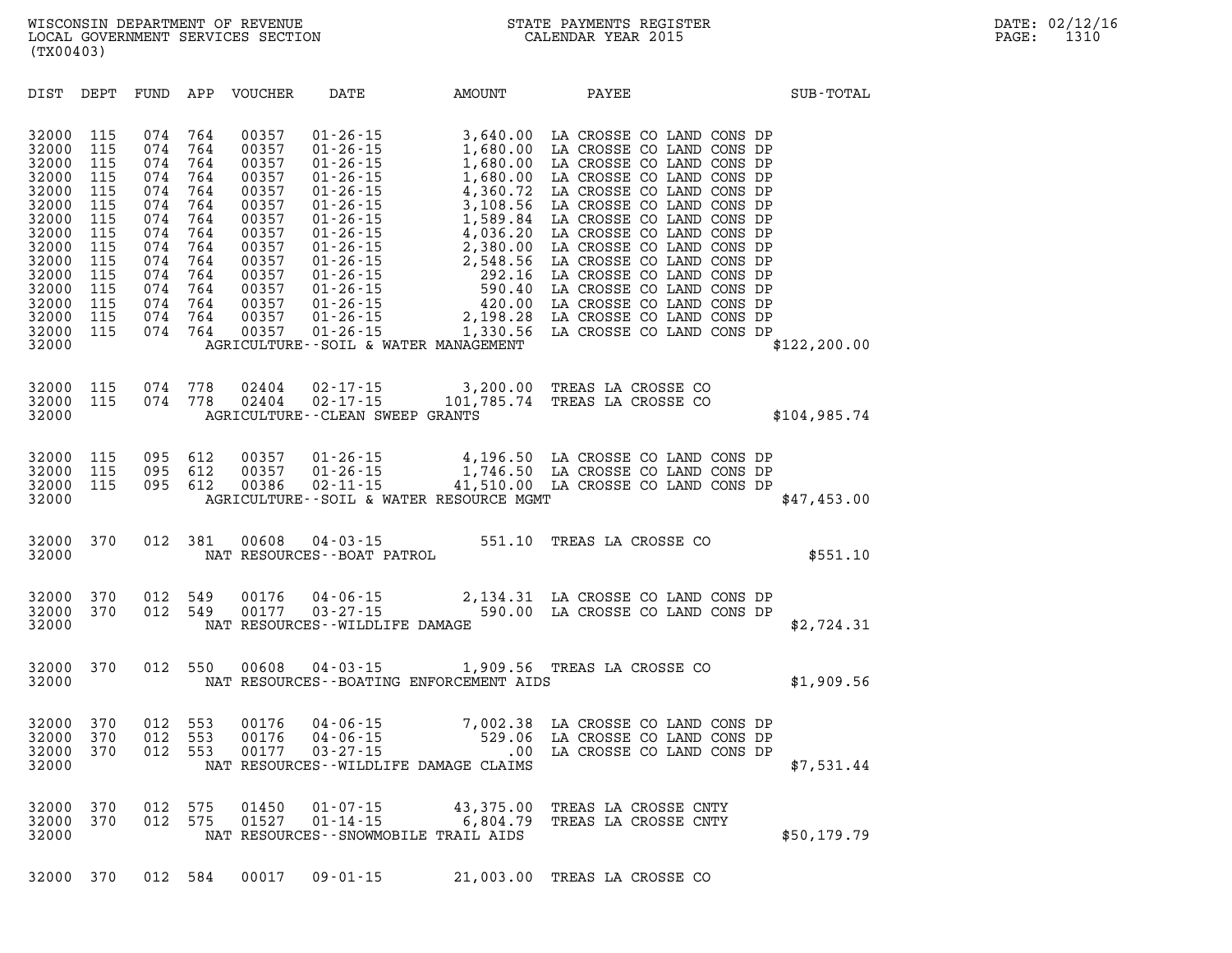WISCONSIN DEPARTMENT OF REVENUE
LOCAL GOVERNMENT SERVICES SECTION
(TX00403)

STATE PAYMENTS REGISTER
CALENDAR YEAR 2015

DATE: 02/12/16
PAGE: 1310

| DIST | DEPT | FUND | APP | VOUCHER | DATE | AMOUNT | PAYEE | SUB-TOTAL |
|---|---|---|---|---|---|---|---|---|
| 32000 | 115 | 074 | 764 | 00357 | 01-26-15 | 3,640.00 | LA CROSSE CO LAND CONS DP | |
| 32000 | 115 | 074 | 764 | 00357 | 01-26-15 | 1,680.00 | LA CROSSE CO LAND CONS DP | |
| 32000 | 115 | 074 | 764 | 00357 | 01-26-15 | 1,680.00 | LA CROSSE CO LAND CONS DP | |
| 32000 | 115 | 074 | 764 | 00357 | 01-26-15 | 1,680.00 | LA CROSSE CO LAND CONS DP | |
| 32000 | 115 | 074 | 764 | 00357 | 01-26-15 | 4,360.72 | LA CROSSE CO LAND CONS DP | |
| 32000 | 115 | 074 | 764 | 00357 | 01-26-15 | 3,108.56 | LA CROSSE CO LAND CONS DP | |
| 32000 | 115 | 074 | 764 | 00357 | 01-26-15 | 1,589.84 | LA CROSSE CO LAND CONS DP | |
| 32000 | 115 | 074 | 764 | 00357 | 01-26-15 | 4,036.20 | LA CROSSE CO LAND CONS DP | |
| 32000 | 115 | 074 | 764 | 00357 | 01-26-15 | 2,380.00 | LA CROSSE CO LAND CONS DP | |
| 32000 | 115 | 074 | 764 | 00357 | 01-26-15 | 2,548.56 | LA CROSSE CO LAND CONS DP | |
| 32000 | 115 | 074 | 764 | 00357 | 01-26-15 | 292.16 | LA CROSSE CO LAND CONS DP | |
| 32000 | 115 | 074 | 764 | 00357 | 01-26-15 | 590.40 | LA CROSSE CO LAND CONS DP | |
| 32000 | 115 | 074 | 764 | 00357 | 01-26-15 | 420.00 | LA CROSSE CO LAND CONS DP | |
| 32000 | 115 | 074 | 764 | 00357 | 01-26-15 | 2,198.28 | LA CROSSE CO LAND CONS DP | |
| 32000 | 115 | 074 | 764 | 00357 | 01-26-15 | 1,330.56 | LA CROSSE CO LAND CONS DP | |
| 32000 | | | | | AGRICULTURE--SOIL & WATER MANAGEMENT | | | $122,200.00 |
| 32000 | 115 | 074 | 778 | 02404 | 02-17-15 | 3,200.00 | TREAS LA CROSSE CO | |
| 32000 | 115 | 074 | 778 | 02404 | 02-17-15 | 101,785.74 | TREAS LA CROSSE CO | |
| 32000 | | | | | AGRICULTURE--CLEAN SWEEP GRANTS | | | $104,985.74 |
| 32000 | 115 | 095 | 612 | 00357 | 01-26-15 | 4,196.50 | LA CROSSE CO LAND CONS DP | |
| 32000 | 115 | 095 | 612 | 00357 | 01-26-15 | 1,746.50 | LA CROSSE CO LAND CONS DP | |
| 32000 | 115 | 095 | 612 | 00386 | 02-11-15 | 41,510.00 | LA CROSSE CO LAND CONS DP | |
| 32000 | | | | | AGRICULTURE--SOIL & WATER RESOURCE MGMT | | | $47,453.00 |
| 32000 | 370 | 012 | 381 | 00608 | 04-03-15 | 551.10 | TREAS LA CROSSE CO | |
| 32000 | | | | | NAT RESOURCES--BOAT PATROL | | | $551.10 |
| 32000 | 370 | 012 | 549 | 00176 | 04-06-15 | 2,134.31 | LA CROSSE CO LAND CONS DP | |
| 32000 | 370 | 012 | 549 | 00177 | 03-27-15 | 590.00 | LA CROSSE CO LAND CONS DP | |
| 32000 | | | | | NAT RESOURCES--WILDLIFE DAMAGE | | | $2,724.31 |
| 32000 | 370 | 012 | 550 | 00608 | 04-03-15 | 1,909.56 | TREAS LA CROSSE CO | |
| 32000 | | | | | NAT RESOURCES--BOATING ENFORCEMENT AIDS | | | $1,909.56 |
| 32000 | 370 | 012 | 553 | 00176 | 04-06-15 | 7,002.38 | LA CROSSE CO LAND CONS DP | |
| 32000 | 370 | 012 | 553 | 00176 | 04-06-15 | 529.06 | LA CROSSE CO LAND CONS DP | |
| 32000 | 370 | 012 | 553 | 00177 | 03-27-15 | .00 | LA CROSSE CO LAND CONS DP | |
| 32000 | | | | | NAT RESOURCES--WILDLIFE DAMAGE CLAIMS | | | $7,531.44 |
| 32000 | 370 | 012 | 575 | 01450 | 01-07-15 | 43,375.00 | TREAS LA CROSSE CNTY | |
| 32000 | 370 | 012 | 575 | 01527 | 01-14-15 | 6,804.79 | TREAS LA CROSSE CNTY | |
| 32000 | | | | | NAT RESOURCES--SNOWMOBILE TRAIL AIDS | | | $50,179.79 |
| 32000 | 370 | 012 | 584 | 00017 | 09-01-15 | 21,003.00 | TREAS LA CROSSE CO | |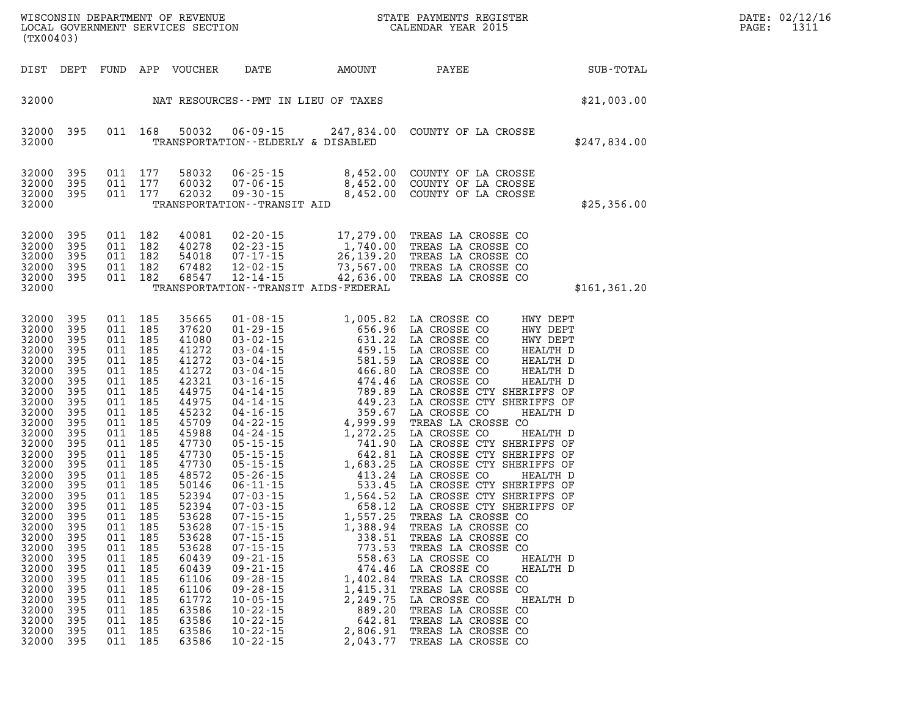| DIST | DEPT | FUND | APP | VOUCHER | DATE | AMOUNT | PAYEE | SUB-TOTAL |
|---|---|---|---|---|---|---|---|---|
| 32000 | | | | | NAT RESOURCES--PMT IN LIEU OF TAXES | | | $21,003.00 |
| 32000 | 395 | 011 | 168 | 50032 | 06-09-15 | 247,834.00 | COUNTY OF LA CROSSE | |
| 32000 | | | | | TRANSPORTATION--ELDERLY & DISABLED | | | $247,834.00 |
| 32000 | 395 | 011 | 177 | 58032 | 06-25-15 | 8,452.00 | COUNTY OF LA CROSSE | |
| 32000 | 395 | 011 | 177 | 60032 | 07-06-15 | 8,452.00 | COUNTY OF LA CROSSE | |
| 32000 | 395 | 011 | 177 | 62032 | 09-30-15 | 8,452.00 | COUNTY OF LA CROSSE | |
| 32000 | | | | | TRANSPORTATION--TRANSIT AID | | | $25,356.00 |
| 32000 | 395 | 011 | 182 | 40081 | 02-20-15 | 17,279.00 | TREAS LA CROSSE CO | |
| 32000 | 395 | 011 | 182 | 40278 | 02-23-15 | 1,740.00 | TREAS LA CROSSE CO | |
| 32000 | 395 | 011 | 182 | 54018 | 07-17-15 | 26,139.20 | TREAS LA CROSSE CO | |
| 32000 | 395 | 011 | 182 | 67482 | 12-02-15 | 73,567.00 | TREAS LA CROSSE CO | |
| 32000 | 395 | 011 | 182 | 68547 | 12-14-15 | 42,636.00 | TREAS LA CROSSE CO | |
| 32000 | | | | | TRANSPORTATION--TRANSIT AIDS-FEDERAL | | | $161,361.20 |
| 32000 | 395 | 011 | 185 | 35665 | 01-08-15 | 1,005.82 | LA CROSSE CO HWY DEPT | |
| 32000 | 395 | 011 | 185 | 37620 | 01-29-15 | 656.96 | LA CROSSE CO HWY DEPT | |
| 32000 | 395 | 011 | 185 | 41080 | 03-02-15 | 631.22 | LA CROSSE CO HWY DEPT | |
| 32000 | 395 | 011 | 185 | 41272 | 03-04-15 | 459.15 | LA CROSSE CO HEALTH D | |
| 32000 | 395 | 011 | 185 | 41272 | 03-04-15 | 581.59 | LA CROSSE CO HEALTH D | |
| 32000 | 395 | 011 | 185 | 41272 | 03-04-15 | 466.80 | LA CROSSE CO HEALTH D | |
| 32000 | 395 | 011 | 185 | 42321 | 03-16-15 | 474.46 | LA CROSSE CO HEALTH D | |
| 32000 | 395 | 011 | 185 | 44975 | 04-14-15 | 789.89 | LA CROSSE CTY SHERIFFS OF | |
| 32000 | 395 | 011 | 185 | 44975 | 04-14-15 | 449.23 | LA CROSSE CTY SHERIFFS OF | |
| 32000 | 395 | 011 | 185 | 45232 | 04-16-15 | 359.67 | LA CROSSE CO HEALTH D | |
| 32000 | 395 | 011 | 185 | 45709 | 04-22-15 | 4,999.99 | TREAS LA CROSSE CO | |
| 32000 | 395 | 011 | 185 | 45988 | 04-24-15 | 1,272.25 | LA CROSSE CO HEALTH D | |
| 32000 | 395 | 011 | 185 | 47730 | 05-15-15 | 741.90 | LA CROSSE CTY SHERIFFS OF | |
| 32000 | 395 | 011 | 185 | 47730 | 05-15-15 | 642.81 | LA CROSSE CTY SHERIFFS OF | |
| 32000 | 395 | 011 | 185 | 47730 | 05-15-15 | 1,683.25 | LA CROSSE CTY SHERIFFS OF | |
| 32000 | 395 | 011 | 185 | 48572 | 05-26-15 | 413.24 | LA CROSSE CO HEALTH D | |
| 32000 | 395 | 011 | 185 | 50146 | 06-11-15 | 533.45 | LA CROSSE CTY SHERIFFS OF | |
| 32000 | 395 | 011 | 185 | 52394 | 07-03-15 | 1,564.52 | LA CROSSE CTY SHERIFFS OF | |
| 32000 | 395 | 011 | 185 | 52394 | 07-03-15 | 658.12 | LA CROSSE CTY SHERIFFS OF | |
| 32000 | 395 | 011 | 185 | 53628 | 07-15-15 | 1,557.25 | TREAS LA CROSSE CO | |
| 32000 | 395 | 011 | 185 | 53628 | 07-15-15 | 1,388.94 | TREAS LA CROSSE CO | |
| 32000 | 395 | 011 | 185 | 53628 | 07-15-15 | 338.51 | TREAS LA CROSSE CO | |
| 32000 | 395 | 011 | 185 | 53628 | 07-15-15 | 773.53 | TREAS LA CROSSE CO | |
| 32000 | 395 | 011 | 185 | 60439 | 09-21-15 | 558.63 | LA CROSSE CO HEALTH D | |
| 32000 | 395 | 011 | 185 | 60439 | 09-21-15 | 474.46 | LA CROSSE CO HEALTH D | |
| 32000 | 395 | 011 | 185 | 61106 | 09-28-15 | 1,402.84 | TREAS LA CROSSE CO | |
| 32000 | 395 | 011 | 185 | 61106 | 09-28-15 | 1,415.31 | TREAS LA CROSSE CO | |
| 32000 | 395 | 011 | 185 | 61772 | 10-05-15 | 2,249.75 | LA CROSSE CO HEALTH D | |
| 32000 | 395 | 011 | 185 | 63586 | 10-22-15 | 889.20 | TREAS LA CROSSE CO | |
| 32000 | 395 | 011 | 185 | 63586 | 10-22-15 | 642.81 | TREAS LA CROSSE CO | |
| 32000 | 395 | 011 | 185 | 63586 | 10-22-15 | 2,806.91 | TREAS LA CROSSE CO | |
| 32000 | 395 | 011 | 185 | 63586 | 10-22-15 | 2,043.77 | TREAS LA CROSSE CO | |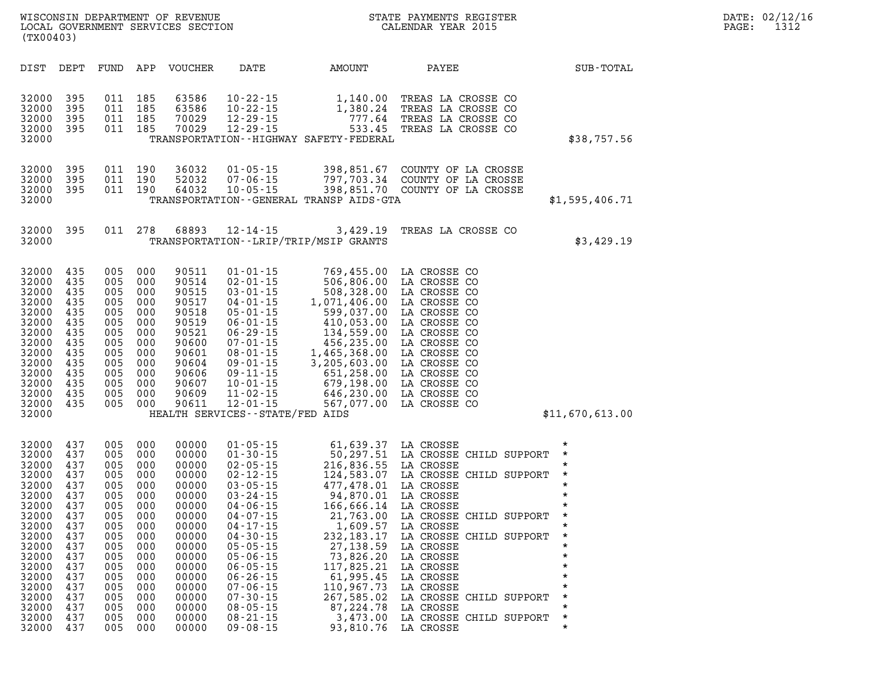WISCONSIN DEPARTMENT OF REVENUE
LOCAL GOVERNMENT SERVICES SECTION
(TX00403)

STATE PAYMENTS REGISTER
CALENDAR YEAR 2015

DATE: 02/12/16

| DIST | DEPT | FUND | APP | VOUCHER | DATE | AMOUNT | PAYEE | SUB-TOTAL |
|---|---|---|---|---|---|---|---|---|
| 32000 | 395 | 011 | 185 | 63586 | 10-22-15 | 1,140.00 | TREAS LA CROSSE CO | |
| 32000 | 395 | 011 | 185 | 63586 | 10-22-15 | 1,380.24 | TREAS LA CROSSE CO | |
| 32000 | 395 | 011 | 185 | 70029 | 12-29-15 | 777.64 | TREAS LA CROSSE CO | |
| 32000 | 395 | 011 | 185 | 70029 | 12-29-15 | 533.45 | TREAS LA CROSSE CO | |
| 32000 | | | | | | TRANSPORTATION--HIGHWAY SAFETY-FEDERAL | | $38,757.56 |
| 32000 | 395 | 011 | 190 | 36032 | 01-05-15 | 398,851.67 | COUNTY OF LA CROSSE | |
| 32000 | 395 | 011 | 190 | 52032 | 07-06-15 | 797,703.34 | COUNTY OF LA CROSSE | |
| 32000 | 395 | 011 | 190 | 64032 | 10-05-15 | 398,851.70 | COUNTY OF LA CROSSE | |
| 32000 | | | | | | TRANSPORTATION--GENERAL TRANSP AIDS-GTA | | $1,595,406.71 |
| 32000 | 395 | 011 | 278 | 68893 | 12-14-15 | 3,429.19 | TREAS LA CROSSE CO | |
| 32000 | | | | | | TRANSPORTATION--LRIP/TRIP/MSIP GRANTS | | $3,429.19 |
| 32000 | 435 | 005 | 000 | 90511 | 01-01-15 | 769,455.00 | LA CROSSE CO | |
| 32000 | 435 | 005 | 000 | 90514 | 02-01-15 | 506,806.00 | LA CROSSE CO | |
| 32000 | 435 | 005 | 000 | 90515 | 03-01-15 | 508,328.00 | LA CROSSE CO | |
| 32000 | 435 | 005 | 000 | 90517 | 04-01-15 | 1,071,406.00 | LA CROSSE CO | |
| 32000 | 435 | 005 | 000 | 90518 | 05-01-15 | 599,037.00 | LA CROSSE CO | |
| 32000 | 435 | 005 | 000 | 90519 | 06-01-15 | 410,053.00 | LA CROSSE CO | |
| 32000 | 435 | 005 | 000 | 90521 | 06-29-15 | 134,559.00 | LA CROSSE CO | |
| 32000 | 435 | 005 | 000 | 90600 | 07-01-15 | 456,235.00 | LA CROSSE CO | |
| 32000 | 435 | 005 | 000 | 90601 | 08-01-15 | 1,465,368.00 | LA CROSSE CO | |
| 32000 | 435 | 005 | 000 | 90604 | 09-01-15 | 3,205,603.00 | LA CROSSE CO | |
| 32000 | 435 | 005 | 000 | 90606 | 09-11-15 | 651,258.00 | LA CROSSE CO | |
| 32000 | 435 | 005 | 000 | 90607 | 10-01-15 | 679,198.00 | LA CROSSE CO | |
| 32000 | 435 | 005 | 000 | 90609 | 11-02-15 | 646,230.00 | LA CROSSE CO | |
| 32000 | 435 | 005 | 000 | 90611 | 12-01-15 | 567,077.00 | LA CROSSE CO | |
| 32000 | | | | | | HEALTH SERVICES--STATE/FED AIDS | | $11,670,613.00 |
| 32000 | 437 | 005 | 000 | 00000 | 01-05-15 | 61,639.37 | LA CROSSE | * |
| 32000 | 437 | 005 | 000 | 00000 | 01-30-15 | 50,297.51 | LA CROSSE CHILD SUPPORT | * |
| 32000 | 437 | 005 | 000 | 00000 | 02-05-15 | 216,836.55 | LA CROSSE | * |
| 32000 | 437 | 005 | 000 | 00000 | 02-12-15 | 124,583.07 | LA CROSSE CHILD SUPPORT | * |
| 32000 | 437 | 005 | 000 | 00000 | 03-05-15 | 477,478.01 | LA CROSSE | * |
| 32000 | 437 | 005 | 000 | 00000 | 03-24-15 | 94,870.01 | LA CROSSE | * |
| 32000 | 437 | 005 | 000 | 00000 | 04-06-15 | 166,666.14 | LA CROSSE | * |
| 32000 | 437 | 005 | 000 | 00000 | 04-07-15 | 21,763.00 | LA CROSSE CHILD SUPPORT | * |
| 32000 | 437 | 005 | 000 | 00000 | 04-17-15 | 1,609.57 | LA CROSSE | * |
| 32000 | 437 | 005 | 000 | 00000 | 04-30-15 | 232,183.17 | LA CROSSE CHILD SUPPORT | * |
| 32000 | 437 | 005 | 000 | 00000 | 05-05-15 | 27,138.59 | LA CROSSE | * |
| 32000 | 437 | 005 | 000 | 00000 | 05-06-15 | 73,826.20 | LA CROSSE | * |
| 32000 | 437 | 005 | 000 | 00000 | 06-05-15 | 117,825.21 | LA CROSSE | * |
| 32000 | 437 | 005 | 000 | 00000 | 06-26-15 | 61,995.45 | LA CROSSE | * |
| 32000 | 437 | 005 | 000 | 00000 | 07-06-15 | 110,967.73 | LA CROSSE | * |
| 32000 | 437 | 005 | 000 | 00000 | 07-30-15 | 267,585.02 | LA CROSSE CHILD SUPPORT | * |
| 32000 | 437 | 005 | 000 | 00000 | 08-05-15 | 87,224.78 | LA CROSSE | * |
| 32000 | 437 | 005 | 000 | 00000 | 08-21-15 | 3,473.00 | LA CROSSE CHILD SUPPORT | * |
| 32000 | 437 | 005 | 000 | 00000 | 09-08-15 | 93,810.76 | LA CROSSE | * |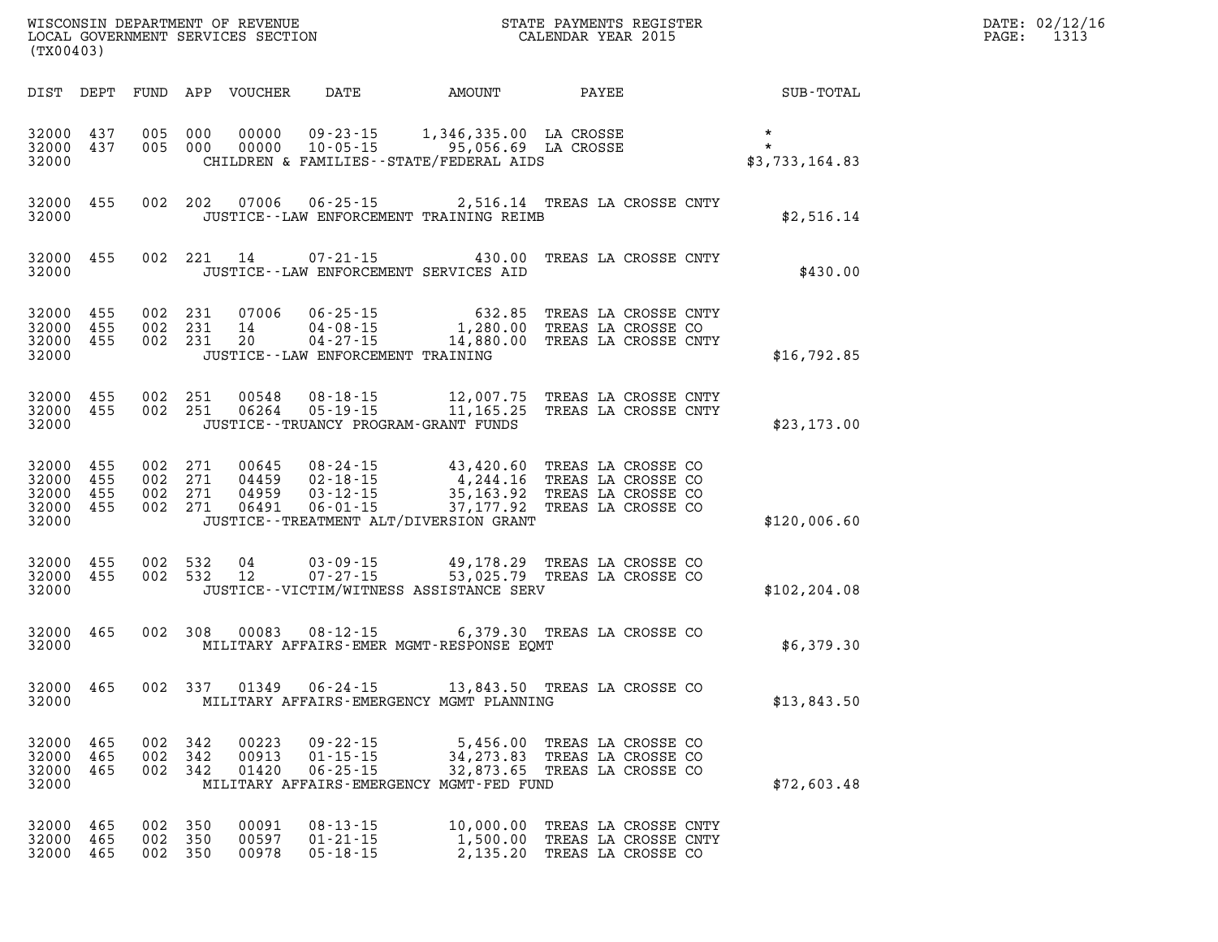WISCONSIN DEPARTMENT OF REVENUE
LOCAL GOVERNMENT SERVICES SECTION
(TX00403)

STATE PAYMENTS REGISTER
CALENDAR YEAR 2015

DATE: 02/12/16
PAGE: 1313

| DIST | DEPT | FUND | APP | VOUCHER | DATE | AMOUNT | PAYEE | SUB-TOTAL |
|---|---|---|---|---|---|---|---|---|
| 32000 | 437 | 005 | 000 | 00000 | 09-23-15 | 1,346,335.00 | LA CROSSE | * |
| 32000 | 437 | 005 | 000 | 00000 | 10-05-15 | 95,056.69 | LA CROSSE | * |
| 32000 | | | | | CHILDREN & FAMILIES--STATE/FEDERAL AIDS | | | $3,733,164.83 |
| 32000 | 455 | 002 | 202 | 07006 | 06-25-15 | 2,516.14 | TREAS LA CROSSE CNTY | |
| 32000 | | | | | JUSTICE--LAW ENFORCEMENT TRAINING REIMB | | | $2,516.14 |
| 32000 | 455 | 002 | 221 | 14 | 07-21-15 | 430.00 | TREAS LA CROSSE CNTY | |
| 32000 | | | | | JUSTICE--LAW ENFORCEMENT SERVICES AID | | | $430.00 |
| 32000 | 455 | 002 | 231 | 07006 | 06-25-15 | 632.85 | TREAS LA CROSSE CNTY | |
| 32000 | 455 | 002 | 231 | 14 | 04-08-15 | 1,280.00 | TREAS LA CROSSE CO | |
| 32000 | 455 | 002 | 231 | 20 | 04-27-15 | 14,880.00 | TREAS LA CROSSE CNTY | |
| 32000 | | | | | JUSTICE--LAW ENFORCEMENT TRAINING | | | $16,792.85 |
| 32000 | 455 | 002 | 251 | 00548 | 08-18-15 | 12,007.75 | TREAS LA CROSSE CNTY | |
| 32000 | 455 | 002 | 251 | 06264 | 05-19-15 | 11,165.25 | TREAS LA CROSSE CNTY | |
| 32000 | | | | | JUSTICE--TRUANCY PROGRAM-GRANT FUNDS | | | $23,173.00 |
| 32000 | 455 | 002 | 271 | 00645 | 08-24-15 | 43,420.60 | TREAS LA CROSSE CO | |
| 32000 | 455 | 002 | 271 | 04459 | 02-18-15 | 4,244.16 | TREAS LA CROSSE CO | |
| 32000 | 455 | 002 | 271 | 04959 | 03-12-15 | 35,163.92 | TREAS LA CROSSE CO | |
| 32000 | 455 | 002 | 271 | 06491 | 06-01-15 | 37,177.92 | TREAS LA CROSSE CO | |
| 32000 | | | | | JUSTICE--TREATMENT ALT/DIVERSION GRANT | | | $120,006.60 |
| 32000 | 455 | 002 | 532 | 04 | 03-09-15 | 49,178.29 | TREAS LA CROSSE CO | |
| 32000 | 455 | 002 | 532 | 12 | 07-27-15 | 53,025.79 | TREAS LA CROSSE CO | |
| 32000 | | | | | JUSTICE--VICTIM/WITNESS ASSISTANCE SERV | | | $102,204.08 |
| 32000 | 465 | 002 | 308 | 00083 | 08-12-15 | 6,379.30 | TREAS LA CROSSE CO | |
| 32000 | | | | | MILITARY AFFAIRS-EMER MGMT-RESPONSE EQMT | | | $6,379.30 |
| 32000 | 465 | 002 | 337 | 01349 | 06-24-15 | 13,843.50 | TREAS LA CROSSE CO | |
| 32000 | | | | | MILITARY AFFAIRS-EMERGENCY MGMT PLANNING | | | $13,843.50 |
| 32000 | 465 | 002 | 342 | 00223 | 09-22-15 | 5,456.00 | TREAS LA CROSSE CO | |
| 32000 | 465 | 002 | 342 | 00913 | 01-15-15 | 34,273.83 | TREAS LA CROSSE CO | |
| 32000 | 465 | 002 | 342 | 01420 | 06-25-15 | 32,873.65 | TREAS LA CROSSE CO | |
| 32000 | | | | | MILITARY AFFAIRS-EMERGENCY MGMT-FED FUND | | | $72,603.48 |
| 32000 | 465 | 002 | 350 | 00091 | 08-13-15 | 10,000.00 | TREAS LA CROSSE CNTY | |
| 32000 | 465 | 002 | 350 | 00597 | 01-21-15 | 1,500.00 | TREAS LA CROSSE CNTY | |
| 32000 | 465 | 002 | 350 | 00978 | 05-18-15 | 2,135.20 | TREAS LA CROSSE CO | |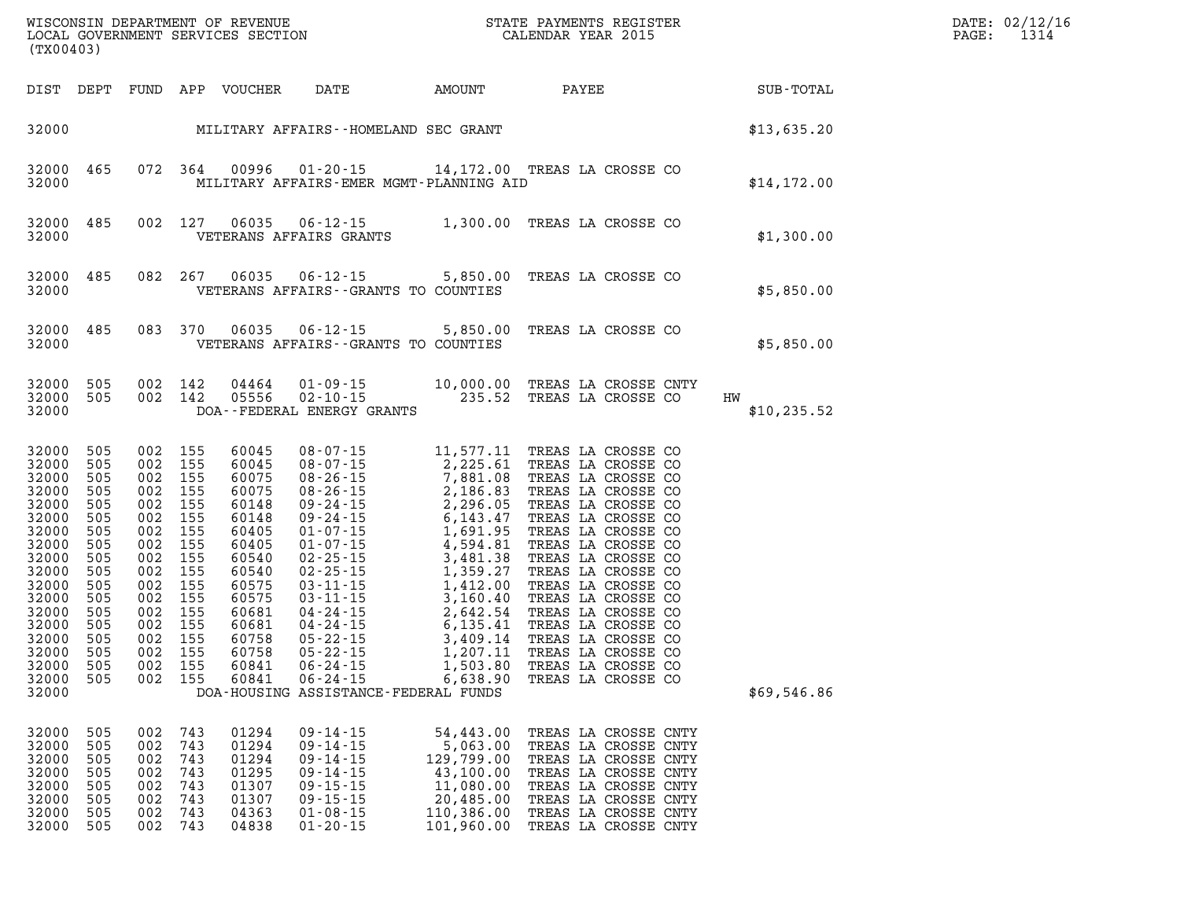| DIST | DEPT | FUND | APP | VOUCHER | DATE | AMOUNT | PAYEE | SUB-TOTAL |
|---|---|---|---|---|---|---|---|---|
| 32000 | | | | | MILITARY AFFAIRS--HOMELAND SEC GRANT | | | $13,635.20 |
| 32000 | 465 | 072 | 364 | 00996 | 01-20-15 | 14,172.00 | TREAS LA CROSSE CO | |
| 32000 | | | | | MILITARY AFFAIRS-EMER MGMT-PLANNING AID | | | $14,172.00 |
| 32000 | 485 | 002 | 127 | 06035 | 06-12-15 | 1,300.00 | TREAS LA CROSSE CO | |
| 32000 | | | | | VETERANS AFFAIRS GRANTS | | | $1,300.00 |
| 32000 | 485 | 082 | 267 | 06035 | 06-12-15 | 5,850.00 | TREAS LA CROSSE CO | |
| 32000 | | | | | VETERANS AFFAIRS--GRANTS TO COUNTIES | | | $5,850.00 |
| 32000 | 485 | 083 | 370 | 06035 | 06-12-15 | 5,850.00 | TREAS LA CROSSE CO | |
| 32000 | | | | | VETERANS AFFAIRS--GRANTS TO COUNTIES | | | $5,850.00 |
| 32000 | 505 | 002 | 142 | 04464 | 01-09-15 | 10,000.00 | TREAS LA CROSSE CNTY | |
| 32000 | 505 | 002 | 142 | 05556 | 02-10-15 | 235.52 | TREAS LA CROSSE CO HW | |
| 32000 | | | | | DOA--FEDERAL ENERGY GRANTS | | | $10,235.52 |
| 32000 | 505 | 002 | 155 | 60045 | 08-07-15 | 11,577.11 | TREAS LA CROSSE CO | |
| 32000 | 505 | 002 | 155 | 60045 | 08-07-15 | 2,225.61 | TREAS LA CROSSE CO | |
| 32000 | 505 | 002 | 155 | 60075 | 08-26-15 | 7,881.08 | TREAS LA CROSSE CO | |
| 32000 | 505 | 002 | 155 | 60075 | 08-26-15 | 2,186.83 | TREAS LA CROSSE CO | |
| 32000 | 505 | 002 | 155 | 60148 | 09-24-15 | 2,296.05 | TREAS LA CROSSE CO | |
| 32000 | 505 | 002 | 155 | 60148 | 09-24-15 | 6,143.47 | TREAS LA CROSSE CO | |
| 32000 | 505 | 002 | 155 | 60405 | 01-07-15 | 1,691.95 | TREAS LA CROSSE CO | |
| 32000 | 505 | 002 | 155 | 60405 | 01-07-15 | 4,594.81 | TREAS LA CROSSE CO | |
| 32000 | 505 | 002 | 155 | 60540 | 02-25-15 | 3,481.38 | TREAS LA CROSSE CO | |
| 32000 | 505 | 002 | 155 | 60540 | 02-25-15 | 1,359.27 | TREAS LA CROSSE CO | |
| 32000 | 505 | 002 | 155 | 60575 | 03-11-15 | 1,412.00 | TREAS LA CROSSE CO | |
| 32000 | 505 | 002 | 155 | 60575 | 03-11-15 | 3,160.40 | TREAS LA CROSSE CO | |
| 32000 | 505 | 002 | 155 | 60681 | 04-24-15 | 2,642.54 | TREAS LA CROSSE CO | |
| 32000 | 505 | 002 | 155 | 60681 | 04-24-15 | 6,135.41 | TREAS LA CROSSE CO | |
| 32000 | 505 | 002 | 155 | 60758 | 05-22-15 | 3,409.14 | TREAS LA CROSSE CO | |
| 32000 | 505 | 002 | 155 | 60758 | 05-22-15 | 1,207.11 | TREAS LA CROSSE CO | |
| 32000 | 505 | 002 | 155 | 60841 | 06-24-15 | 1,503.80 | TREAS LA CROSSE CO | |
| 32000 | 505 | 002 | 155 | 60841 | 06-24-15 | 6,638.90 | TREAS LA CROSSE CO | |
| 32000 | | | | | DOA-HOUSING ASSISTANCE-FEDERAL FUNDS | | | $69,546.86 |
| 32000 | 505 | 002 | 743 | 01294 | 09-14-15 | 54,443.00 | TREAS LA CROSSE CNTY | |
| 32000 | 505 | 002 | 743 | 01294 | 09-14-15 | 5,063.00 | TREAS LA CROSSE CNTY | |
| 32000 | 505 | 002 | 743 | 01294 | 09-14-15 | 129,799.00 | TREAS LA CROSSE CNTY | |
| 32000 | 505 | 002 | 743 | 01295 | 09-14-15 | 43,100.00 | TREAS LA CROSSE CNTY | |
| 32000 | 505 | 002 | 743 | 01307 | 09-15-15 | 11,080.00 | TREAS LA CROSSE CNTY | |
| 32000 | 505 | 002 | 743 | 01307 | 09-15-15 | 20,485.00 | TREAS LA CROSSE CNTY | |
| 32000 | 505 | 002 | 743 | 04363 | 01-08-15 | 110,386.00 | TREAS LA CROSSE CNTY | |
| 32000 | 505 | 002 | 743 | 04838 | 01-20-15 | 101,960.00 | TREAS LA CROSSE CNTY | |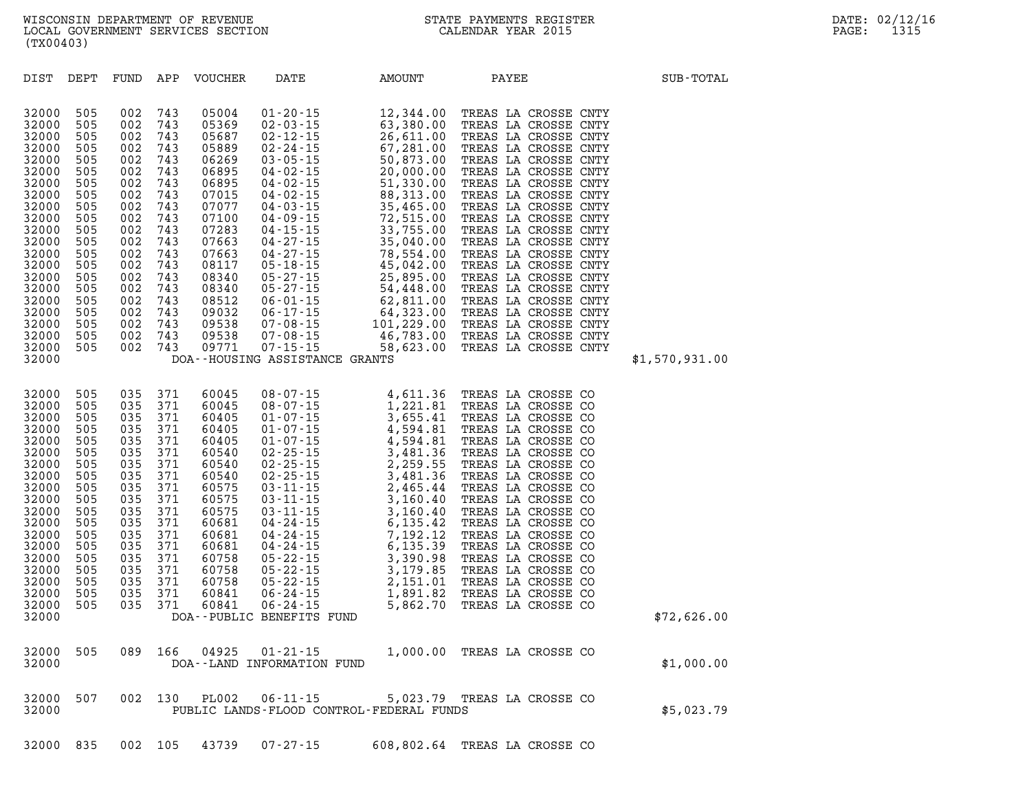WISCONSIN DEPARTMENT OF REVENUE
LOCAL GOVERNMENT SERVICES SECTION
(TX00403)

STATE PAYMENTS REGISTER
CALENDAR YEAR 2015

DATE: 02/12/16

| DIST | DEPT | FUND | APP | VOUCHER | DATE | AMOUNT | PAYEE | SUB-TOTAL |
|---|---|---|---|---|---|---|---|---|
| 32000 | 505 | 002 | 743 | 05004 | 01-20-15 | 12,344.00 | TREAS LA CROSSE CNTY | |
| 32000 | 505 | 002 | 743 | 05369 | 02-03-15 | 63,380.00 | TREAS LA CROSSE CNTY | |
| 32000 | 505 | 002 | 743 | 05687 | 02-12-15 | 26,611.00 | TREAS LA CROSSE CNTY | |
| 32000 | 505 | 002 | 743 | 05889 | 02-24-15 | 67,281.00 | TREAS LA CROSSE CNTY | |
| 32000 | 505 | 002 | 743 | 06269 | 03-05-15 | 50,873.00 | TREAS LA CROSSE CNTY | |
| 32000 | 505 | 002 | 743 | 06895 | 04-02-15 | 20,000.00 | TREAS LA CROSSE CNTY | |
| 32000 | 505 | 002 | 743 | 06895 | 04-02-15 | 51,330.00 | TREAS LA CROSSE CNTY | |
| 32000 | 505 | 002 | 743 | 07015 | 04-02-15 | 88,313.00 | TREAS LA CROSSE CNTY | |
| 32000 | 505 | 002 | 743 | 07077 | 04-03-15 | 35,465.00 | TREAS LA CROSSE CNTY | |
| 32000 | 505 | 002 | 743 | 07100 | 04-09-15 | 72,515.00 | TREAS LA CROSSE CNTY | |
| 32000 | 505 | 002 | 743 | 07283 | 04-15-15 | 33,755.00 | TREAS LA CROSSE CNTY | |
| 32000 | 505 | 002 | 743 | 07663 | 04-27-15 | 35,040.00 | TREAS LA CROSSE CNTY | |
| 32000 | 505 | 002 | 743 | 07663 | 04-27-15 | 78,554.00 | TREAS LA CROSSE CNTY | |
| 32000 | 505 | 002 | 743 | 08117 | 05-18-15 | 45,042.00 | TREAS LA CROSSE CNTY | |
| 32000 | 505 | 002 | 743 | 08340 | 05-27-15 | 25,895.00 | TREAS LA CROSSE CNTY | |
| 32000 | 505 | 002 | 743 | 08340 | 05-27-15 | 54,448.00 | TREAS LA CROSSE CNTY | |
| 32000 | 505 | 002 | 743 | 08512 | 06-01-15 | 62,811.00 | TREAS LA CROSSE CNTY | |
| 32000 | 505 | 002 | 743 | 09032 | 06-17-15 | 64,323.00 | TREAS LA CROSSE CNTY | |
| 32000 | 505 | 002 | 743 | 09538 | 07-08-15 | 101,229.00 | TREAS LA CROSSE CNTY | |
| 32000 | 505 | 002 | 743 | 09538 | 07-08-15 | 46,783.00 | TREAS LA CROSSE CNTY | |
| 32000 | 505 | 002 | 743 | 09771 | 07-15-15 | 58,623.00 | TREAS LA CROSSE CNTY | |
| 32000 | | | | DOA--HOUSING ASSISTANCE GRANTS | | | | $1,570,931.00 |
| 32000 | 505 | 035 | 371 | 60045 | 08-07-15 | 4,611.36 | TREAS LA CROSSE CO | |
| 32000 | 505 | 035 | 371 | 60045 | 08-07-15 | 1,221.81 | TREAS LA CROSSE CO | |
| 32000 | 505 | 035 | 371 | 60405 | 01-07-15 | 3,655.41 | TREAS LA CROSSE CO | |
| 32000 | 505 | 035 | 371 | 60405 | 01-07-15 | 4,594.81 | TREAS LA CROSSE CO | |
| 32000 | 505 | 035 | 371 | 60405 | 01-07-15 | 4,594.81 | TREAS LA CROSSE CO | |
| 32000 | 505 | 035 | 371 | 60540 | 02-25-15 | 3,481.36 | TREAS LA CROSSE CO | |
| 32000 | 505 | 035 | 371 | 60540 | 02-25-15 | 2,259.55 | TREAS LA CROSSE CO | |
| 32000 | 505 | 035 | 371 | 60540 | 02-25-15 | 3,481.36 | TREAS LA CROSSE CO | |
| 32000 | 505 | 035 | 371 | 60575 | 03-11-15 | 2,465.44 | TREAS LA CROSSE CO | |
| 32000 | 505 | 035 | 371 | 60575 | 03-11-15 | 3,160.40 | TREAS LA CROSSE CO | |
| 32000 | 505 | 035 | 371 | 60575 | 03-11-15 | 3,160.40 | TREAS LA CROSSE CO | |
| 32000 | 505 | 035 | 371 | 60681 | 04-24-15 | 6,135.42 | TREAS LA CROSSE CO | |
| 32000 | 505 | 035 | 371 | 60681 | 04-24-15 | 7,192.12 | TREAS LA CROSSE CO | |
| 32000 | 505 | 035 | 371 | 60681 | 04-24-15 | 6,135.39 | TREAS LA CROSSE CO | |
| 32000 | 505 | 035 | 371 | 60758 | 05-22-15 | 3,390.98 | TREAS LA CROSSE CO | |
| 32000 | 505 | 035 | 371 | 60758 | 05-22-15 | 3,179.85 | TREAS LA CROSSE CO | |
| 32000 | 505 | 035 | 371 | 60758 | 05-22-15 | 2,151.01 | TREAS LA CROSSE CO | |
| 32000 | 505 | 035 | 371 | 60841 | 06-24-15 | 1,891.82 | TREAS LA CROSSE CO | |
| 32000 | 505 | 035 | 371 | 60841 | 06-24-15 | 5,862.70 | TREAS LA CROSSE CO | |
| 32000 | | | | DOA--PUBLIC BENEFITS FUND | | | | $72,626.00 |
| 32000 | 505 | 089 | 166 | 04925 | 01-21-15 | 1,000.00 | TREAS LA CROSSE CO | |
| 32000 | | | | DOA--LAND INFORMATION FUND | | | | $1,000.00 |
| 32000 | 507 | 002 | 130 | PL002 | 06-11-15 | 5,023.79 | TREAS LA CROSSE CO | |
| 32000 | | | | PUBLIC LANDS-FLOOD CONTROL-FEDERAL FUNDS | | | | $5,023.79 |
| 32000 | 835 | 002 | 105 | 43739 | 07-27-15 | 608,802.64 | TREAS LA CROSSE CO | |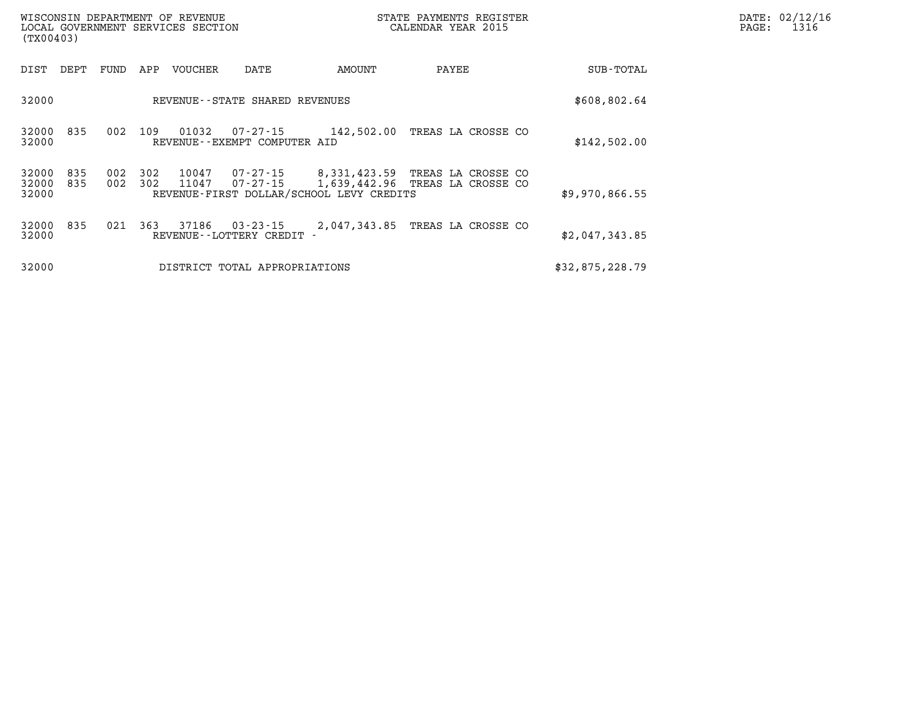WISCONSIN DEPARTMENT OF REVENUE
LOCAL GOVERNMENT SERVICES SECTION
(TX00403)

STATE PAYMENTS REGISTER
CALENDAR YEAR 2015

| DIST | DEPT | FUND | APP | VOUCHER | DATE | AMOUNT | PAYEE | SUB-TOTAL |
|---|---|---|---|---|---|---|---|---|
| 32000 | | | | REVENUE--STATE SHARED REVENUES | | | | $608,802.64 |
| 32000 | 835 | 002 | 109 | 01032 | 07-27-15 | 142,502.00 | TREAS LA CROSSE CO | |
| 32000 | | | | REVENUE--EXEMPT COMPUTER AID | | | | $142,502.00 |
| 32000 | 835 | 002 | 302 | 10047 | 07-27-15 | 8,331,423.59 | TREAS LA CROSSE CO | |
| 32000 | 835 | 002 | 302 | 11047 | 07-27-15 | 1,639,442.96 | TREAS LA CROSSE CO | |
| 32000 | | | | REVENUE-FIRST DOLLAR/SCHOOL LEVY CREDITS | | | | $9,970,866.55 |
| 32000 | 835 | 021 | 363 | 37186 | 03-23-15 | 2,047,343.85 | TREAS LA CROSSE CO | |
| 32000 | | | | REVENUE--LOTTERY CREDIT - | | | | $2,047,343.85 |
| 32000 | | | | DISTRICT TOTAL APPROPRIATIONS | | | | $32,875,228.79 |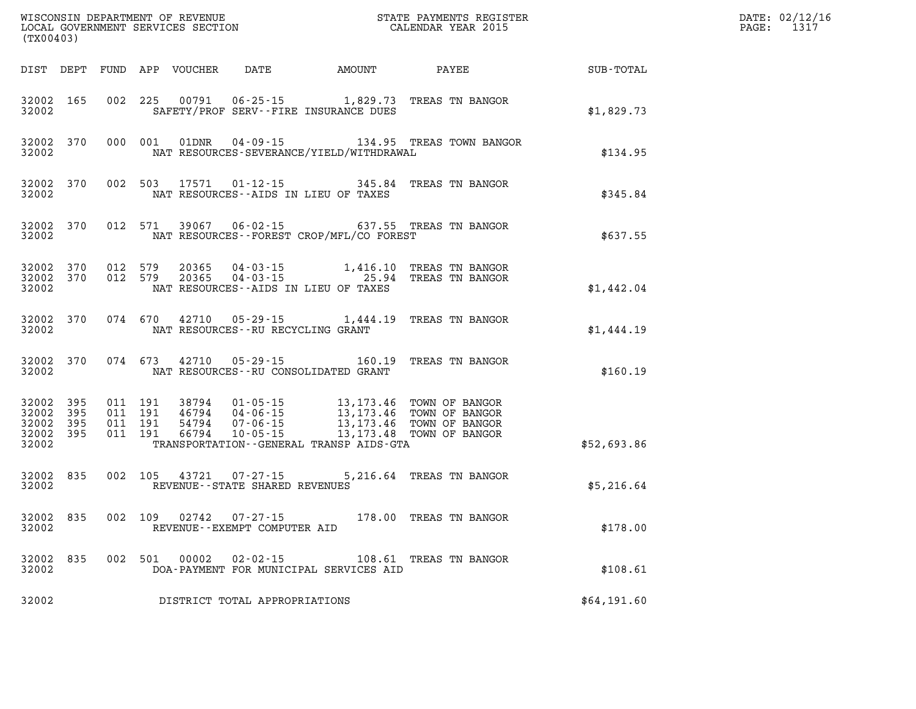WISCONSIN DEPARTMENT OF REVENUE
LOCAL GOVERNMENT SERVICES SECTION
(TX00403)

STATE PAYMENTS REGISTER
CALENDAR YEAR 2015

DATE: 02/12/16
PAGE: 1317

| DIST | DEPT | FUND | APP | VOUCHER | DATE | AMOUNT | PAYEE | SUB-TOTAL |
|---|---|---|---|---|---|---|---|---|
| 32002 | 165 | 002 | 225 | 00791 | 06-25-15 | 1,829.73 | TREAS TN BANGOR | |
| 32002 | | | | | SAFETY/PROF SERV--FIRE INSURANCE DUES | | | $1,829.73 |
| 32002 | 370 | 000 | 001 | 01DNR | 04-09-15 | 134.95 | TREAS TOWN BANGOR | |
| 32002 | | | | | NAT RESOURCES-SEVERANCE/YIELD/WITHDRAWAL | | | $134.95 |
| 32002 | 370 | 002 | 503 | 17571 | 01-12-15 | 345.84 | TREAS TN BANGOR | |
| 32002 | | | | | NAT RESOURCES--AIDS IN LIEU OF TAXES | | | $345.84 |
| 32002 | 370 | 012 | 571 | 39067 | 06-02-15 | 637.55 | TREAS TN BANGOR | |
| 32002 | | | | | NAT RESOURCES--FOREST CROP/MFL/CO FOREST | | | $637.55 |
| 32002 | 370 | 012 | 579 | 20365 | 04-03-15 | 1,416.10 | TREAS TN BANGOR | |
| 32002 | 370 | 012 | 579 | 20365 | 04-03-15 | 25.94 | TREAS TN BANGOR | |
| 32002 | | | | | NAT RESOURCES--AIDS IN LIEU OF TAXES | | | $1,442.04 |
| 32002 | 370 | 074 | 670 | 42710 | 05-29-15 | 1,444.19 | TREAS TN BANGOR | |
| 32002 | | | | | NAT RESOURCES--RU RECYCLING GRANT | | | $1,444.19 |
| 32002 | 370 | 074 | 673 | 42710 | 05-29-15 | 160.19 | TREAS TN BANGOR | |
| 32002 | | | | | NAT RESOURCES--RU CONSOLIDATED GRANT | | | $160.19 |
| 32002 | 395 | 011 | 191 | 38794 | 01-05-15 | 13,173.46 | TOWN OF BANGOR | |
| 32002 | 395 | 011 | 191 | 46794 | 04-06-15 | 13,173.46 | TOWN OF BANGOR | |
| 32002 | 395 | 011 | 191 | 54794 | 07-06-15 | 13,173.46 | TOWN OF BANGOR | |
| 32002 | 395 | 011 | 191 | 66794 | 10-05-15 | 13,173.48 | TOWN OF BANGOR | |
| 32002 | | | | | TRANSPORTATION--GENERAL TRANSP AIDS-GTA | | | $52,693.86 |
| 32002 | 835 | 002 | 105 | 43721 | 07-27-15 | 5,216.64 | TREAS TN BANGOR | |
| 32002 | | | | | REVENUE--STATE SHARED REVENUES | | | $5,216.64 |
| 32002 | 835 | 002 | 109 | 02742 | 07-27-15 | 178.00 | TREAS TN BANGOR | |
| 32002 | | | | | REVENUE--EXEMPT COMPUTER AID | | | $178.00 |
| 32002 | 835 | 002 | 501 | 00002 | 02-02-15 | 108.61 | TREAS TN BANGOR | |
| 32002 | | | | | DOA-PAYMENT FOR MUNICIPAL SERVICES AID | | | $108.61 |
| 32002 | | | | | DISTRICT TOTAL APPROPRIATIONS | | | $64,191.60 |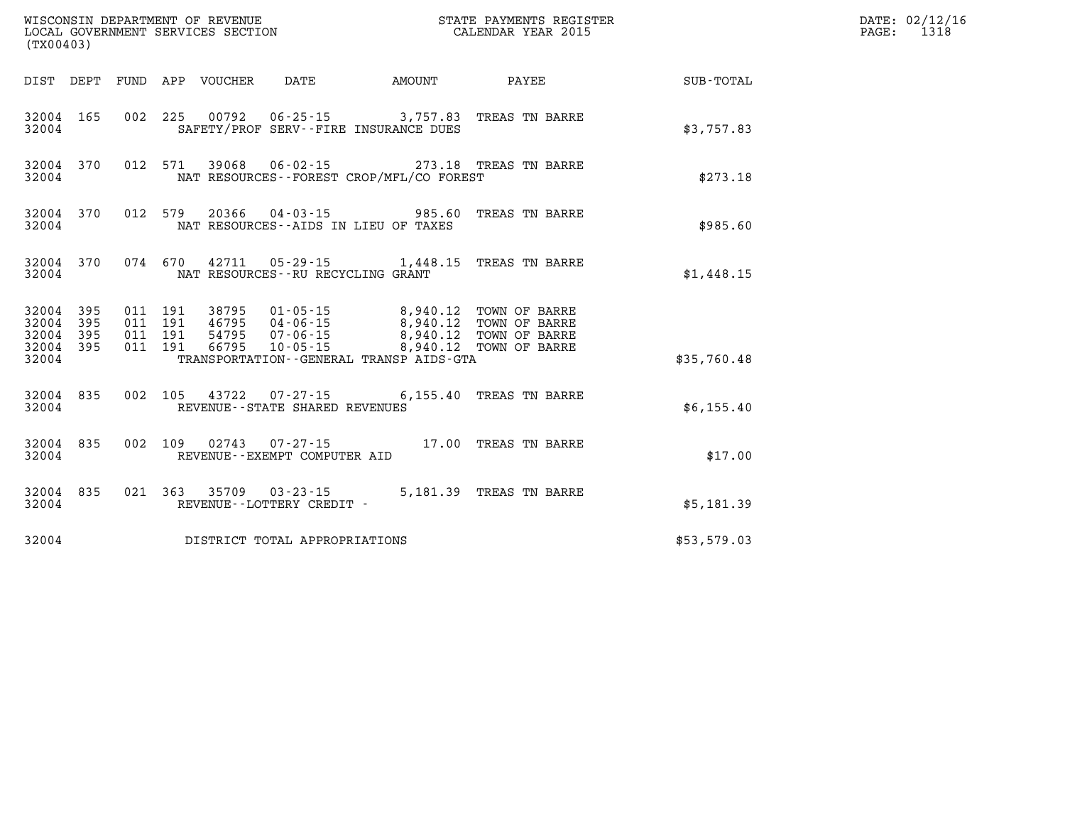WISCONSIN DEPARTMENT OF REVENUE
LOCAL GOVERNMENT SERVICES SECTION
(TX00403)

STATE PAYMENTS REGISTER
CALENDAR YEAR 2015

DATE: 02/12/16
PAGE: 1318

| DIST | DEPT | FUND | APP | VOUCHER | DATE | AMOUNT | PAYEE | SUB-TOTAL |
|---|---|---|---|---|---|---|---|---|
| 32004 | 165 | 002 | 225 | 00792 | 06-25-15 | 3,757.83 | TREAS TN BARRE | |
| 32004 | | | | SAFETY/PROF SERV--FIRE INSURANCE DUES | | | | $3,757.83 |
| 32004 | 370 | 012 | 571 | 39068 | 06-02-15 | 273.18 | TREAS TN BARRE | |
| 32004 | | | | NAT RESOURCES--FOREST CROP/MFL/CO FOREST | | | | $273.18 |
| 32004 | 370 | 012 | 579 | 20366 | 04-03-15 | 985.60 | TREAS TN BARRE | |
| 32004 | | | | NAT RESOURCES--AIDS IN LIEU OF TAXES | | | | $985.60 |
| 32004 | 370 | 074 | 670 | 42711 | 05-29-15 | 1,448.15 | TREAS TN BARRE | |
| 32004 | | | | NAT RESOURCES--RU RECYCLING GRANT | | | | $1,448.15 |
| 32004 | 395 | 011 | 191 | 38795 | 01-05-15 | 8,940.12 | TOWN OF BARRE | |
| 32004 | 395 | 011 | 191 | 46795 | 04-06-15 | 8,940.12 | TOWN OF BARRE | |
| 32004 | 395 | 011 | 191 | 54795 | 07-06-15 | 8,940.12 | TOWN OF BARRE | |
| 32004 | 395 | 011 | 191 | 66795 | 10-05-15 | 8,940.12 | TOWN OF BARRE | |
| 32004 | | | | TRANSPORTATION--GENERAL TRANSP AIDS-GTA | | | | $35,760.48 |
| 32004 | 835 | 002 | 105 | 43722 | 07-27-15 | 6,155.40 | TREAS TN BARRE | |
| 32004 | | | | REVENUE--STATE SHARED REVENUES | | | | $6,155.40 |
| 32004 | 835 | 002 | 109 | 02743 | 07-27-15 | 17.00 | TREAS TN BARRE | |
| 32004 | | | | REVENUE--EXEMPT COMPUTER AID | | | | $17.00 |
| 32004 | 835 | 021 | 363 | 35709 | 03-23-15 | 5,181.39 | TREAS TN BARRE | |
| 32004 | | | | REVENUE--LOTTERY CREDIT - | | | | $5,181.39 |
| 32004 | | | | DISTRICT TOTAL APPROPRIATIONS | | | | $53,579.03 |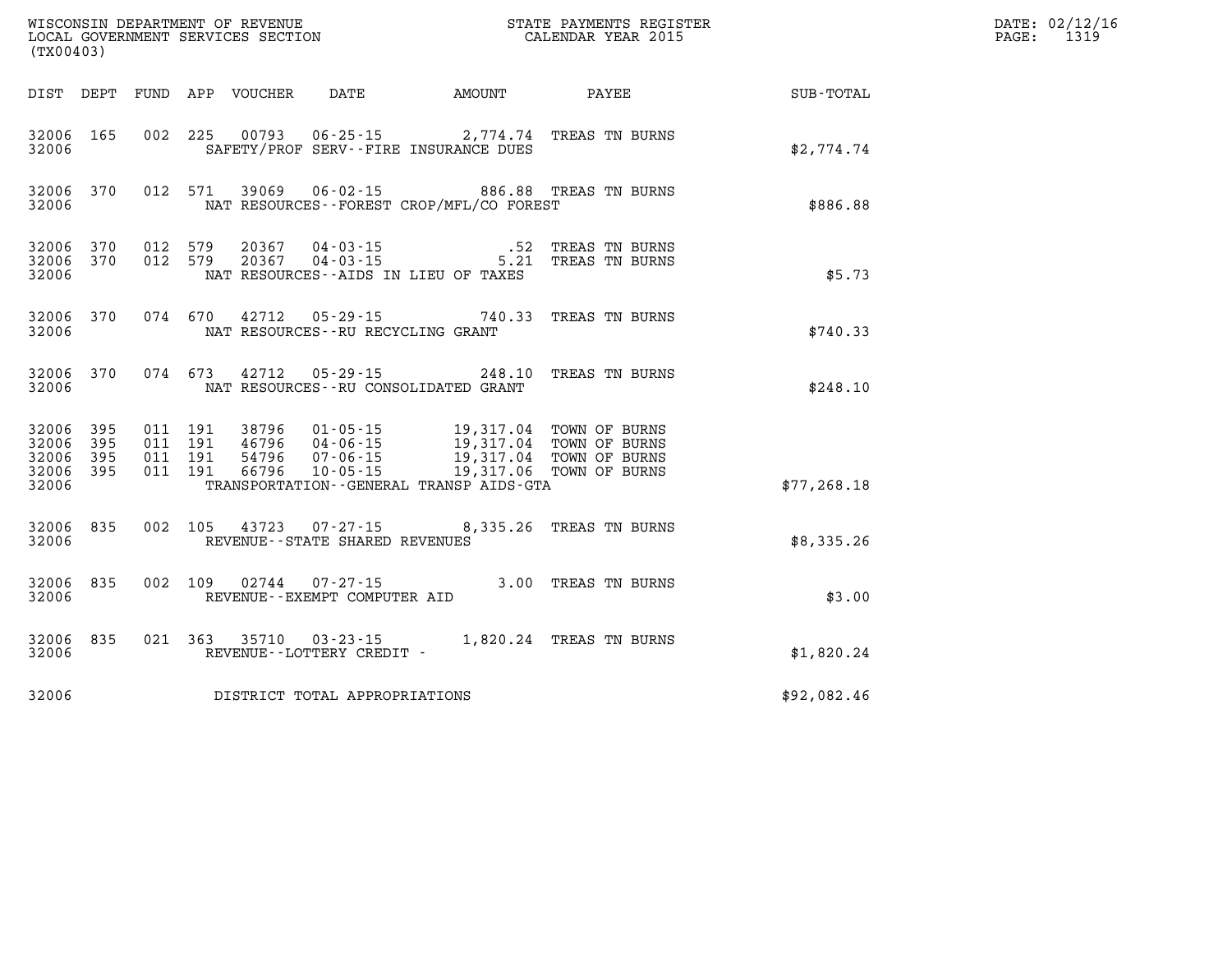WISCONSIN DEPARTMENT OF REVENUE
LOCAL GOVERNMENT SERVICES SECTION
(TX00403)

STATE PAYMENTS REGISTER
CALENDAR YEAR 2015

DATE: 02/12/16

| DIST | DEPT | FUND | APP | VOUCHER | DATE | AMOUNT | PAYEE | SUB-TOTAL |
|---|---|---|---|---|---|---|---|---|
| 32006 | 165 | 002 | 225 | 00793 | 06-25-15 | 2,774.74 | TREAS TN BURNS | |
| 32006 | | | | | SAFETY/PROF SERV--FIRE INSURANCE DUES | | | $2,774.74 |
| 32006 | 370 | 012 | 571 | 39069 | 06-02-15 | 886.88 | TREAS TN BURNS | |
| 32006 | | | | | NAT RESOURCES--FOREST CROP/MFL/CO FOREST | | | $886.88 |
| 32006 | 370 | 012 | 579 | 20367 | 04-03-15 | .52 | TREAS TN BURNS | |
| 32006 | 370 | 012 | 579 | 20367 | 04-03-15 | 5.21 | TREAS TN BURNS | |
| 32006 | | | | | NAT RESOURCES--AIDS IN LIEU OF TAXES | | | $5.73 |
| 32006 | 370 | 074 | 670 | 42712 | 05-29-15 | 740.33 | TREAS TN BURNS | |
| 32006 | | | | | NAT RESOURCES--RU RECYCLING GRANT | | | $740.33 |
| 32006 | 370 | 074 | 673 | 42712 | 05-29-15 | 248.10 | TREAS TN BURNS | |
| 32006 | | | | | NAT RESOURCES--RU CONSOLIDATED GRANT | | | $248.10 |
| 32006 | 395 | 011 | 191 | 38796 | 01-05-15 | 19,317.04 | TOWN OF BURNS | |
| 32006 | 395 | 011 | 191 | 46796 | 04-06-15 | 19,317.04 | TOWN OF BURNS | |
| 32006 | 395 | 011 | 191 | 54796 | 07-06-15 | 19,317.04 | TOWN OF BURNS | |
| 32006 | 395 | 011 | 191 | 66796 | 10-05-15 | 19,317.06 | TOWN OF BURNS | |
| 32006 | | | | | TRANSPORTATION--GENERAL TRANSP AIDS-GTA | | | $77,268.18 |
| 32006 | 835 | 002 | 105 | 43723 | 07-27-15 | 8,335.26 | TREAS TN BURNS | |
| 32006 | | | | | REVENUE--STATE SHARED REVENUES | | | $8,335.26 |
| 32006 | 835 | 002 | 109 | 02744 | 07-27-15 | 3.00 | TREAS TN BURNS | |
| 32006 | | | | | REVENUE--EXEMPT COMPUTER AID | | | $3.00 |
| 32006 | 835 | 021 | 363 | 35710 | 03-23-15 | 1,820.24 | TREAS TN BURNS | |
| 32006 | | | | | REVENUE--LOTTERY CREDIT - | | | $1,820.24 |
| 32006 | | | | | DISTRICT TOTAL APPROPRIATIONS | | | $92,082.46 |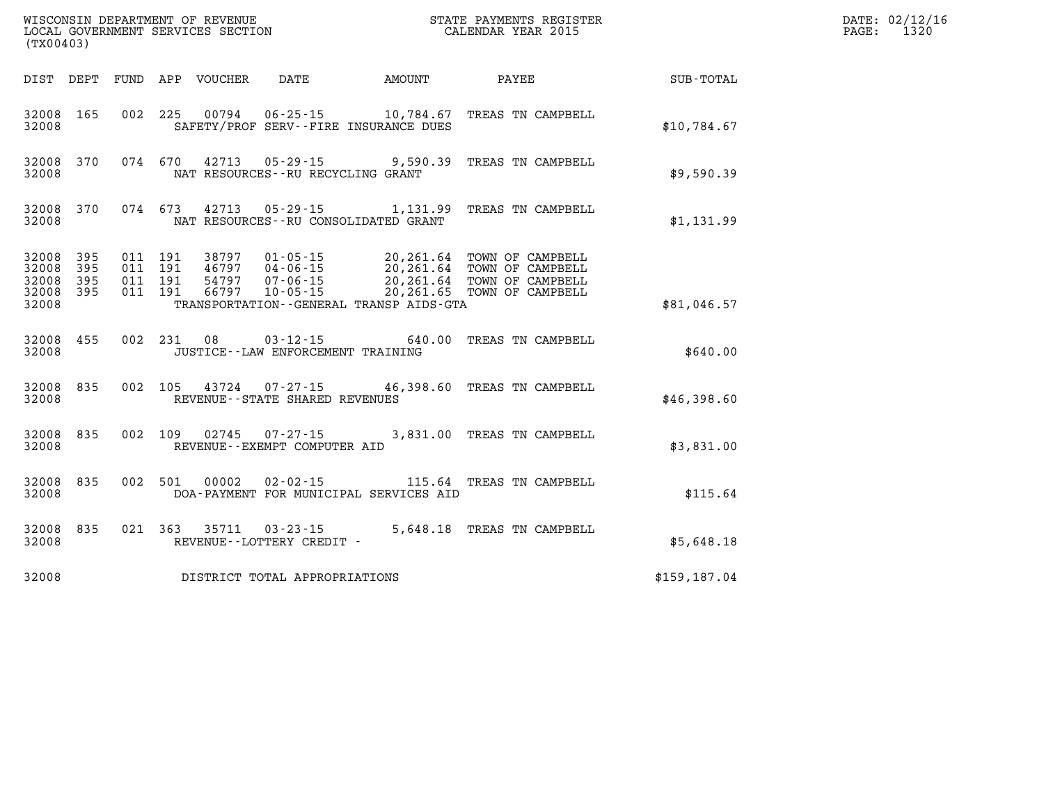WISCONSIN DEPARTMENT OF REVENUE
LOCAL GOVERNMENT SERVICES SECTION
(TX00403)

STATE PAYMENTS REGISTER
CALENDAR YEAR 2015

DATE: 02/12/16
PAGE: 1320

| DIST | DEPT | FUND | APP | VOUCHER | DATE | AMOUNT | PAYEE | SUB-TOTAL |
|---|---|---|---|---|---|---|---|---|
| 32008 | 165 | 002 | 225 | 00794 | 06-25-15 | 10,784.67 | TREAS TN CAMPBELL | |
| 32008 | | | | | SAFETY/PROF SERV--FIRE INSURANCE DUES | | | $10,784.67 |
| 32008 | 370 | 074 | 670 | 42713 | 05-29-15 | 9,590.39 | TREAS TN CAMPBELL | |
| 32008 | | | | | NAT RESOURCES--RU RECYCLING GRANT | | | $9,590.39 |
| 32008 | 370 | 074 | 673 | 42713 | 05-29-15 | 1,131.99 | TREAS TN CAMPBELL | |
| 32008 | | | | | NAT RESOURCES--RU CONSOLIDATED GRANT | | | $1,131.99 |
| 32008 | 395 | 011 | 191 | 38797 | 01-05-15 | 20,261.64 | TOWN OF CAMPBELL | |
| 32008 | 395 | 011 | 191 | 46797 | 04-06-15 | 20,261.64 | TOWN OF CAMPBELL | |
| 32008 | 395 | 011 | 191 | 54797 | 07-06-15 | 20,261.64 | TOWN OF CAMPBELL | |
| 32008 | 395 | 011 | 191 | 66797 | 10-05-15 | 20,261.65 | TOWN OF CAMPBELL | |
| 32008 | | | | | TRANSPORTATION--GENERAL TRANSP AIDS-GTA | | | $81,046.57 |
| 32008 | 455 | 002 | 231 | 08 | 03-12-15 | 640.00 | TREAS TN CAMPBELL | |
| 32008 | | | | | JUSTICE--LAW ENFORCEMENT TRAINING | | | $640.00 |
| 32008 | 835 | 002 | 105 | 43724 | 07-27-15 | 46,398.60 | TREAS TN CAMPBELL | |
| 32008 | | | | | REVENUE--STATE SHARED REVENUES | | | $46,398.60 |
| 32008 | 835 | 002 | 109 | 02745 | 07-27-15 | 3,831.00 | TREAS TN CAMPBELL | |
| 32008 | | | | | REVENUE--EXEMPT COMPUTER AID | | | $3,831.00 |
| 32008 | 835 | 002 | 501 | 00002 | 02-02-15 | 115.64 | TREAS TN CAMPBELL | |
| 32008 | | | | | DOA-PAYMENT FOR MUNICIPAL SERVICES AID | | | $115.64 |
| 32008 | 835 | 021 | 363 | 35711 | 03-23-15 | 5,648.18 | TREAS TN CAMPBELL | |
| 32008 | | | | | REVENUE--LOTTERY CREDIT - | | | $5,648.18 |
| 32008 | | | | | DISTRICT TOTAL APPROPRIATIONS | | | $159,187.04 |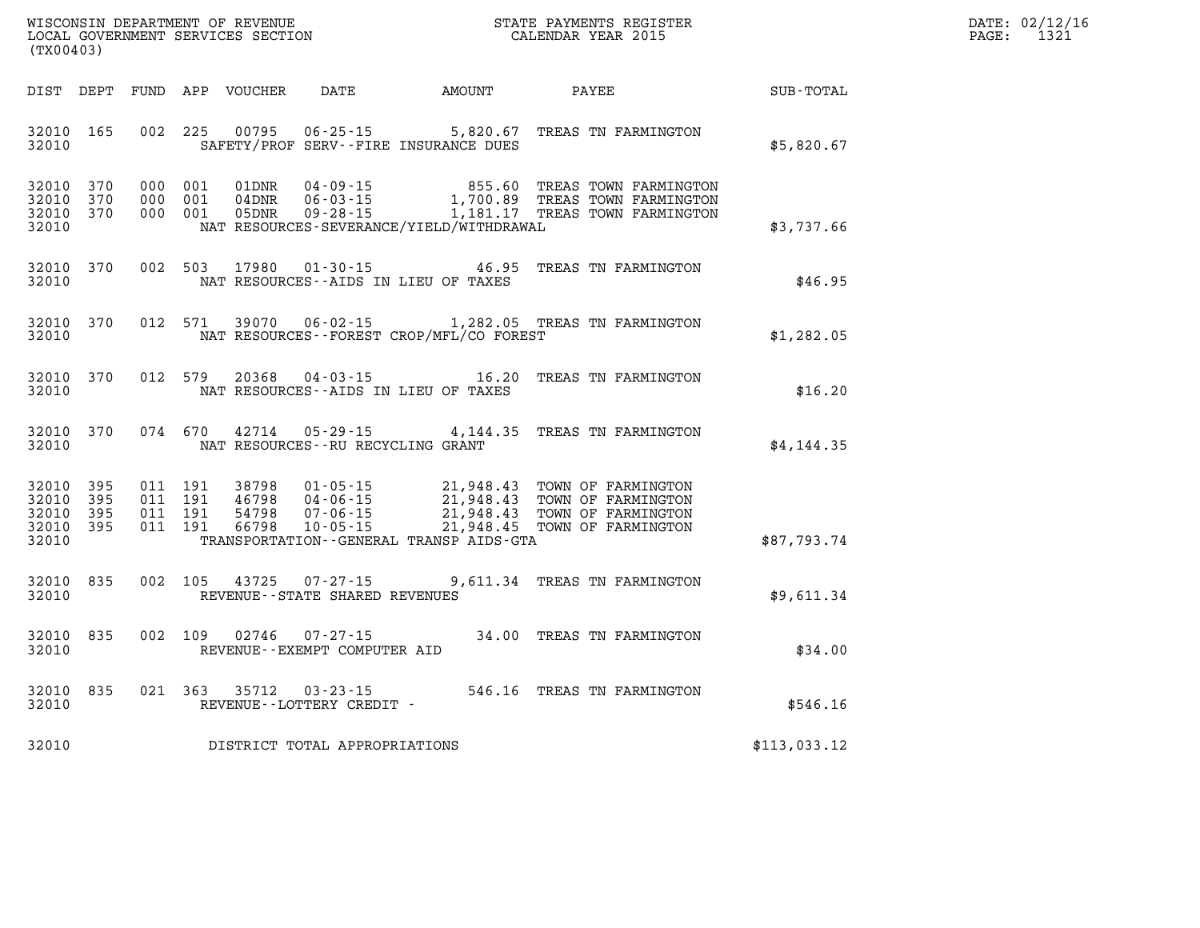WISCONSIN DEPARTMENT OF REVENUE
LOCAL GOVERNMENT SERVICES SECTION
(TX00403)

STATE PAYMENTS REGISTER
CALENDAR YEAR 2015

DATE: 02/12/16
PAGE: 1321

| DIST | DEPT | FUND | APP | VOUCHER | DATE | AMOUNT | PAYEE | SUB-TOTAL |
|---|---|---|---|---|---|---|---|---|
| 32010 | 165 | 002 | 225 | 00795 | 06-25-15 | 5,820.67 | TREAS TN FARMINGTON | |
| 32010 | | | | | SAFETY/PROF SERV--FIRE INSURANCE DUES | | | $5,820.67 |
| 32010 | 370 | 000 | 001 | 01DNR | 04-09-15 | 855.60 | TREAS TOWN FARMINGTON | |
| 32010 | 370 | 000 | 001 | 04DNR | 06-03-15 | 1,700.89 | TREAS TOWN FARMINGTON | |
| 32010 | 370 | 000 | 001 | 05DNR | 09-28-15 | 1,181.17 | TREAS TOWN FARMINGTON | |
| 32010 | | | | | NAT RESOURCES-SEVERANCE/YIELD/WITHDRAWAL | | | $3,737.66 |
| 32010 | 370 | 002 | 503 | 17980 | 01-30-15 | 46.95 | TREAS TN FARMINGTON | |
| 32010 | | | | | NAT RESOURCES--AIDS IN LIEU OF TAXES | | | $46.95 |
| 32010 | 370 | 012 | 571 | 39070 | 06-02-15 | 1,282.05 | TREAS TN FARMINGTON | |
| 32010 | | | | | NAT RESOURCES--FOREST CROP/MFL/CO FOREST | | | $1,282.05 |
| 32010 | 370 | 012 | 579 | 20368 | 04-03-15 | 16.20 | TREAS TN FARMINGTON | |
| 32010 | | | | | NAT RESOURCES--AIDS IN LIEU OF TAXES | | | $16.20 |
| 32010 | 370 | 074 | 670 | 42714 | 05-29-15 | 4,144.35 | TREAS TN FARMINGTON | |
| 32010 | | | | | NAT RESOURCES--RU RECYCLING GRANT | | | $4,144.35 |
| 32010 | 395 | 011 | 191 | 38798 | 01-05-15 | 21,948.43 | TOWN OF FARMINGTON | |
| 32010 | 395 | 011 | 191 | 46798 | 04-06-15 | 21,948.43 | TOWN OF FARMINGTON | |
| 32010 | 395 | 011 | 191 | 54798 | 07-06-15 | 21,948.43 | TOWN OF FARMINGTON | |
| 32010 | 395 | 011 | 191 | 66798 | 10-05-15 | 21,948.45 | TOWN OF FARMINGTON | |
| 32010 | | | | | TRANSPORTATION--GENERAL TRANSP AIDS-GTA | | | $87,793.74 |
| 32010 | 835 | 002 | 105 | 43725 | 07-27-15 | 9,611.34 | TREAS TN FARMINGTON | |
| 32010 | | | | | REVENUE--STATE SHARED REVENUES | | | $9,611.34 |
| 32010 | 835 | 002 | 109 | 02746 | 07-27-15 | 34.00 | TREAS TN FARMINGTON | |
| 32010 | | | | | REVENUE--EXEMPT COMPUTER AID | | | $34.00 |
| 32010 | 835 | 021 | 363 | 35712 | 03-23-15 | 546.16 | TREAS TN FARMINGTON | |
| 32010 | | | | | REVENUE--LOTTERY CREDIT - | | | $546.16 |
| 32010 | | | | | DISTRICT TOTAL APPROPRIATIONS | | | $113,033.12 |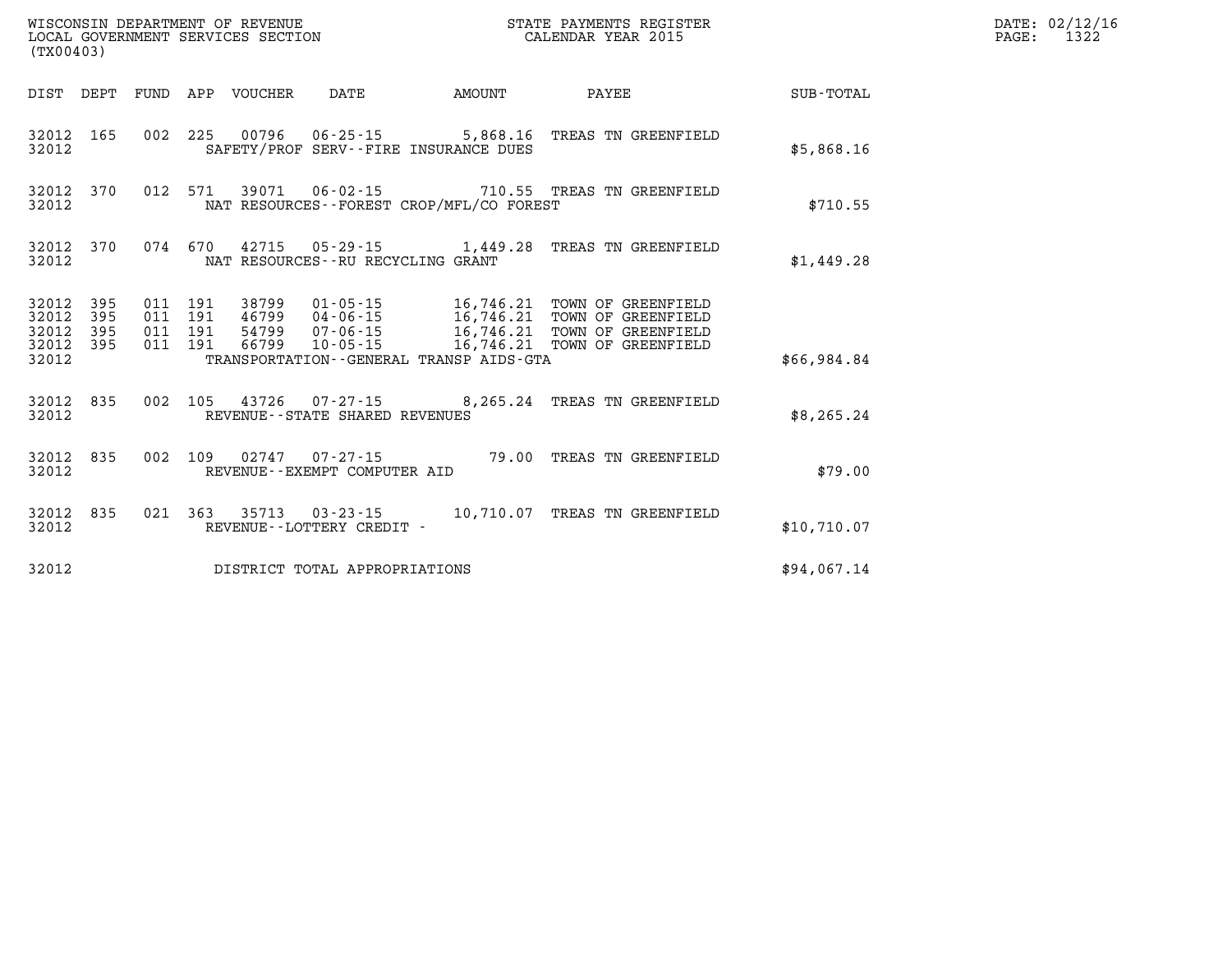WISCONSIN DEPARTMENT OF REVENUE
LOCAL GOVERNMENT SERVICES SECTION
(TX00403)

STATE PAYMENTS REGISTER
CALENDAR YEAR 2015

DATE: 02/12/16

| DIST | DEPT | FUND | APP | VOUCHER | DATE | AMOUNT | PAYEE | SUB-TOTAL |
|---|---|---|---|---|---|---|---|---|
| 32012 | 165 | 002 | 225 | 00796 | 06-25-15 | 5,868.16 | TREAS TN GREENFIELD | |
| 32012 | | | | | SAFETY/PROF SERV--FIRE INSURANCE DUES | | | $5,868.16 |
| 32012 | 370 | 012 | 571 | 39071 | 06-02-15 | 710.55 | TREAS TN GREENFIELD | |
| 32012 | | | | | NAT RESOURCES--FOREST CROP/MFL/CO FOREST | | | $710.55 |
| 32012 | 370 | 074 | 670 | 42715 | 05-29-15 | 1,449.28 | TREAS TN GREENFIELD | |
| 32012 | | | | | NAT RESOURCES--RU RECYCLING GRANT | | | $1,449.28 |
| 32012 | 395 | 011 | 191 | 38799 | 01-05-15 | 16,746.21 | TOWN OF GREENFIELD | |
| 32012 | 395 | 011 | 191 | 46799 | 04-06-15 | 16,746.21 | TOWN OF GREENFIELD | |
| 32012 | 395 | 011 | 191 | 54799 | 07-06-15 | 16,746.21 | TOWN OF GREENFIELD | |
| 32012 | 395 | 011 | 191 | 66799 | 10-05-15 | 16,746.21 | TOWN OF GREENFIELD | |
| 32012 | | | | | TRANSPORTATION--GENERAL TRANSP AIDS-GTA | | | $66,984.84 |
| 32012 | 835 | 002 | 105 | 43726 | 07-27-15 | 8,265.24 | TREAS TN GREENFIELD | |
| 32012 | | | | | REVENUE--STATE SHARED REVENUES | | | $8,265.24 |
| 32012 | 835 | 002 | 109 | 02747 | 07-27-15 | 79.00 | TREAS TN GREENFIELD | |
| 32012 | | | | | REVENUE--EXEMPT COMPUTER AID | | | $79.00 |
| 32012 | 835 | 021 | 363 | 35713 | 03-23-15 | 10,710.07 | TREAS TN GREENFIELD | |
| 32012 | | | | | REVENUE--LOTTERY CREDIT - | | | $10,710.07 |
| 32012 | | | | | DISTRICT TOTAL APPROPRIATIONS | | | $94,067.14 |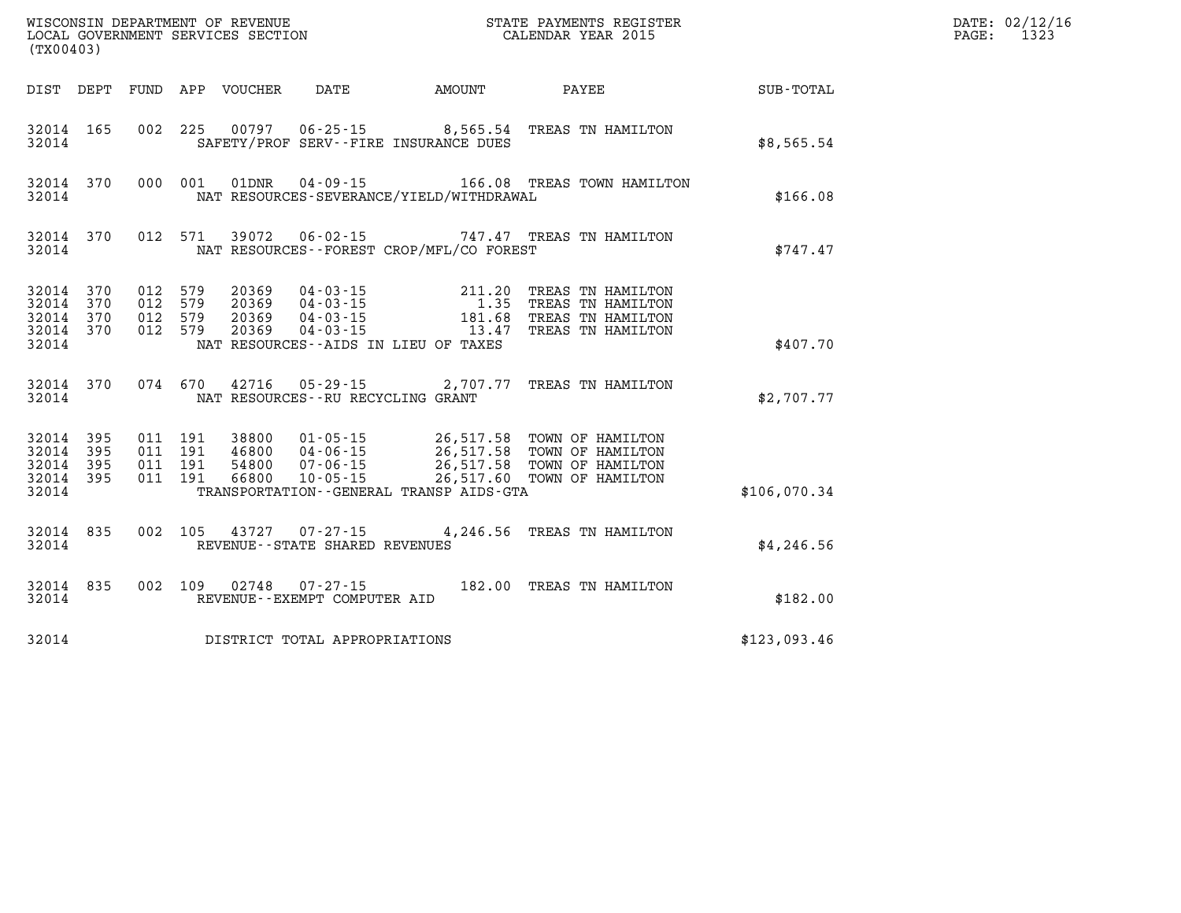WISCONSIN DEPARTMENT OF REVENUE
LOCAL GOVERNMENT SERVICES SECTION
(TX00403)

STATE PAYMENTS REGISTER
CALENDAR YEAR 2015

DATE: 02/12/16
PAGE: 1323

| DIST | DEPT | FUND | APP | VOUCHER | DATE | AMOUNT | PAYEE | SUB-TOTAL |
|---|---|---|---|---|---|---|---|---|
| 32014 | 165 | 002 | 225 | 00797 | 06-25-15 | 8,565.54 | TREAS TN HAMILTON | |
| 32014 | | | | SAFETY/PROF SERV--FIRE INSURANCE DUES | | | | $8,565.54 |
| 32014 | 370 | 000 | 001 | 01DNR | 04-09-15 | 166.08 | TREAS TOWN HAMILTON | |
| 32014 | | | | NAT RESOURCES-SEVERANCE/YIELD/WITHDRAWAL | | | | $166.08 |
| 32014 | 370 | 012 | 571 | 39072 | 06-02-15 | 747.47 | TREAS TN HAMILTON | |
| 32014 | | | | NAT RESOURCES--FOREST CROP/MFL/CO FOREST | | | | $747.47 |
| 32014 | 370 | 012 | 579 | 20369 | 04-03-15 | 211.20 | TREAS TN HAMILTON | |
| 32014 | 370 | 012 | 579 | 20369 | 04-03-15 | 1.35 | TREAS TN HAMILTON | |
| 32014 | 370 | 012 | 579 | 20369 | 04-03-15 | 181.68 | TREAS TN HAMILTON | |
| 32014 | 370 | 012 | 579 | 20369 | 04-03-15 | 13.47 | TREAS TN HAMILTON | |
| 32014 | | | | NAT RESOURCES--AIDS IN LIEU OF TAXES | | | | $407.70 |
| 32014 | 370 | 074 | 670 | 42716 | 05-29-15 | 2,707.77 | TREAS TN HAMILTON | |
| 32014 | | | | NAT RESOURCES--RU RECYCLING GRANT | | | | $2,707.77 |
| 32014 | 395 | 011 | 191 | 38800 | 01-05-15 | 26,517.58 | TOWN OF HAMILTON | |
| 32014 | 395 | 011 | 191 | 46800 | 04-06-15 | 26,517.58 | TOWN OF HAMILTON | |
| 32014 | 395 | 011 | 191 | 54800 | 07-06-15 | 26,517.58 | TOWN OF HAMILTON | |
| 32014 | 395 | 011 | 191 | 66800 | 10-05-15 | 26,517.60 | TOWN OF HAMILTON | |
| 32014 | | | | TRANSPORTATION--GENERAL TRANSP AIDS-GTA | | | | $106,070.34 |
| 32014 | 835 | 002 | 105 | 43727 | 07-27-15 | 4,246.56 | TREAS TN HAMILTON | |
| 32014 | | | | REVENUE--STATE SHARED REVENUES | | | | $4,246.56 |
| 32014 | 835 | 002 | 109 | 02748 | 07-27-15 | 182.00 | TREAS TN HAMILTON | |
| 32014 | | | | REVENUE--EXEMPT COMPUTER AID | | | | $182.00 |
| 32014 | | | | DISTRICT TOTAL APPROPRIATIONS | | | | $123,093.46 |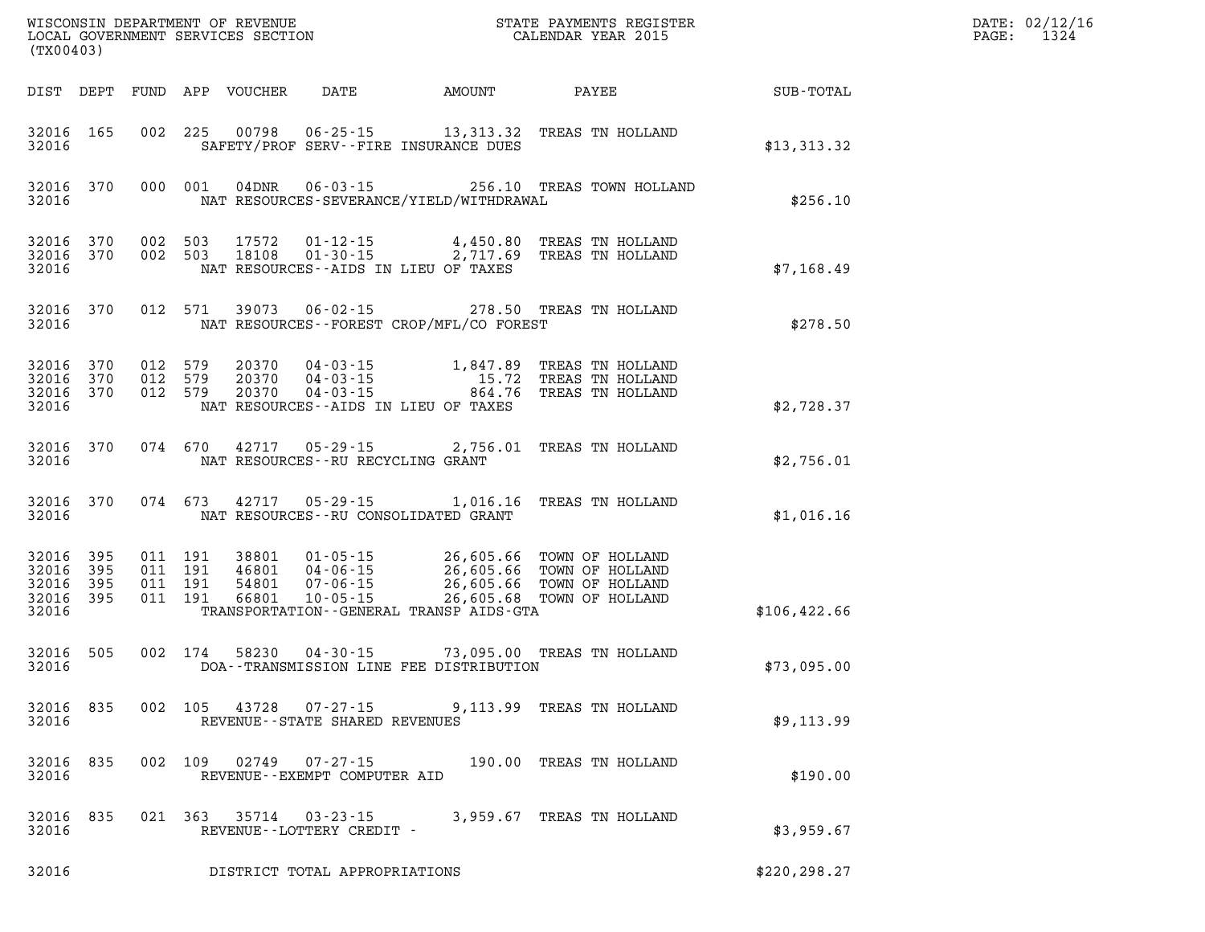WISCONSIN DEPARTMENT OF REVENUE
LOCAL GOVERNMENT SERVICES SECTION
(TX00403)

STATE PAYMENTS REGISTER
CALENDAR YEAR 2015

DATE: 02/12/16
PAGE: 1324

| DIST | DEPT | FUND | APP | VOUCHER | DATE | AMOUNT | PAYEE | SUB-TOTAL |
|---|---|---|---|---|---|---|---|---|
| 32016 | 165 | 002 | 225 | 00798 | 06-25-15 | 13,313.32 | TREAS TN HOLLAND | |
| 32016 | | | | SAFETY/PROF SERV--FIRE INSURANCE DUES | | | | $13,313.32 |
| 32016 | 370 | 000 | 001 | 04DNR | 06-03-15 | 256.10 | TREAS TOWN HOLLAND | |
| 32016 | | | | NAT RESOURCES-SEVERANCE/YIELD/WITHDRAWAL | | | | $256.10 |
| 32016 | 370 | 002 | 503 | 17572 | 01-12-15 | 4,450.80 | TREAS TN HOLLAND | |
| 32016 | 370 | 002 | 503 | 18108 | 01-30-15 | 2,717.69 | TREAS TN HOLLAND | |
| 32016 | | | | NAT RESOURCES--AIDS IN LIEU OF TAXES | | | | $7,168.49 |
| 32016 | 370 | 012 | 571 | 39073 | 06-02-15 | 278.50 | TREAS TN HOLLAND | |
| 32016 | | | | NAT RESOURCES--FOREST CROP/MFL/CO FOREST | | | | $278.50 |
| 32016 | 370 | 012 | 579 | 20370 | 04-03-15 | 1,847.89 | TREAS TN HOLLAND | |
| 32016 | 370 | 012 | 579 | 20370 | 04-03-15 | 15.72 | TREAS TN HOLLAND | |
| 32016 | 370 | 012 | 579 | 20370 | 04-03-15 | 864.76 | TREAS TN HOLLAND | |
| 32016 | | | | NAT RESOURCES--AIDS IN LIEU OF TAXES | | | | $2,728.37 |
| 32016 | 370 | 074 | 670 | 42717 | 05-29-15 | 2,756.01 | TREAS TN HOLLAND | |
| 32016 | | | | NAT RESOURCES--RU RECYCLING GRANT | | | | $2,756.01 |
| 32016 | 370 | 074 | 673 | 42717 | 05-29-15 | 1,016.16 | TREAS TN HOLLAND | |
| 32016 | | | | NAT RESOURCES--RU CONSOLIDATED GRANT | | | | $1,016.16 |
| 32016 | 395 | 011 | 191 | 38801 | 01-05-15 | 26,605.66 | TOWN OF HOLLAND | |
| 32016 | 395 | 011 | 191 | 46801 | 04-06-15 | 26,605.66 | TOWN OF HOLLAND | |
| 32016 | 395 | 011 | 191 | 54801 | 07-06-15 | 26,605.66 | TOWN OF HOLLAND | |
| 32016 | 395 | 011 | 191 | 66801 | 10-05-15 | 26,605.68 | TOWN OF HOLLAND | |
| 32016 | | | | TRANSPORTATION--GENERAL TRANSP AIDS-GTA | | | | $106,422.66 |
| 32016 | 505 | 002 | 174 | 58230 | 04-30-15 | 73,095.00 | TREAS TN HOLLAND | |
| 32016 | | | | DOA--TRANSMISSION LINE FEE DISTRIBUTION | | | | $73,095.00 |
| 32016 | 835 | 002 | 105 | 43728 | 07-27-15 | 9,113.99 | TREAS TN HOLLAND | |
| 32016 | | | | REVENUE--STATE SHARED REVENUES | | | | $9,113.99 |
| 32016 | 835 | 002 | 109 | 02749 | 07-27-15 | 190.00 | TREAS TN HOLLAND | |
| 32016 | | | | REVENUE--EXEMPT COMPUTER AID | | | | $190.00 |
| 32016 | 835 | 021 | 363 | 35714 | 03-23-15 | 3,959.67 | TREAS TN HOLLAND | |
| 32016 | | | | REVENUE--LOTTERY CREDIT - | | | | $3,959.67 |
| 32016 | | | | DISTRICT TOTAL APPROPRIATIONS | | | | $220,298.27 |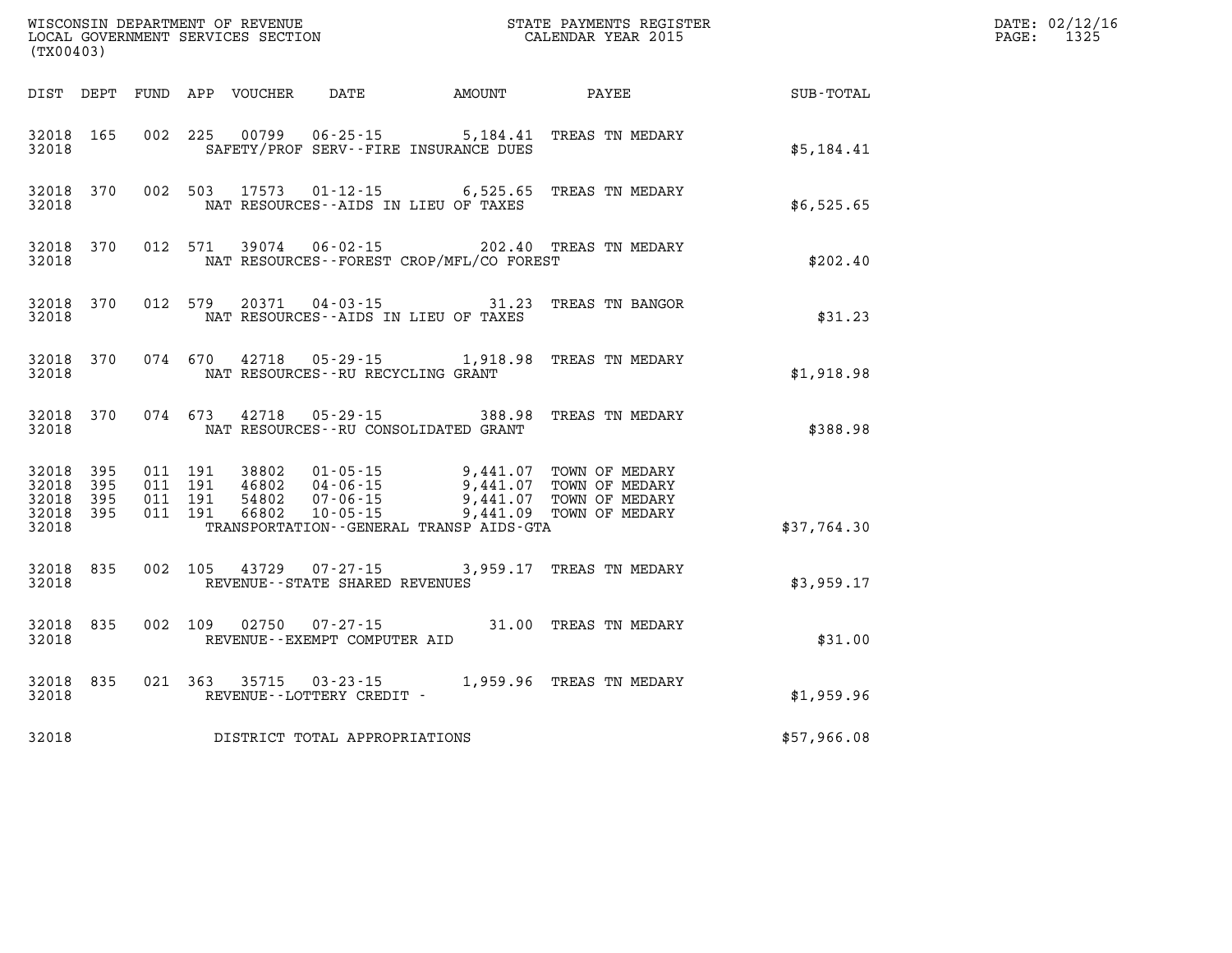WISCONSIN DEPARTMENT OF REVENUE
LOCAL GOVERNMENT SERVICES SECTION
(TX00403)

STATE PAYMENTS REGISTER
CALENDAR YEAR 2015

DATE: 02/12/16
PAGE: 1325

| DIST | DEPT | FUND | APP | VOUCHER | DATE | AMOUNT | PAYEE | SUB-TOTAL |
|---|---|---|---|---|---|---|---|---|
| 32018 | 165 | 002 | 225 | 00799 | 06-25-15 | 5,184.41 | TREAS TN MEDARY | |
| 32018 | | | | SAFETY/PROF SERV--FIRE INSURANCE DUES | | | | $5,184.41 |
| 32018 | 370 | 002 | 503 | 17573 | 01-12-15 | 6,525.65 | TREAS TN MEDARY | |
| 32018 | | | | NAT RESOURCES--AIDS IN LIEU OF TAXES | | | | $6,525.65 |
| 32018 | 370 | 012 | 571 | 39074 | 06-02-15 | 202.40 | TREAS TN MEDARY | |
| 32018 | | | | NAT RESOURCES--FOREST CROP/MFL/CO FOREST | | | | $202.40 |
| 32018 | 370 | 012 | 579 | 20371 | 04-03-15 | 31.23 | TREAS TN BANGOR | |
| 32018 | | | | NAT RESOURCES--AIDS IN LIEU OF TAXES | | | | $31.23 |
| 32018 | 370 | 074 | 670 | 42718 | 05-29-15 | 1,918.98 | TREAS TN MEDARY | |
| 32018 | | | | NAT RESOURCES--RU RECYCLING GRANT | | | | $1,918.98 |
| 32018 | 370 | 074 | 673 | 42718 | 05-29-15 | 388.98 | TREAS TN MEDARY | |
| 32018 | | | | NAT RESOURCES--RU CONSOLIDATED GRANT | | | | $388.98 |
| 32018 | 395 | 011 | 191 | 38802 | 01-05-15 | 9,441.07 | TOWN OF MEDARY | |
| 32018 | 395 | 011 | 191 | 46802 | 04-06-15 | 9,441.07 | TOWN OF MEDARY | |
| 32018 | 395 | 011 | 191 | 54802 | 07-06-15 | 9,441.07 | TOWN OF MEDARY | |
| 32018 | 395 | 011 | 191 | 66802 | 10-05-15 | 9,441.09 | TOWN OF MEDARY | |
| 32018 | | | | TRANSPORTATION--GENERAL TRANSP AIDS-GTA | | | | $37,764.30 |
| 32018 | 835 | 002 | 105 | 43729 | 07-27-15 | 3,959.17 | TREAS TN MEDARY | |
| 32018 | | | | REVENUE--STATE SHARED REVENUES | | | | $3,959.17 |
| 32018 | 835 | 002 | 109 | 02750 | 07-27-15 | 31.00 | TREAS TN MEDARY | |
| 32018 | | | | REVENUE--EXEMPT COMPUTER AID | | | | $31.00 |
| 32018 | 835 | 021 | 363 | 35715 | 03-23-15 | 1,959.96 | TREAS TN MEDARY | |
| 32018 | | | | REVENUE--LOTTERY CREDIT - | | | | $1,959.96 |
| 32018 | | | | DISTRICT TOTAL APPROPRIATIONS | | | | $57,966.08 |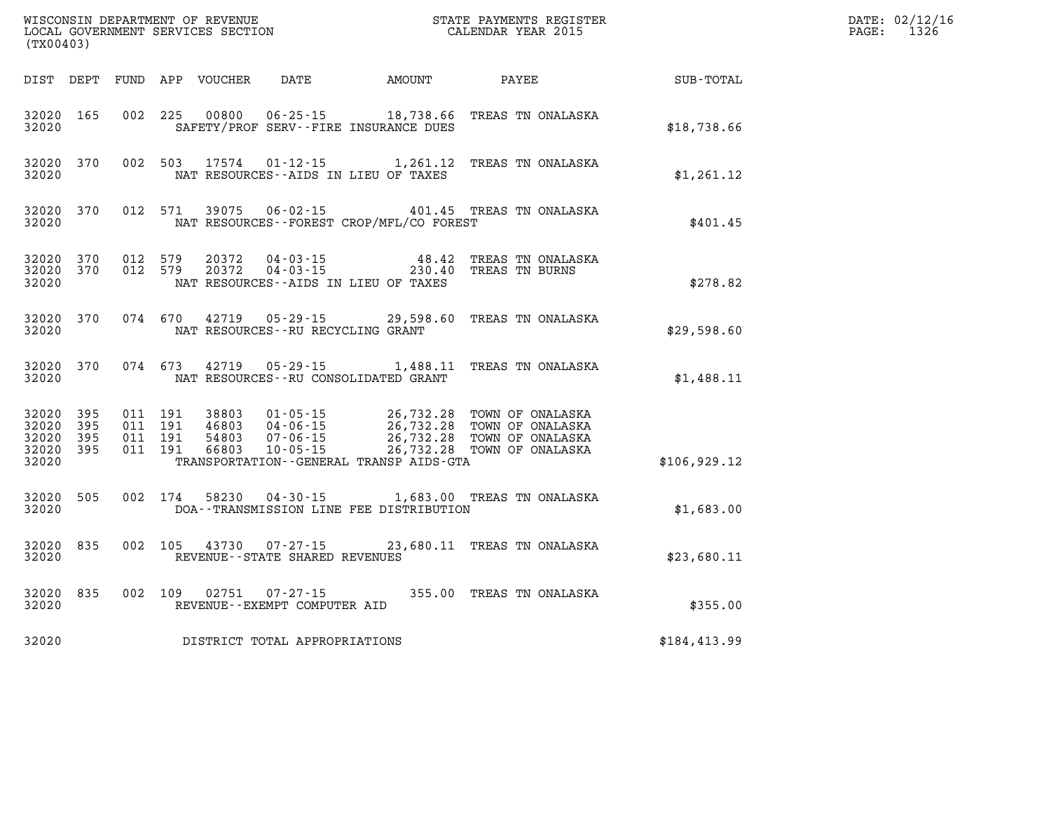WISCONSIN DEPARTMENT OF REVENUE
LOCAL GOVERNMENT SERVICES SECTION
(TX00403)

STATE PAYMENTS REGISTER
CALENDAR YEAR 2015

DATE: 02/12/16
PAGE: 1326

| DIST | DEPT | FUND | APP | VOUCHER | DATE | AMOUNT | PAYEE | SUB-TOTAL |
|---|---|---|---|---|---|---|---|---|
| 32020 | 165 | 002 | 225 | 00800 | 06-25-15 | 18,738.66 | TREAS TN ONALASKA | |
| 32020 | | | | | SAFETY/PROF SERV--FIRE INSURANCE DUES | | | $18,738.66 |
| 32020 | 370 | 002 | 503 | 17574 | 01-12-15 | 1,261.12 | TREAS TN ONALASKA | |
| 32020 | | | | | NAT RESOURCES--AIDS IN LIEU OF TAXES | | | $1,261.12 |
| 32020 | 370 | 012 | 571 | 39075 | 06-02-15 | 401.45 | TREAS TN ONALASKA | |
| 32020 | | | | | NAT RESOURCES--FOREST CROP/MFL/CO FOREST | | | $401.45 |
| 32020 | 370 | 012 | 579 | 20372 | 04-03-15 | 48.42 | TREAS TN ONALASKA | |
| 32020 | 370 | 012 | 579 | 20372 | 04-03-15 | 230.40 | TREAS TN BURNS | |
| 32020 | | | | | NAT RESOURCES--AIDS IN LIEU OF TAXES | | | $278.82 |
| 32020 | 370 | 074 | 670 | 42719 | 05-29-15 | 29,598.60 | TREAS TN ONALASKA | |
| 32020 | | | | | NAT RESOURCES--RU RECYCLING GRANT | | | $29,598.60 |
| 32020 | 370 | 074 | 673 | 42719 | 05-29-15 | 1,488.11 | TREAS TN ONALASKA | |
| 32020 | | | | | NAT RESOURCES--RU CONSOLIDATED GRANT | | | $1,488.11 |
| 32020 | 395 | 011 | 191 | 38803 | 01-05-15 | 26,732.28 | TOWN OF ONALASKA | |
| 32020 | 395 | 011 | 191 | 46803 | 04-06-15 | 26,732.28 | TOWN OF ONALASKA | |
| 32020 | 395 | 011 | 191 | 54803 | 07-06-15 | 26,732.28 | TOWN OF ONALASKA | |
| 32020 | 395 | 011 | 191 | 66803 | 10-05-15 | 26,732.28 | TOWN OF ONALASKA | |
| 32020 | | | | | TRANSPORTATION--GENERAL TRANSP AIDS-GTA | | | $106,929.12 |
| 32020 | 505 | 002 | 174 | 58230 | 04-30-15 | 1,683.00 | TREAS TN ONALASKA | |
| 32020 | | | | | DOA--TRANSMISSION LINE FEE DISTRIBUTION | | | $1,683.00 |
| 32020 | 835 | 002 | 105 | 43730 | 07-27-15 | 23,680.11 | TREAS TN ONALASKA | |
| 32020 | | | | | REVENUE--STATE SHARED REVENUES | | | $23,680.11 |
| 32020 | 835 | 002 | 109 | 02751 | 07-27-15 | 355.00 | TREAS TN ONALASKA | |
| 32020 | | | | | REVENUE--EXEMPT COMPUTER AID | | | $355.00 |
| 32020 | | | | | DISTRICT TOTAL APPROPRIATIONS | | | $184,413.99 |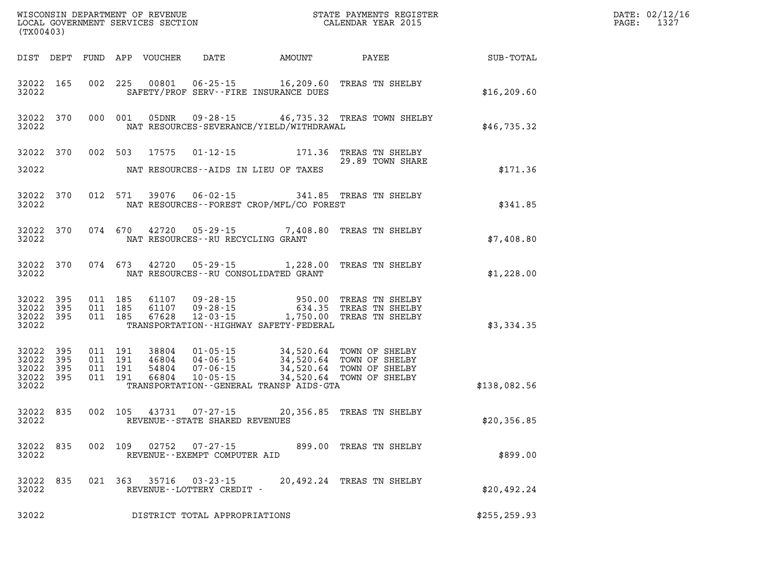WISCONSIN DEPARTMENT OF REVENUE
LOCAL GOVERNMENT SERVICES SECTION
(TX00403)

STATE PAYMENTS REGISTER
CALENDAR YEAR 2015

DATE: 02/12/16
PAGE: 1327

| DIST | DEPT | FUND | APP | VOUCHER | DATE | AMOUNT | PAYEE | SUB-TOTAL |
|---|---|---|---|---|---|---|---|---|
| 32022 | 165 | 002 | 225 | 00801 | 06-25-15 | 16,209.60 | TREAS TN SHELBY | |
| 32022 | | | | SAFETY/PROF SERV--FIRE INSURANCE DUES | | | | $16,209.60 |
| 32022 | 370 | 000 | 001 | 05DNR | 09-28-15 | 46,735.32 | TREAS TOWN SHELBY | |
| 32022 | | | | NAT RESOURCES-SEVERANCE/YIELD/WITHDRAWAL | | | | $46,735.32 |
| 32022 | 370 | 002 | 503 | 17575 | 01-12-15 | 171.36 | TREAS TN SHELBY | |
| | | | | | | | 29.89 TOWN SHARE | |
| 32022 | | | | NAT RESOURCES--AIDS IN LIEU OF TAXES | | | | $171.36 |
| 32022 | 370 | 012 | 571 | 39076 | 06-02-15 | 341.85 | TREAS TN SHELBY | |
| 32022 | | | | NAT RESOURCES--FOREST CROP/MFL/CO FOREST | | | | $341.85 |
| 32022 | 370 | 074 | 670 | 42720 | 05-29-15 | 7,408.80 | TREAS TN SHELBY | |
| 32022 | | | | NAT RESOURCES--RU RECYCLING GRANT | | | | $7,408.80 |
| 32022 | 370 | 074 | 673 | 42720 | 05-29-15 | 1,228.00 | TREAS TN SHELBY | |
| 32022 | | | | NAT RESOURCES--RU CONSOLIDATED GRANT | | | | $1,228.00 |
| 32022 | 395 | 011 | 185 | 61107 | 09-28-15 | 950.00 | TREAS TN SHELBY | |
| 32022 | 395 | 011 | 185 | 61107 | 09-28-15 | 634.35 | TREAS TN SHELBY | |
| 32022 | 395 | 011 | 185 | 67628 | 12-03-15 | 1,750.00 | TREAS TN SHELBY | |
| 32022 | | | | TRANSPORTATION--HIGHWAY SAFETY-FEDERAL | | | | $3,334.35 |
| 32022 | 395 | 011 | 191 | 38804 | 01-05-15 | 34,520.64 | TOWN OF SHELBY | |
| 32022 | 395 | 011 | 191 | 46804 | 04-06-15 | 34,520.64 | TOWN OF SHELBY | |
| 32022 | 395 | 011 | 191 | 54804 | 07-06-15 | 34,520.64 | TOWN OF SHELBY | |
| 32022 | 395 | 011 | 191 | 66804 | 10-05-15 | 34,520.64 | TOWN OF SHELBY | |
| 32022 | | | | TRANSPORTATION--GENERAL TRANSP AIDS-GTA | | | | $138,082.56 |
| 32022 | 835 | 002 | 105 | 43731 | 07-27-15 | 20,356.85 | TREAS TN SHELBY | |
| 32022 | | | | REVENUE--STATE SHARED REVENUES | | | | $20,356.85 |
| 32022 | 835 | 002 | 109 | 02752 | 07-27-15 | 899.00 | TREAS TN SHELBY | |
| 32022 | | | | REVENUE--EXEMPT COMPUTER AID | | | | $899.00 |
| 32022 | 835 | 021 | 363 | 35716 | 03-23-15 | 20,492.24 | TREAS TN SHELBY | |
| 32022 | | | | REVENUE--LOTTERY CREDIT - | | | | $20,492.24 |
| 32022 | | | | DISTRICT TOTAL APPROPRIATIONS | | | | $255,259.93 |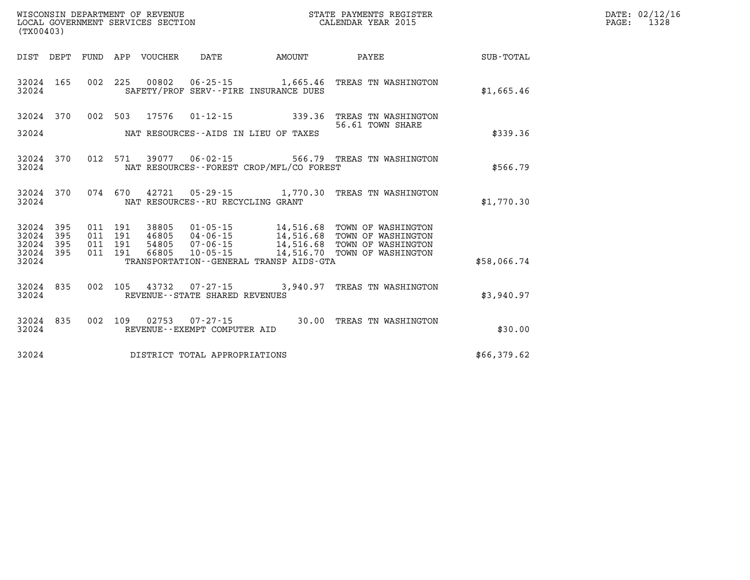WISCONSIN DEPARTMENT OF REVENUE
LOCAL GOVERNMENT SERVICES SECTION
(TX00403)

STATE PAYMENTS REGISTER
CALENDAR YEAR 2015

| DIST | DEPT | FUND | APP | VOUCHER | DATE | AMOUNT | PAYEE | SUB-TOTAL |
|---|---|---|---|---|---|---|---|---|
| 32024 | 165 | 002 | 225 | 00802 | 06-25-15 | 1,665.46 | TREAS TN WASHINGTON | |
| 32024 | | | | | SAFETY/PROF SERV--FIRE INSURANCE DUES | | | $1,665.46 |
| 32024 | 370 | 002 | 503 | 17576 | 01-12-15 | 339.36 | TREAS TN WASHINGTON<br>56.61 TOWN SHARE | |
| 32024 | | | | | NAT RESOURCES--AIDS IN LIEU OF TAXES | | | $339.36 |
| 32024 | 370 | 012 | 571 | 39077 | 06-02-15 | 566.79 | TREAS TN WASHINGTON | |
| 32024 | | | | | NAT RESOURCES--FOREST CROP/MFL/CO FOREST | | | $566.79 |
| 32024 | 370 | 074 | 670 | 42721 | 05-29-15 | 1,770.30 | TREAS TN WASHINGTON | |
| 32024 | | | | | NAT RESOURCES--RU RECYCLING GRANT | | | $1,770.30 |
| 32024 | 395 | 011 | 191 | 38805 | 01-05-15 | 14,516.68 | TOWN OF WASHINGTON | |
| 32024 | 395 | 011 | 191 | 46805 | 04-06-15 | 14,516.68 | TOWN OF WASHINGTON | |
| 32024 | 395 | 011 | 191 | 54805 | 07-06-15 | 14,516.68 | TOWN OF WASHINGTON | |
| 32024 | 395 | 011 | 191 | 66805 | 10-05-15 | 14,516.70 | TOWN OF WASHINGTON | |
| 32024 | | | | | TRANSPORTATION--GENERAL TRANSP AIDS-GTA | | | $58,066.74 |
| 32024 | 835 | 002 | 105 | 43732 | 07-27-15 | 3,940.97 | TREAS TN WASHINGTON | |
| 32024 | | | | | REVENUE--STATE SHARED REVENUES | | | $3,940.97 |
| 32024 | 835 | 002 | 109 | 02753 | 07-27-15 | 30.00 | TREAS TN WASHINGTON | |
| 32024 | | | | | REVENUE--EXEMPT COMPUTER AID | | | $30.00 |
| 32024 | | | | | DISTRICT TOTAL APPROPRIATIONS | | | $66,379.62 |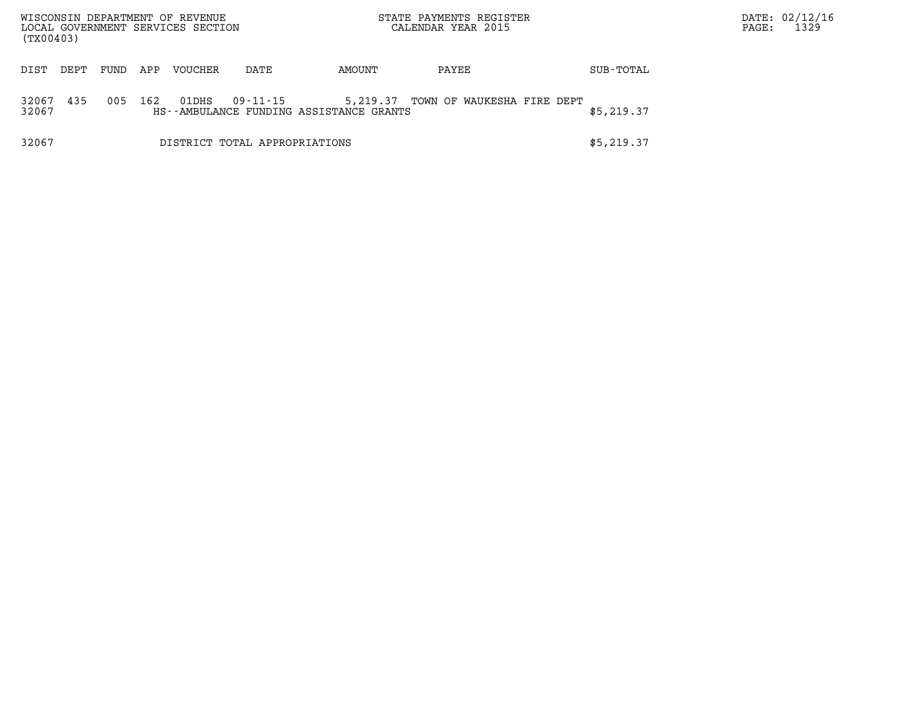WISCONSIN DEPARTMENT OF REVENUE
LOCAL GOVERNMENT SERVICES SECTION
(TX00403)

STATE PAYMENTS REGISTER
CALENDAR YEAR 2015

| DIST | DEPT | FUND | APP | VOUCHER | DATE | AMOUNT | PAYEE | SUB-TOTAL |
|---|---|---|---|---|---|---|---|---|
| 32067 | 435 | 005 | 162 | 01DHS | 09-11-15 | 5,219.37 | TOWN OF WAUKESHA FIRE DEPT | |
| 32067 | | | | HS--AMBULANCE FUNDING ASSISTANCE GRANTS | | | | $5,219.37 |
| 32067 | | | | DISTRICT TOTAL APPROPRIATIONS | | | | $5,219.37 |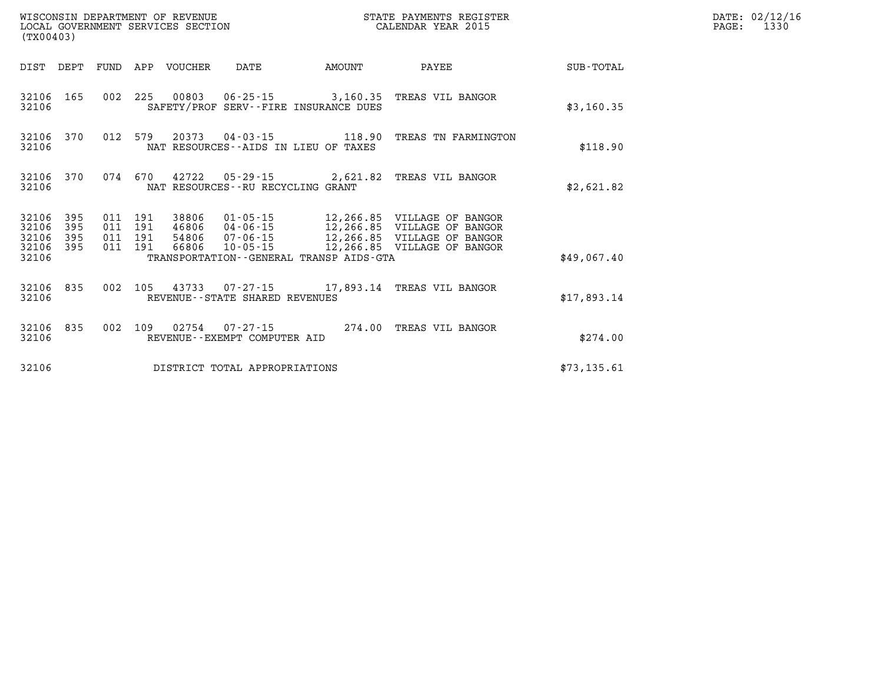WISCONSIN DEPARTMENT OF REVENUE
LOCAL GOVERNMENT SERVICES SECTION
(TX00403)

STATE PAYMENTS REGISTER
CALENDAR YEAR 2015

DATE: 02/12/16

| DIST | DEPT | FUND | APP | VOUCHER | DATE | AMOUNT | PAYEE | SUB-TOTAL |
|---|---|---|---|---|---|---|---|---|
| 32106 | 165 | 002 | 225 | 00803 | 06-25-15 | 3,160.35 | TREAS VIL BANGOR | |
| 32106 | | | | SAFETY/PROF SERV--FIRE INSURANCE DUES | | | | $3,160.35 |
| 32106 | 370 | 012 | 579 | 20373 | 04-03-15 | 118.90 | TREAS TN FARMINGTON | |
| 32106 | | | | NAT RESOURCES--AIDS IN LIEU OF TAXES | | | | $118.90 |
| 32106 | 370 | 074 | 670 | 42722 | 05-29-15 | 2,621.82 | TREAS VIL BANGOR | |
| 32106 | | | | NAT RESOURCES--RU RECYCLING GRANT | | | | $2,621.82 |
| 32106 | 395 | 011 | 191 | 38806 | 01-05-15 | 12,266.85 | VILLAGE OF BANGOR | |
| 32106 | 395 | 011 | 191 | 46806 | 04-06-15 | 12,266.85 | VILLAGE OF BANGOR | |
| 32106 | 395 | 011 | 191 | 54806 | 07-06-15 | 12,266.85 | VILLAGE OF BANGOR | |
| 32106 | 395 | 011 | 191 | 66806 | 10-05-15 | 12,266.85 | VILLAGE OF BANGOR | |
| 32106 | | | | TRANSPORTATION--GENERAL TRANSP AIDS-GTA | | | | $49,067.40 |
| 32106 | 835 | 002 | 105 | 43733 | 07-27-15 | 17,893.14 | TREAS VIL BANGOR | |
| 32106 | | | | REVENUE--STATE SHARED REVENUES | | | | $17,893.14 |
| 32106 | 835 | 002 | 109 | 02754 | 07-27-15 | 274.00 | TREAS VIL BANGOR | |
| 32106 | | | | REVENUE--EXEMPT COMPUTER AID | | | | $274.00 |
| 32106 | | | | DISTRICT TOTAL APPROPRIATIONS | | | | $73,135.61 |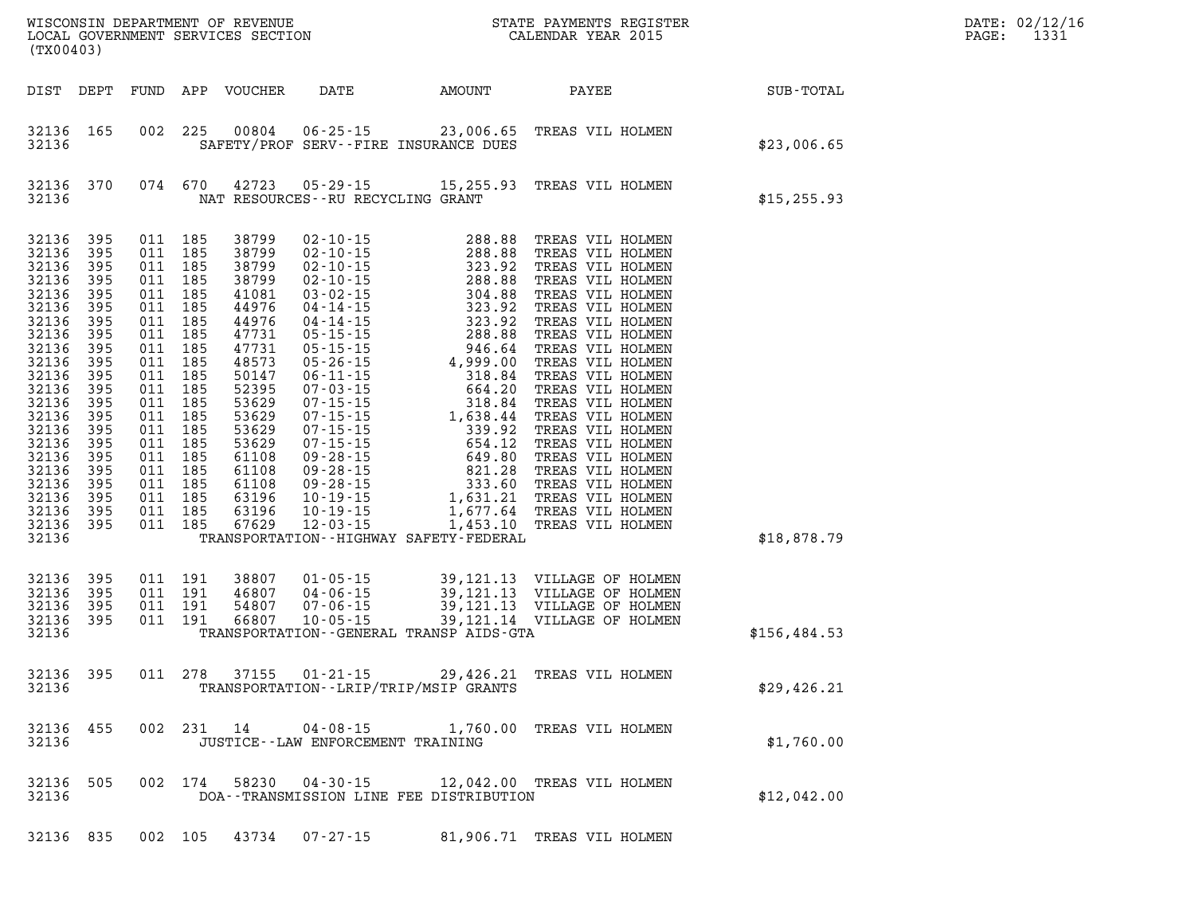WISCONSIN DEPARTMENT OF REVENUE
LOCAL GOVERNMENT SERVICES SECTION
(TX00403)

STATE PAYMENTS REGISTER
CALENDAR YEAR 2015

DATE: 02/12/16
PAGE: 1331

| DIST | DEPT | FUND | APP | VOUCHER | DATE | AMOUNT | PAYEE | SUB-TOTAL |
|---|---|---|---|---|---|---|---|---|
| 32136 | 165 | 002 | 225 | 00804 | 06-25-15 | 23,006.65 | TREAS VIL HOLMEN | |
| 32136 | | | | | SAFETY/PROF SERV--FIRE INSURANCE DUES | | | $23,006.65 |
| 32136 | 370 | 074 | 670 | 42723 | 05-29-15 | 15,255.93 | TREAS VIL HOLMEN | |
| 32136 | | | | | NAT RESOURCES--RU RECYCLING GRANT | | | $15,255.93 |
| 32136 | 395 | 011 | 185 | 38799 | 02-10-15 | 288.88 | TREAS VIL HOLMEN | |
| 32136 | 395 | 011 | 185 | 38799 | 02-10-15 | 288.88 | TREAS VIL HOLMEN | |
| 32136 | 395 | 011 | 185 | 38799 | 02-10-15 | 323.92 | TREAS VIL HOLMEN | |
| 32136 | 395 | 011 | 185 | 38799 | 02-10-15 | 288.88 | TREAS VIL HOLMEN | |
| 32136 | 395 | 011 | 185 | 41081 | 03-02-15 | 304.88 | TREAS VIL HOLMEN | |
| 32136 | 395 | 011 | 185 | 44976 | 04-14-15 | 323.92 | TREAS VIL HOLMEN | |
| 32136 | 395 | 011 | 185 | 44976 | 04-14-15 | 323.92 | TREAS VIL HOLMEN | |
| 32136 | 395 | 011 | 185 | 47731 | 05-15-15 | 288.88 | TREAS VIL HOLMEN | |
| 32136 | 395 | 011 | 185 | 47731 | 05-15-15 | 946.64 | TREAS VIL HOLMEN | |
| 32136 | 395 | 011 | 185 | 48573 | 05-26-15 | 4,999.00 | TREAS VIL HOLMEN | |
| 32136 | 395 | 011 | 185 | 50147 | 06-11-15 | 318.84 | TREAS VIL HOLMEN | |
| 32136 | 395 | 011 | 185 | 52395 | 07-03-15 | 664.20 | TREAS VIL HOLMEN | |
| 32136 | 395 | 011 | 185 | 53629 | 07-15-15 | 318.84 | TREAS VIL HOLMEN | |
| 32136 | 395 | 011 | 185 | 53629 | 07-15-15 | 1,638.44 | TREAS VIL HOLMEN | |
| 32136 | 395 | 011 | 185 | 53629 | 07-15-15 | 339.92 | TREAS VIL HOLMEN | |
| 32136 | 395 | 011 | 185 | 53629 | 07-15-15 | 654.12 | TREAS VIL HOLMEN | |
| 32136 | 395 | 011 | 185 | 61108 | 09-28-15 | 649.80 | TREAS VIL HOLMEN | |
| 32136 | 395 | 011 | 185 | 61108 | 09-28-15 | 821.28 | TREAS VIL HOLMEN | |
| 32136 | 395 | 011 | 185 | 61108 | 09-28-15 | 333.60 | TREAS VIL HOLMEN | |
| 32136 | 395 | 011 | 185 | 63196 | 10-19-15 | 1,631.21 | TREAS VIL HOLMEN | |
| 32136 | 395 | 011 | 185 | 63196 | 10-19-15 | 1,677.64 | TREAS VIL HOLMEN | |
| 32136 | 395 | 011 | 185 | 67629 | 12-03-15 | 1,453.10 | TREAS VIL HOLMEN | |
| 32136 | | | | | TRANSPORTATION--HIGHWAY SAFETY-FEDERAL | | | $18,878.79 |
| 32136 | 395 | 011 | 191 | 38807 | 01-05-15 | 39,121.13 | VILLAGE OF HOLMEN | |
| 32136 | 395 | 011 | 191 | 46807 | 04-06-15 | 39,121.13 | VILLAGE OF HOLMEN | |
| 32136 | 395 | 011 | 191 | 54807 | 07-06-15 | 39,121.13 | VILLAGE OF HOLMEN | |
| 32136 | 395 | 011 | 191 | 66807 | 10-05-15 | 39,121.14 | VILLAGE OF HOLMEN | |
| 32136 | | | | | TRANSPORTATION--GENERAL TRANSP AIDS-GTA | | | $156,484.53 |
| 32136 | 395 | 011 | 278 | 37155 | 01-21-15 | 29,426.21 | TREAS VIL HOLMEN | |
| 32136 | | | | | TRANSPORTATION--LRIP/TRIP/MSIP GRANTS | | | $29,426.21 |
| 32136 | 455 | 002 | 231 | 14 | 04-08-15 | 1,760.00 | TREAS VIL HOLMEN | |
| 32136 | | | | | JUSTICE--LAW ENFORCEMENT TRAINING | | | $1,760.00 |
| 32136 | 505 | 002 | 174 | 58230 | 04-30-15 | 12,042.00 | TREAS VIL HOLMEN | |
| 32136 | | | | | DOA--TRANSMISSION LINE FEE DISTRIBUTION | | | $12,042.00 |
| 32136 | 835 | 002 | 105 | 43734 | 07-27-15 | 81,906.71 | TREAS VIL HOLMEN | |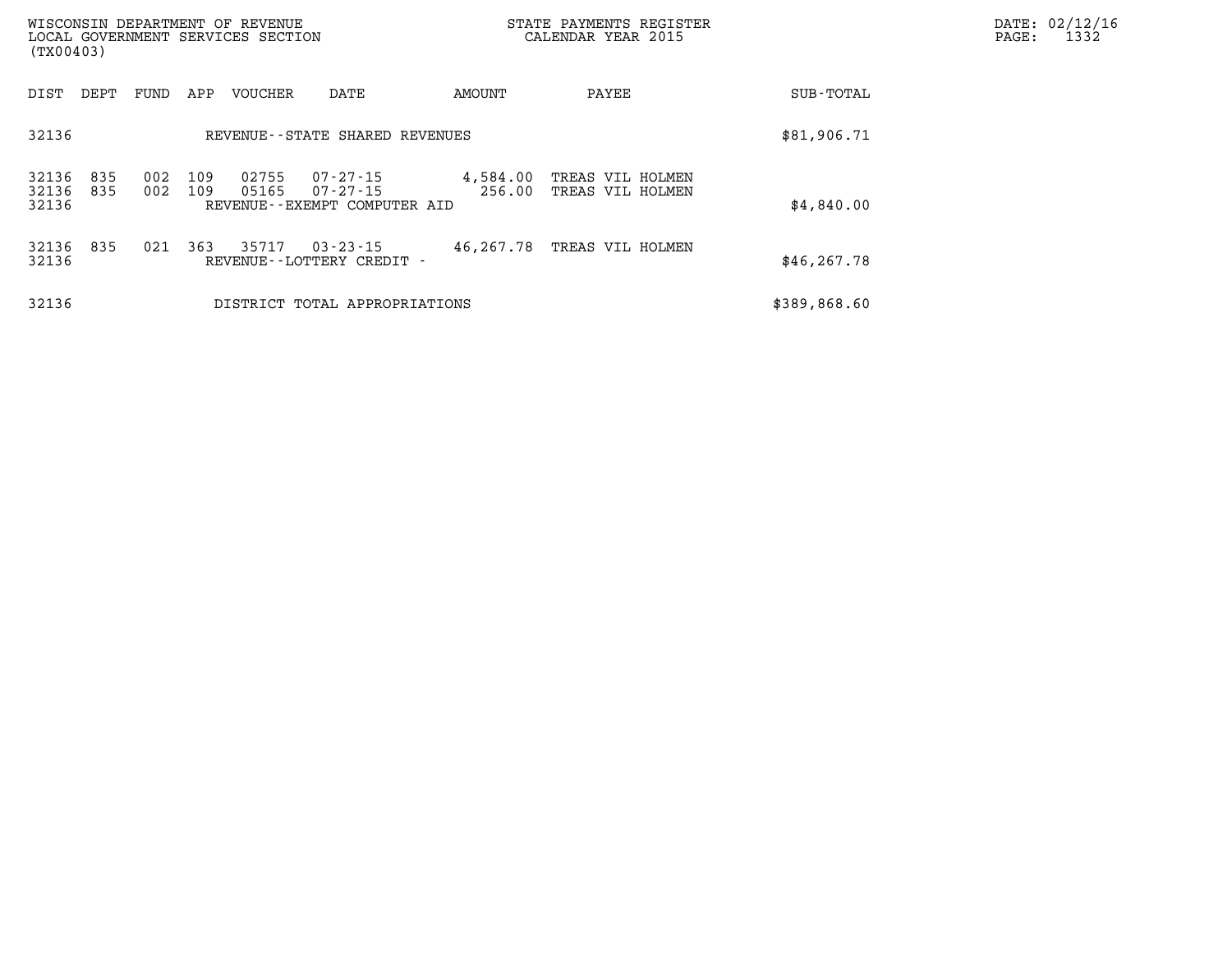WISCONSIN DEPARTMENT OF REVENUE
LOCAL GOVERNMENT SERVICES SECTION
(TX00403)

STATE PAYMENTS REGISTER
CALENDAR YEAR 2015

DATE: 02/12/16
PAGE: 1332

| DIST | DEPT | FUND | APP | VOUCHER | DATE | AMOUNT | PAYEE | SUB-TOTAL |
|---|---|---|---|---|---|---|---|---|
| 32136 | | | | REVENUE--STATE SHARED REVENUES | | | | $81,906.71 |
| 32136 | 835 | 002 | 109 | 02755 | 07-27-15 | 4,584.00 | TREAS VIL HOLMEN | |
| 32136 | 835 | 002 | 109 | 05165 | 07-27-15 | 256.00 | TREAS VIL HOLMEN | |
| 32136 | | | | REVENUE--EXEMPT COMPUTER AID | | | | $4,840.00 |
| 32136 | 835 | 021 | 363 | 35717 | 03-23-15 | 46,267.78 | TREAS VIL HOLMEN | |
| 32136 | | | | REVENUE--LOTTERY CREDIT - | | | | $46,267.78 |
| 32136 | | | | DISTRICT TOTAL APPROPRIATIONS | | | | $389,868.60 |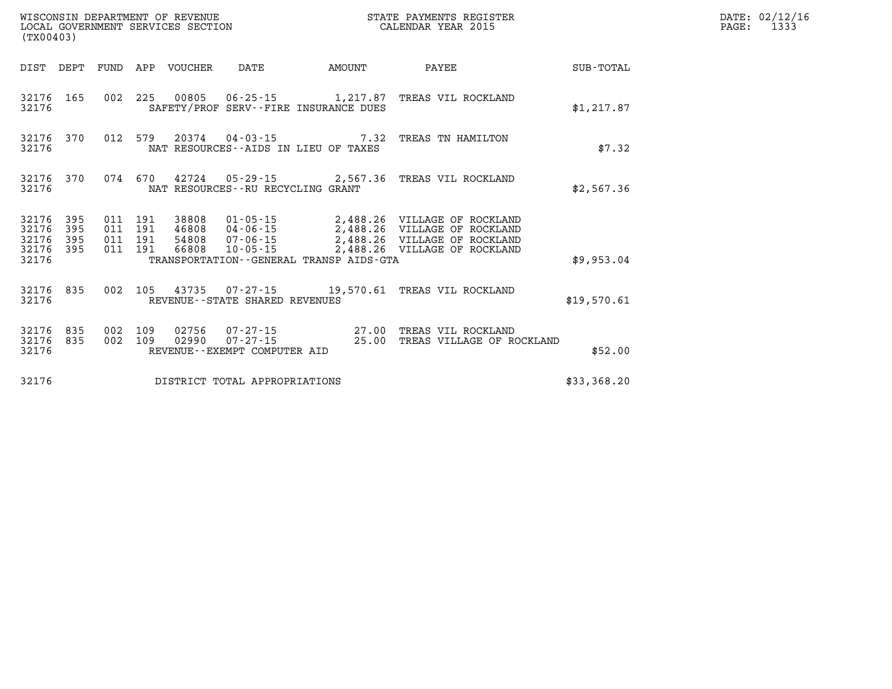WISCONSIN DEPARTMENT OF REVENUE
LOCAL GOVERNMENT SERVICES SECTION
(TX00403)

STATE PAYMENTS REGISTER
CALENDAR YEAR 2015

DATE: 02/12/16

| DIST | DEPT | FUND | APP | VOUCHER | DATE | AMOUNT | PAYEE | SUB-TOTAL |
|---|---|---|---|---|---|---|---|---|
| 32176 | 165 | 002 | 225 | 00805 | 06-25-15 | 1,217.87 | TREAS VIL ROCKLAND | |
| 32176 | | | | | SAFETY/PROF SERV--FIRE INSURANCE DUES | | | $1,217.87 |
| 32176 | 370 | 012 | 579 | 20374 | 04-03-15 | 7.32 | TREAS TN HAMILTON | |
| 32176 | | | | | NAT RESOURCES--AIDS IN LIEU OF TAXES | | | $7.32 |
| 32176 | 370 | 074 | 670 | 42724 | 05-29-15 | 2,567.36 | TREAS VIL ROCKLAND | |
| 32176 | | | | | NAT RESOURCES--RU RECYCLING GRANT | | | $2,567.36 |
| 32176 | 395 | 011 | 191 | 38808 | 01-05-15 | 2,488.26 | VILLAGE OF ROCKLAND | |
| 32176 | 395 | 011 | 191 | 46808 | 04-06-15 | 2,488.26 | VILLAGE OF ROCKLAND | |
| 32176 | 395 | 011 | 191 | 54808 | 07-06-15 | 2,488.26 | VILLAGE OF ROCKLAND | |
| 32176 | 395 | 011 | 191 | 66808 | 10-05-15 | 2,488.26 | VILLAGE OF ROCKLAND | |
| 32176 | | | | | TRANSPORTATION--GENERAL TRANSP AIDS-GTA | | | $9,953.04 |
| 32176 | 835 | 002 | 105 | 43735 | 07-27-15 | 19,570.61 | TREAS VIL ROCKLAND | |
| 32176 | | | | | REVENUE--STATE SHARED REVENUES | | | $19,570.61 |
| 32176 | 835 | 002 | 109 | 02756 | 07-27-15 | 27.00 | TREAS VIL ROCKLAND | |
| 32176 | 835 | 002 | 109 | 02990 | 07-27-15 | 25.00 | TREAS VILLAGE OF ROCKLAND | |
| 32176 | | | | | REVENUE--EXEMPT COMPUTER AID | | | $52.00 |
| 32176 | | | | | DISTRICT TOTAL APPROPRIATIONS | | | $33,368.20 |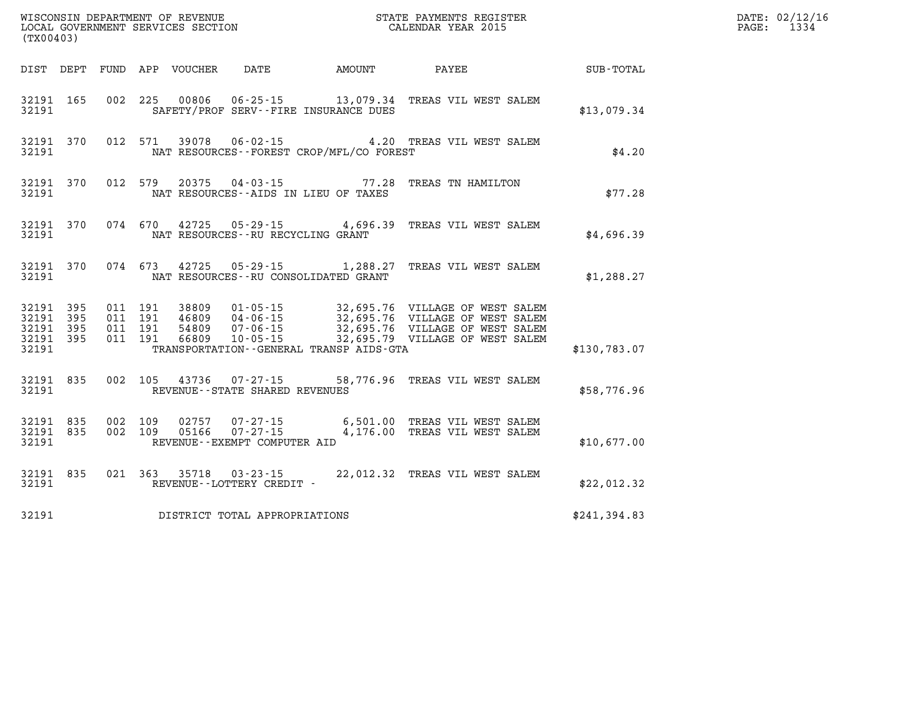WISCONSIN DEPARTMENT OF REVENUE
LOCAL GOVERNMENT SERVICES SECTION
(TX00403)

STATE PAYMENTS REGISTER
CALENDAR YEAR 2015

DATE: 02/12/16
PAGE: 1334

| DIST | DEPT | FUND | APP | VOUCHER | DATE | AMOUNT | PAYEE | SUB-TOTAL |
|---|---|---|---|---|---|---|---|---|
| 32191 | 165 | 002 | 225 | 00806 | 06-25-15 | 13,079.34 | TREAS VIL WEST SALEM | |
| 32191 | | | | SAFETY/PROF SERV--FIRE INSURANCE DUES | | | | $13,079.34 |
| 32191 | 370 | 012 | 571 | 39078 | 06-02-15 | 4.20 | TREAS VIL WEST SALEM | |
| 32191 | | | | NAT RESOURCES--FOREST CROP/MFL/CO FOREST | | | | $4.20 |
| 32191 | 370 | 012 | 579 | 20375 | 04-03-15 | 77.28 | TREAS TN HAMILTON | |
| 32191 | | | | NAT RESOURCES--AIDS IN LIEU OF TAXES | | | | $77.28 |
| 32191 | 370 | 074 | 670 | 42725 | 05-29-15 | 4,696.39 | TREAS VIL WEST SALEM | |
| 32191 | | | | NAT RESOURCES--RU RECYCLING GRANT | | | | $4,696.39 |
| 32191 | 370 | 074 | 673 | 42725 | 05-29-15 | 1,288.27 | TREAS VIL WEST SALEM | |
| 32191 | | | | NAT RESOURCES--RU CONSOLIDATED GRANT | | | | $1,288.27 |
| 32191 | 395 | 011 | 191 | 38809 | 01-05-15 | 32,695.76 | VILLAGE OF WEST SALEM | |
| 32191 | 395 | 011 | 191 | 46809 | 04-06-15 | 32,695.76 | VILLAGE OF WEST SALEM | |
| 32191 | 395 | 011 | 191 | 54809 | 07-06-15 | 32,695.76 | VILLAGE OF WEST SALEM | |
| 32191 | 395 | 011 | 191 | 66809 | 10-05-15 | 32,695.79 | VILLAGE OF WEST SALEM | |
| 32191 | | | | TRANSPORTATION--GENERAL TRANSP AIDS-GTA | | | | $130,783.07 |
| 32191 | 835 | 002 | 105 | 43736 | 07-27-15 | 58,776.96 | TREAS VIL WEST SALEM | |
| 32191 | | | | REVENUE--STATE SHARED REVENUES | | | | $58,776.96 |
| 32191 | 835 | 002 | 109 | 02757 | 07-27-15 | 6,501.00 | TREAS VIL WEST SALEM | |
| 32191 | 835 | 002 | 109 | 05166 | 07-27-15 | 4,176.00 | TREAS VIL WEST SALEM | |
| 32191 | | | | REVENUE--EXEMPT COMPUTER AID | | | | $10,677.00 |
| 32191 | 835 | 021 | 363 | 35718 | 03-23-15 | 22,012.32 | TREAS VIL WEST SALEM | |
| 32191 | | | | REVENUE--LOTTERY CREDIT - | | | | $22,012.32 |
| 32191 | | | | DISTRICT TOTAL APPROPRIATIONS | | | | $241,394.83 |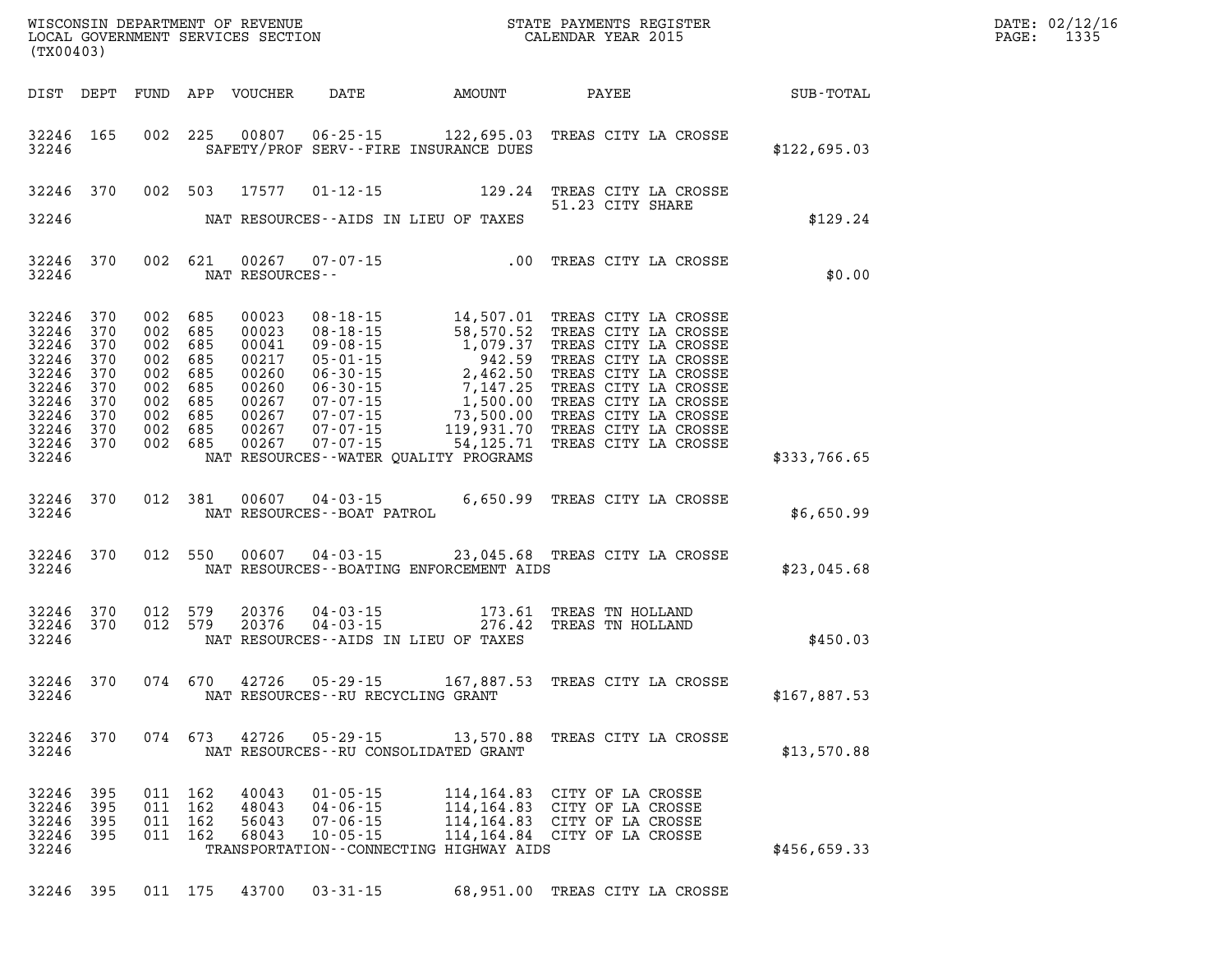WISCONSIN DEPARTMENT OF REVENUE
LOCAL GOVERNMENT SERVICES SECTION
(TX00403)

STATE PAYMENTS REGISTER
CALENDAR YEAR 2015

DATE: 02/12/16
PAGE: 1335

| DIST | DEPT | FUND | APP | VOUCHER | DATE | AMOUNT | PAYEE | SUB-TOTAL |
|---|---|---|---|---|---|---|---|---|
| 32246 | 165 | 002 | 225 | 00807 | 06-25-15 | 122,695.03 | TREAS CITY LA CROSSE | |
| 32246 | | | | SAFETY/PROF SERV--FIRE INSURANCE DUES | | | | $122,695.03 |
| 32246 | 370 | 002 | 503 | 17577 | 01-12-15 | 129.24 | TREAS CITY LA CROSSE 51.23 CITY SHARE | |
| 32246 | | | | NAT RESOURCES--AIDS IN LIEU OF TAXES | | | | $129.24 |
| 32246 | 370 | 002 | 621 | 00267 | 07-07-15 | .00 | TREAS CITY LA CROSSE | |
| 32246 | | | | NAT RESOURCES-- | | | | $0.00 |
| 32246 | 370 | 002 | 685 | 00023 | 08-18-15 | 14,507.01 | TREAS CITY LA CROSSE | |
| 32246 | 370 | 002 | 685 | 00023 | 08-18-15 | 58,570.52 | TREAS CITY LA CROSSE | |
| 32246 | 370 | 002 | 685 | 00041 | 09-08-15 | 1,079.37 | TREAS CITY LA CROSSE | |
| 32246 | 370 | 002 | 685 | 00217 | 05-01-15 | 942.59 | TREAS CITY LA CROSSE | |
| 32246 | 370 | 002 | 685 | 00260 | 06-30-15 | 2,462.50 | TREAS CITY LA CROSSE | |
| 32246 | 370 | 002 | 685 | 00260 | 06-30-15 | 7,147.25 | TREAS CITY LA CROSSE | |
| 32246 | 370 | 002 | 685 | 00267 | 07-07-15 | 1,500.00 | TREAS CITY LA CROSSE | |
| 32246 | 370 | 002 | 685 | 00267 | 07-07-15 | 73,500.00 | TREAS CITY LA CROSSE | |
| 32246 | 370 | 002 | 685 | 00267 | 07-07-15 | 119,931.70 | TREAS CITY LA CROSSE | |
| 32246 | 370 | 002 | 685 | 00267 | 07-07-15 | 54,125.71 | TREAS CITY LA CROSSE | |
| 32246 | | | | NAT RESOURCES--WATER QUALITY PROGRAMS | | | | $333,766.65 |
| 32246 | 370 | 012 | 381 | 00607 | 04-03-15 | 6,650.99 | TREAS CITY LA CROSSE | |
| 32246 | | | | NAT RESOURCES--BOAT PATROL | | | | $6,650.99 |
| 32246 | 370 | 012 | 550 | 00607 | 04-03-15 | 23,045.68 | TREAS CITY LA CROSSE | |
| 32246 | | | | NAT RESOURCES--BOATING ENFORCEMENT AIDS | | | | $23,045.68 |
| 32246 | 370 | 012 | 579 | 20376 | 04-03-15 | 173.61 | TREAS TN HOLLAND | |
| 32246 | 370 | 012 | 579 | 20376 | 04-03-15 | 276.42 | TREAS TN HOLLAND | |
| 32246 | | | | NAT RESOURCES--AIDS IN LIEU OF TAXES | | | | $450.03 |
| 32246 | 370 | 074 | 670 | 42726 | 05-29-15 | 167,887.53 | TREAS CITY LA CROSSE | |
| 32246 | | | | NAT RESOURCES--RU RECYCLING GRANT | | | | $167,887.53 |
| 32246 | 370 | 074 | 673 | 42726 | 05-29-15 | 13,570.88 | TREAS CITY LA CROSSE | |
| 32246 | | | | NAT RESOURCES--RU CONSOLIDATED GRANT | | | | $13,570.88 |
| 32246 | 395 | 011 | 162 | 40043 | 01-05-15 | 114,164.83 | CITY OF LA CROSSE | |
| 32246 | 395 | 011 | 162 | 48043 | 04-06-15 | 114,164.83 | CITY OF LA CROSSE | |
| 32246 | 395 | 011 | 162 | 56043 | 07-06-15 | 114,164.83 | CITY OF LA CROSSE | |
| 32246 | 395 | 011 | 162 | 68043 | 10-05-15 | 114,164.84 | CITY OF LA CROSSE | |
| 32246 | | | | TRANSPORTATION--CONNECTING HIGHWAY AIDS | | | | $456,659.33 |
| 32246 | 395 | 011 | 175 | 43700 | 03-31-15 | 68,951.00 | TREAS CITY LA CROSSE | |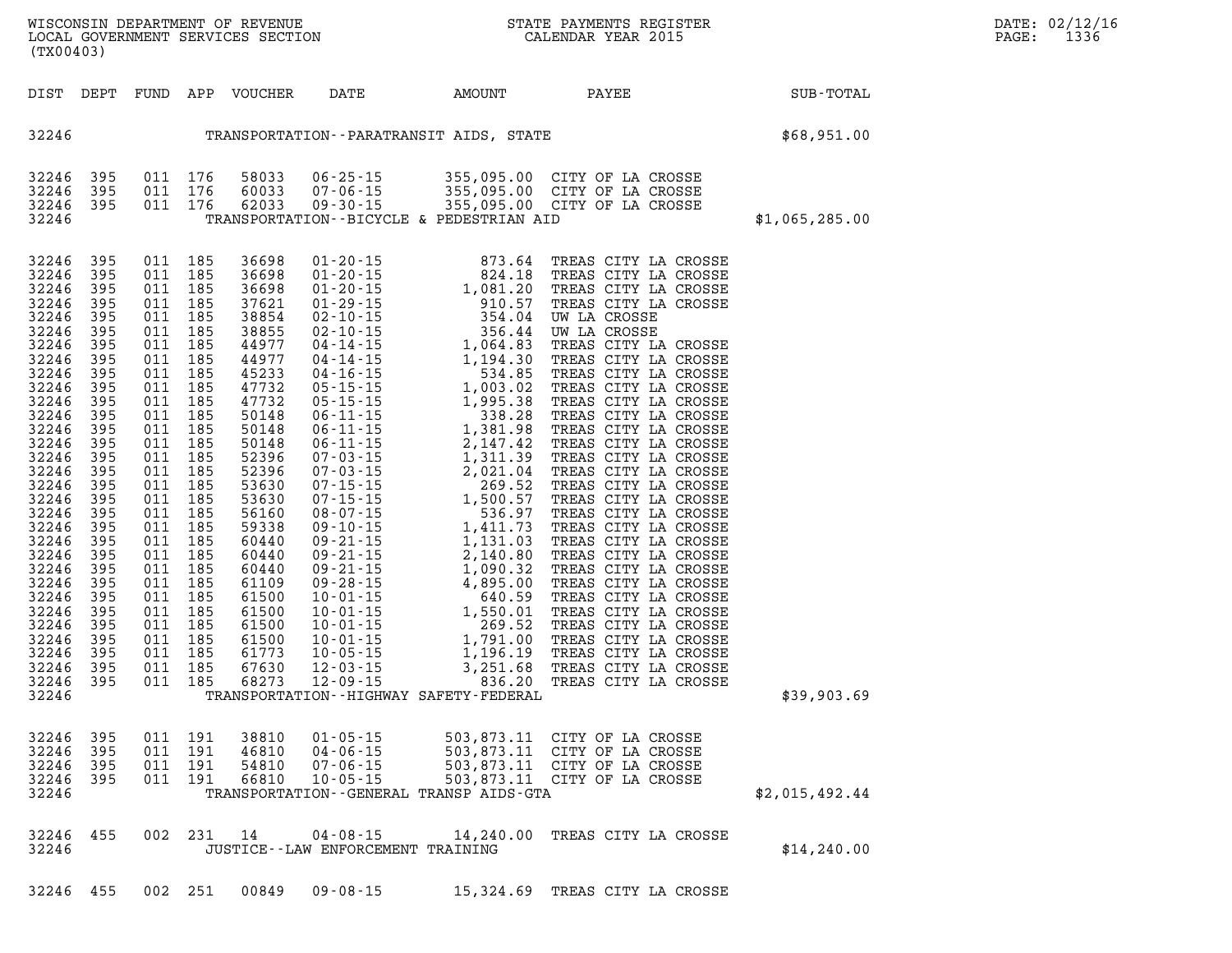WISCONSIN DEPARTMENT OF REVENUE
LOCAL GOVERNMENT SERVICES SECTION
(TX00403)

STATE PAYMENTS REGISTER
CALENDAR YEAR 2015

DATE: 02/12/16
PAGE: 1336

| DIST | DEPT | FUND | APP | VOUCHER | DATE | AMOUNT | PAYEE | SUB-TOTAL |
|---|---|---|---|---|---|---|---|---|
| 32246 | | | | | | TRANSPORTATION--PARATRANSIT AIDS, STATE | | $68,951.00 |
| 32246 | 395 | 011 | 176 | 58033 | 06-25-15 | 355,095.00 | CITY OF LA CROSSE | |
| 32246 | 395 | 011 | 176 | 60033 | 07-06-15 | 355,095.00 | CITY OF LA CROSSE | |
| 32246 | 395 | 011 | 176 | 62033 | 09-30-15 | 355,095.00 | CITY OF LA CROSSE | |
| 32246 | | | | | | TRANSPORTATION--BICYCLE & PEDESTRIAN AID | | $1,065,285.00 |
| 32246 | 395 | 011 | 185 | 36698 | 01-20-15 | 873.64 | TREAS CITY LA CROSSE | |
| 32246 | 395 | 011 | 185 | 36698 | 01-20-15 | 824.18 | TREAS CITY LA CROSSE | |
| 32246 | 395 | 011 | 185 | 36698 | 01-20-15 | 1,081.20 | TREAS CITY LA CROSSE | |
| 32246 | 395 | 011 | 185 | 37621 | 01-29-15 | 910.57 | TREAS CITY LA CROSSE | |
| 32246 | 395 | 011 | 185 | 38854 | 02-10-15 | 354.04 | UW LA CROSSE | |
| 32246 | 395 | 011 | 185 | 38855 | 02-10-15 | 356.44 | UW LA CROSSE | |
| 32246 | 395 | 011 | 185 | 44977 | 04-14-15 | 1,064.83 | TREAS CITY LA CROSSE | |
| 32246 | 395 | 011 | 185 | 44977 | 04-14-15 | 1,194.30 | TREAS CITY LA CROSSE | |
| 32246 | 395 | 011 | 185 | 45233 | 04-16-15 | 534.85 | TREAS CITY LA CROSSE | |
| 32246 | 395 | 011 | 185 | 47732 | 05-15-15 | 1,003.02 | TREAS CITY LA CROSSE | |
| 32246 | 395 | 011 | 185 | 47732 | 05-15-15 | 1,995.38 | TREAS CITY LA CROSSE | |
| 32246 | 395 | 011 | 185 | 50148 | 06-11-15 | 338.28 | TREAS CITY LA CROSSE | |
| 32246 | 395 | 011 | 185 | 50148 | 06-11-15 | 1,381.98 | TREAS CITY LA CROSSE | |
| 32246 | 395 | 011 | 185 | 50148 | 06-11-15 | 2,147.42 | TREAS CITY LA CROSSE | |
| 32246 | 395 | 011 | 185 | 52396 | 07-03-15 | 1,311.39 | TREAS CITY LA CROSSE | |
| 32246 | 395 | 011 | 185 | 52396 | 07-03-15 | 2,021.04 | TREAS CITY LA CROSSE | |
| 32246 | 395 | 011 | 185 | 53630 | 07-15-15 | 269.52 | TREAS CITY LA CROSSE | |
| 32246 | 395 | 011 | 185 | 53630 | 07-15-15 | 1,500.57 | TREAS CITY LA CROSSE | |
| 32246 | 395 | 011 | 185 | 56160 | 08-07-15 | 536.97 | TREAS CITY LA CROSSE | |
| 32246 | 395 | 011 | 185 | 59338 | 09-10-15 | 1,411.73 | TREAS CITY LA CROSSE | |
| 32246 | 395 | 011 | 185 | 60440 | 09-21-15 | 1,131.03 | TREAS CITY LA CROSSE | |
| 32246 | 395 | 011 | 185 | 60440 | 09-21-15 | 2,140.80 | TREAS CITY LA CROSSE | |
| 32246 | 395 | 011 | 185 | 60440 | 09-21-15 | 1,090.32 | TREAS CITY LA CROSSE | |
| 32246 | 395 | 011 | 185 | 61109 | 09-28-15 | 4,895.00 | TREAS CITY LA CROSSE | |
| 32246 | 395 | 011 | 185 | 61500 | 10-01-15 | 640.59 | TREAS CITY LA CROSSE | |
| 32246 | 395 | 011 | 185 | 61500 | 10-01-15 | 1,550.01 | TREAS CITY LA CROSSE | |
| 32246 | 395 | 011 | 185 | 61500 | 10-01-15 | 269.52 | TREAS CITY LA CROSSE | |
| 32246 | 395 | 011 | 185 | 61500 | 10-01-15 | 1,791.00 | TREAS CITY LA CROSSE | |
| 32246 | 395 | 011 | 185 | 61773 | 10-05-15 | 1,196.19 | TREAS CITY LA CROSSE | |
| 32246 | 395 | 011 | 185 | 67630 | 12-03-15 | 3,251.68 | TREAS CITY LA CROSSE | |
| 32246 | 395 | 011 | 185 | 68273 | 12-09-15 | 836.20 | TREAS CITY LA CROSSE | |
| 32246 | | | | | | TRANSPORTATION--HIGHWAY SAFETY-FEDERAL | | $39,903.69 |
| 32246 | 395 | 011 | 191 | 38810 | 01-05-15 | 503,873.11 | CITY OF LA CROSSE | |
| 32246 | 395 | 011 | 191 | 46810 | 04-06-15 | 503,873.11 | CITY OF LA CROSSE | |
| 32246 | 395 | 011 | 191 | 54810 | 07-06-15 | 503,873.11 | CITY OF LA CROSSE | |
| 32246 | 395 | 011 | 191 | 66810 | 10-05-15 | 503,873.11 | CITY OF LA CROSSE | |
| 32246 | | | | | | TRANSPORTATION--GENERAL TRANSP AIDS-GTA | | $2,015,492.44 |
| 32246 | 455 | 002 | 231 | 14 | 04-08-15 | 14,240.00 | TREAS CITY LA CROSSE | |
| 32246 | | | | | | JUSTICE--LAW ENFORCEMENT TRAINING | | $14,240.00 |
| 32246 | 455 | 002 | 251 | 00849 | 09-08-15 | 15,324.69 | TREAS CITY LA CROSSE | |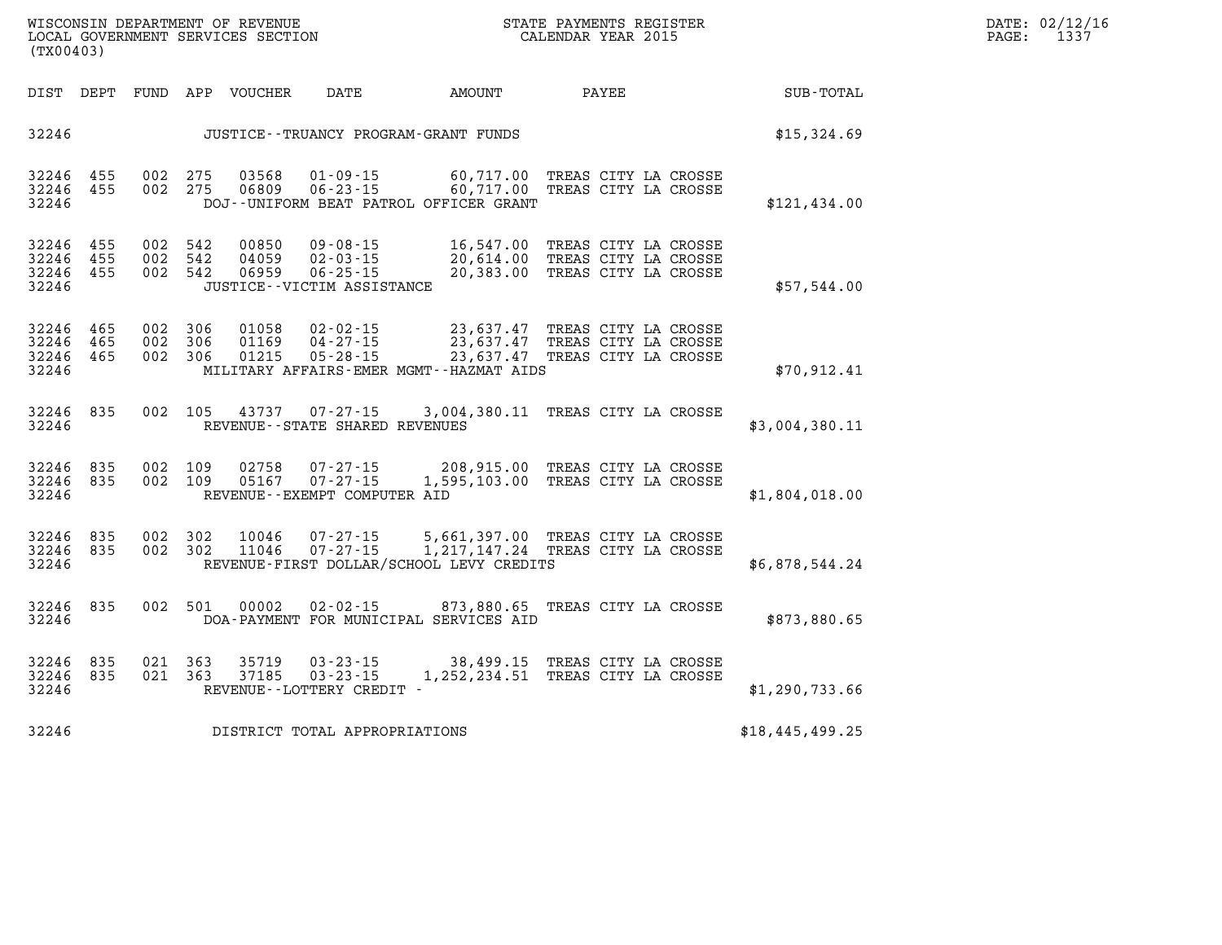| DIST | DEPT | FUND | APP | VOUCHER | DATE | AMOUNT | PAYEE | SUB-TOTAL |
|---|---|---|---|---|---|---|---|---|
| 32246 | | | | | JUSTICE--TRUANCY PROGRAM-GRANT FUNDS | | | $15,324.69 |
| 32246 | 455 | 002 | 275 | 03568 | 01-09-15 | 60,717.00 | TREAS CITY LA CROSSE | |
| 32246 | 455 | 002 | 275 | 06809 | 06-23-15 | 60,717.00 | TREAS CITY LA CROSSE | |
| 32246 | | | | | DOJ--UNIFORM BEAT PATROL OFFICER GRANT | | | $121,434.00 |
| 32246 | 455 | 002 | 542 | 00850 | 09-08-15 | 16,547.00 | TREAS CITY LA CROSSE | |
| 32246 | 455 | 002 | 542 | 04059 | 02-03-15 | 20,614.00 | TREAS CITY LA CROSSE | |
| 32246 | 455 | 002 | 542 | 06959 | 06-25-15 | 20,383.00 | TREAS CITY LA CROSSE | |
| 32246 | | | | | JUSTICE--VICTIM ASSISTANCE | | | $57,544.00 |
| 32246 | 465 | 002 | 306 | 01058 | 02-02-15 | 23,637.47 | TREAS CITY LA CROSSE | |
| 32246 | 465 | 002 | 306 | 01169 | 04-27-15 | 23,637.47 | TREAS CITY LA CROSSE | |
| 32246 | 465 | 002 | 306 | 01215 | 05-28-15 | 23,637.47 | TREAS CITY LA CROSSE | |
| 32246 | | | | | MILITARY AFFAIRS-EMER MGMT--HAZMAT AIDS | | | $70,912.41 |
| 32246 | 835 | 002 | 105 | 43737 | 07-27-15 | 3,004,380.11 | TREAS CITY LA CROSSE | |
| 32246 | | | | | REVENUE--STATE SHARED REVENUES | | | $3,004,380.11 |
| 32246 | 835 | 002 | 109 | 02758 | 07-27-15 | 208,915.00 | TREAS CITY LA CROSSE | |
| 32246 | 835 | 002 | 109 | 05167 | 07-27-15 | 1,595,103.00 | TREAS CITY LA CROSSE | |
| 32246 | | | | | REVENUE--EXEMPT COMPUTER AID | | | $1,804,018.00 |
| 32246 | 835 | 002 | 302 | 10046 | 07-27-15 | 5,661,397.00 | TREAS CITY LA CROSSE | |
| 32246 | 835 | 002 | 302 | 11046 | 07-27-15 | 1,217,147.24 | TREAS CITY LA CROSSE | |
| 32246 | | | | | REVENUE-FIRST DOLLAR/SCHOOL LEVY CREDITS | | | $6,878,544.24 |
| 32246 | 835 | 002 | 501 | 00002 | 02-02-15 | 873,880.65 | TREAS CITY LA CROSSE | |
| 32246 | | | | | DOA-PAYMENT FOR MUNICIPAL SERVICES AID | | | $873,880.65 |
| 32246 | 835 | 021 | 363 | 35719 | 03-23-15 | 38,499.15 | TREAS CITY LA CROSSE | |
| 32246 | 835 | 021 | 363 | 37185 | 03-23-15 | 1,252,234.51 | TREAS CITY LA CROSSE | |
| 32246 | | | | | REVENUE--LOTTERY CREDIT - | | | $1,290,733.66 |
| 32246 | | | | | DISTRICT TOTAL APPROPRIATIONS | | | $18,445,499.25 |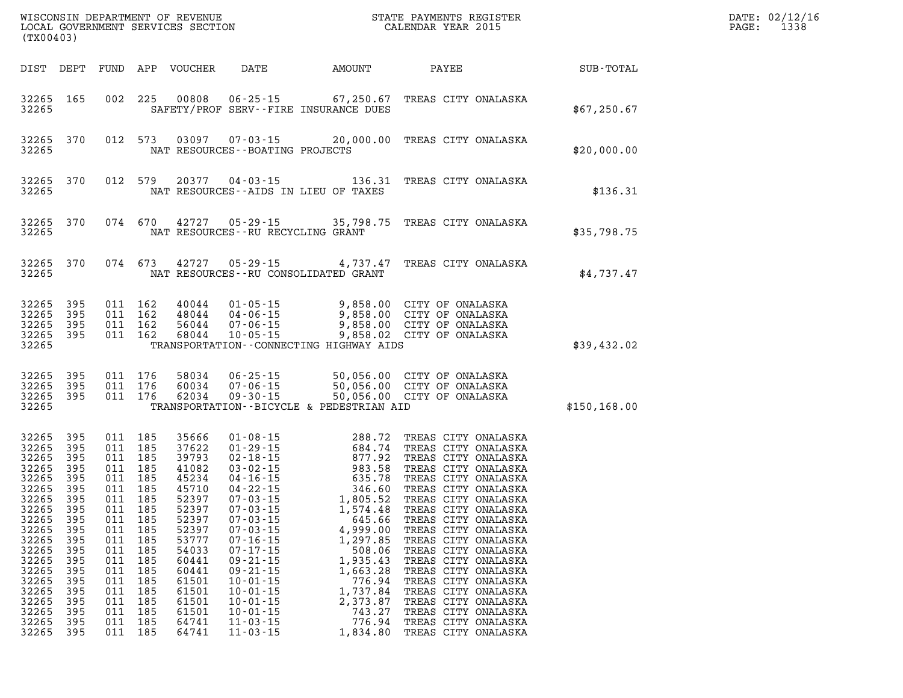WISCONSIN DEPARTMENT OF REVENUE
LOCAL GOVERNMENT SERVICES SECTION
(TX00403)

STATE PAYMENTS REGISTER
CALENDAR YEAR 2015

DATE: 02/12/16
PAGE: 1338

| DIST | DEPT | FUND | APP | VOUCHER | DATE | AMOUNT | PAYEE | SUB-TOTAL |
|---|---|---|---|---|---|---|---|---|
| 32265 | 165 | 002 | 225 | 00808 | 06-25-15 | 67,250.67 | TREAS CITY ONALASKA | |
| 32265 | | | | | SAFETY/PROF SERV--FIRE INSURANCE DUES | | | $67,250.67 |
| 32265 | 370 | 012 | 573 | 03097 | 07-03-15 | 20,000.00 | TREAS CITY ONALASKA | |
| 32265 | | | | | NAT RESOURCES--BOATING PROJECTS | | | $20,000.00 |
| 32265 | 370 | 012 | 579 | 20377 | 04-03-15 | 136.31 | TREAS CITY ONALASKA | |
| 32265 | | | | | NAT RESOURCES--AIDS IN LIEU OF TAXES | | | $136.31 |
| 32265 | 370 | 074 | 670 | 42727 | 05-29-15 | 35,798.75 | TREAS CITY ONALASKA | |
| 32265 | | | | | NAT RESOURCES--RU RECYCLING GRANT | | | $35,798.75 |
| 32265 | 370 | 074 | 673 | 42727 | 05-29-15 | 4,737.47 | TREAS CITY ONALASKA | |
| 32265 | | | | | NAT RESOURCES--RU CONSOLIDATED GRANT | | | $4,737.47 |
| 32265 | 395 | 011 | 162 | 40044 | 01-05-15 | 9,858.00 | CITY OF ONALASKA | |
| 32265 | 395 | 011 | 162 | 48044 | 04-06-15 | 9,858.00 | CITY OF ONALASKA | |
| 32265 | 395 | 011 | 162 | 56044 | 07-06-15 | 9,858.00 | CITY OF ONALASKA | |
| 32265 | 395 | 011 | 162 | 68044 | 10-05-15 | 9,858.02 | CITY OF ONALASKA | |
| 32265 | | | | | TRANSPORTATION--CONNECTING HIGHWAY AIDS | | | $39,432.02 |
| 32265 | 395 | 011 | 176 | 58034 | 06-25-15 | 50,056.00 | CITY OF ONALASKA | |
| 32265 | 395 | 011 | 176 | 60034 | 07-06-15 | 50,056.00 | CITY OF ONALASKA | |
| 32265 | 395 | 011 | 176 | 62034 | 09-30-15 | 50,056.00 | CITY OF ONALASKA | |
| 32265 | | | | | TRANSPORTATION--BICYCLE & PEDESTRIAN AID | | | $150,168.00 |
| 32265 | 395 | 011 | 185 | 35666 | 01-08-15 | 288.72 | TREAS CITY ONALASKA | |
| 32265 | 395 | 011 | 185 | 37622 | 01-29-15 | 684.74 | TREAS CITY ONALASKA | |
| 32265 | 395 | 011 | 185 | 39793 | 02-18-15 | 877.92 | TREAS CITY ONALASKA | |
| 32265 | 395 | 011 | 185 | 41082 | 03-02-15 | 983.58 | TREAS CITY ONALASKA | |
| 32265 | 395 | 011 | 185 | 45234 | 04-16-15 | 635.78 | TREAS CITY ONALASKA | |
| 32265 | 395 | 011 | 185 | 45710 | 04-22-15 | 346.60 | TREAS CITY ONALASKA | |
| 32265 | 395 | 011 | 185 | 52397 | 07-03-15 | 1,805.52 | TREAS CITY ONALASKA | |
| 32265 | 395 | 011 | 185 | 52397 | 07-03-15 | 1,574.48 | TREAS CITY ONALASKA | |
| 32265 | 395 | 011 | 185 | 52397 | 07-03-15 | 645.66 | TREAS CITY ONALASKA | |
| 32265 | 395 | 011 | 185 | 52397 | 07-03-15 | 4,999.00 | TREAS CITY ONALASKA | |
| 32265 | 395 | 011 | 185 | 53777 | 07-16-15 | 1,297.85 | TREAS CITY ONALASKA | |
| 32265 | 395 | 011 | 185 | 54033 | 07-17-15 | 508.06 | TREAS CITY ONALASKA | |
| 32265 | 395 | 011 | 185 | 60441 | 09-21-15 | 1,935.43 | TREAS CITY ONALASKA | |
| 32265 | 395 | 011 | 185 | 60441 | 09-21-15 | 1,663.28 | TREAS CITY ONALASKA | |
| 32265 | 395 | 011 | 185 | 61501 | 10-01-15 | 776.94 | TREAS CITY ONALASKA | |
| 32265 | 395 | 011 | 185 | 61501 | 10-01-15 | 1,737.84 | TREAS CITY ONALASKA | |
| 32265 | 395 | 011 | 185 | 61501 | 10-01-15 | 2,373.87 | TREAS CITY ONALASKA | |
| 32265 | 395 | 011 | 185 | 61501 | 10-01-15 | 743.27 | TREAS CITY ONALASKA | |
| 32265 | 395 | 011 | 185 | 64741 | 11-03-15 | 776.94 | TREAS CITY ONALASKA | |
| 32265 | 395 | 011 | 185 | 64741 | 11-03-15 | 1,834.80 | TREAS CITY ONALASKA | |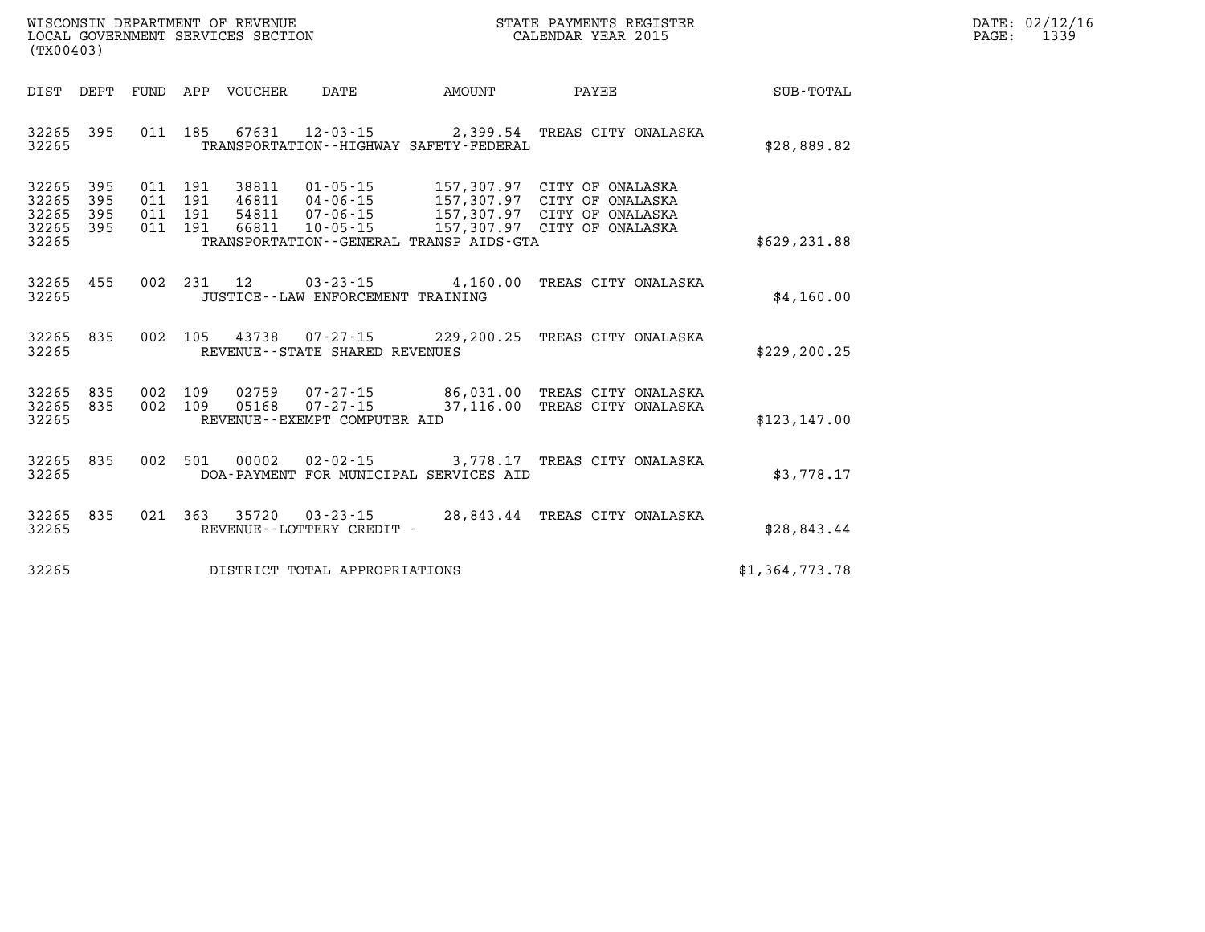WISCONSIN DEPARTMENT OF REVENUE
LOCAL GOVERNMENT SERVICES SECTION
(TX00403)

STATE PAYMENTS REGISTER
CALENDAR YEAR 2015

DATE: 02/12/16
PAGE: 1339

| DIST | DEPT | FUND | APP | VOUCHER | DATE | AMOUNT | PAYEE | SUB-TOTAL |
|---|---|---|---|---|---|---|---|---|
| 32265 | 395 | 011 | 185 | 67631 | 12-03-15 | 2,399.54 | TREAS CITY ONALASKA | |
| 32265 | | | | TRANSPORTATION--HIGHWAY SAFETY-FEDERAL | | | | $28,889.82 |
| 32265 | 395 | 011 | 191 | 38811 | 01-05-15 | 157,307.97 | CITY OF ONALASKA | |
| 32265 | 395 | 011 | 191 | 46811 | 04-06-15 | 157,307.97 | CITY OF ONALASKA | |
| 32265 | 395 | 011 | 191 | 54811 | 07-06-15 | 157,307.97 | CITY OF ONALASKA | |
| 32265 | 395 | 011 | 191 | 66811 | 10-05-15 | 157,307.97 | CITY OF ONALASKA | |
| 32265 | | | | TRANSPORTATION--GENERAL TRANSP AIDS-GTA | | | | $629,231.88 |
| 32265 | 455 | 002 | 231 | 12 | 03-23-15 | 4,160.00 | TREAS CITY ONALASKA | |
| 32265 | | | | JUSTICE--LAW ENFORCEMENT TRAINING | | | | $4,160.00 |
| 32265 | 835 | 002 | 105 | 43738 | 07-27-15 | 229,200.25 | TREAS CITY ONALASKA | |
| 32265 | | | | REVENUE--STATE SHARED REVENUES | | | | $229,200.25 |
| 32265 | 835 | 002 | 109 | 02759 | 07-27-15 | 86,031.00 | TREAS CITY ONALASKA | |
| 32265 | 835 | 002 | 109 | 05168 | 07-27-15 | 37,116.00 | TREAS CITY ONALASKA | |
| 32265 | | | | REVENUE--EXEMPT COMPUTER AID | | | | $123,147.00 |
| 32265 | 835 | 002 | 501 | 00002 | 02-02-15 | 3,778.17 | TREAS CITY ONALASKA | |
| 32265 | | | | DOA-PAYMENT FOR MUNICIPAL SERVICES AID | | | | $3,778.17 |
| 32265 | 835 | 021 | 363 | 35720 | 03-23-15 | 28,843.44 | TREAS CITY ONALASKA | |
| 32265 | | | | REVENUE--LOTTERY CREDIT - | | | | $28,843.44 |
| 32265 | | | | DISTRICT TOTAL APPROPRIATIONS | | | | $1,364,773.78 |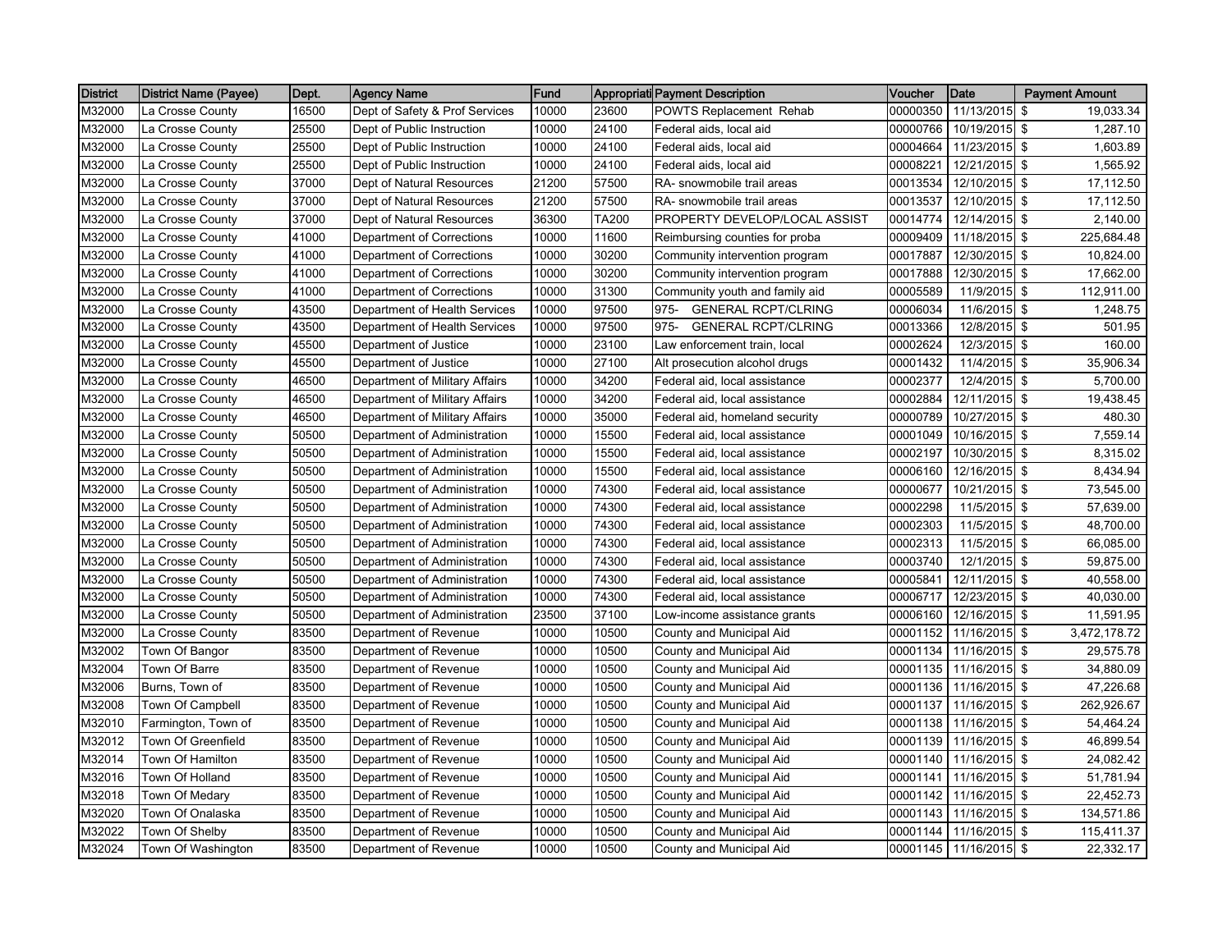| District | District Name (Payee) | Dept. | Agency Name | Fund | Appropriati | Payment Description | Voucher | Date | Payment Amount |
|---|---|---|---|---|---|---|---|---|---|
| M32000 | La Crosse County | 16500 | Dept of Safety & Prof Services | 10000 | 23600 | POWTS Replacement Rehab | 00000350 | 11/13/2015 | $ 19,033.34 |
| M32000 | La Crosse County | 25500 | Dept of Public Instruction | 10000 | 24100 | Federal aids, local aid | 00000766 | 10/19/2015 | $ 1,287.10 |
| M32000 | La Crosse County | 25500 | Dept of Public Instruction | 10000 | 24100 | Federal aids, local aid | 00004664 | 11/23/2015 | $ 1,603.89 |
| M32000 | La Crosse County | 25500 | Dept of Public Instruction | 10000 | 24100 | Federal aids, local aid | 00008221 | 12/21/2015 | $ 1,565.92 |
| M32000 | La Crosse County | 37000 | Dept of Natural Resources | 21200 | 57500 | RA- snowmobile trail areas | 00013534 | 12/10/2015 | $ 17,112.50 |
| M32000 | La Crosse County | 37000 | Dept of Natural Resources | 21200 | 57500 | RA- snowmobile trail areas | 00013537 | 12/10/2015 | $ 17,112.50 |
| M32000 | La Crosse County | 37000 | Dept of Natural Resources | 36300 | TA200 | PROPERTY DEVELOP/LOCAL ASSIST | 00014774 | 12/14/2015 | $ 2,140.00 |
| M32000 | La Crosse County | 41000 | Department of Corrections | 10000 | 11600 | Reimbursing counties for proba | 00009409 | 11/18/2015 | $ 225,684.48 |
| M32000 | La Crosse County | 41000 | Department of Corrections | 10000 | 30200 | Community intervention program | 00017887 | 12/30/2015 | $ 10,824.00 |
| M32000 | La Crosse County | 41000 | Department of Corrections | 10000 | 30200 | Community intervention program | 00017888 | 12/30/2015 | $ 17,662.00 |
| M32000 | La Crosse County | 41000 | Department of Corrections | 10000 | 31300 | Community youth and family aid | 00005589 | 11/9/2015 | $ 112,911.00 |
| M32000 | La Crosse County | 43500 | Department of Health Services | 10000 | 97500 | 975- GENERAL RCPT/CLRING | 00006034 | 11/6/2015 | $ 1,248.75 |
| M32000 | La Crosse County | 43500 | Department of Health Services | 10000 | 97500 | 975- GENERAL RCPT/CLRING | 00013366 | 12/8/2015 | $ 501.95 |
| M32000 | La Crosse County | 45500 | Department of Justice | 10000 | 23100 | Law enforcement train, local | 00002624 | 12/3/2015 | $ 160.00 |
| M32000 | La Crosse County | 45500 | Department of Justice | 10000 | 27100 | Alt prosecution alcohol drugs | 00001432 | 11/4/2015 | $ 35,906.34 |
| M32000 | La Crosse County | 46500 | Department of Military Affairs | 10000 | 34200 | Federal aid, local assistance | 00002377 | 12/4/2015 | $ 5,700.00 |
| M32000 | La Crosse County | 46500 | Department of Military Affairs | 10000 | 34200 | Federal aid, local assistance | 00002884 | 12/11/2015 | $ 19,438.45 |
| M32000 | La Crosse County | 46500 | Department of Military Affairs | 10000 | 35000 | Federal aid, homeland security | 00000789 | 10/27/2015 | $ 480.30 |
| M32000 | La Crosse County | 50500 | Department of Administration | 10000 | 15500 | Federal aid, local assistance | 00001049 | 10/16/2015 | $ 7,559.14 |
| M32000 | La Crosse County | 50500 | Department of Administration | 10000 | 15500 | Federal aid, local assistance | 00002197 | 10/30/2015 | $ 8,315.02 |
| M32000 | La Crosse County | 50500 | Department of Administration | 10000 | 15500 | Federal aid, local assistance | 00006160 | 12/16/2015 | $ 8,434.94 |
| M32000 | La Crosse County | 50500 | Department of Administration | 10000 | 74300 | Federal aid, local assistance | 00000677 | 10/21/2015 | $ 73,545.00 |
| M32000 | La Crosse County | 50500 | Department of Administration | 10000 | 74300 | Federal aid, local assistance | 00002298 | 11/5/2015 | $ 57,639.00 |
| M32000 | La Crosse County | 50500 | Department of Administration | 10000 | 74300 | Federal aid, local assistance | 00002303 | 11/5/2015 | $ 48,700.00 |
| M32000 | La Crosse County | 50500 | Department of Administration | 10000 | 74300 | Federal aid, local assistance | 00002313 | 11/5/2015 | $ 66,085.00 |
| M32000 | La Crosse County | 50500 | Department of Administration | 10000 | 74300 | Federal aid, local assistance | 00003740 | 12/1/2015 | $ 59,875.00 |
| M32000 | La Crosse County | 50500 | Department of Administration | 10000 | 74300 | Federal aid, local assistance | 00005841 | 12/11/2015 | $ 40,558.00 |
| M32000 | La Crosse County | 50500 | Department of Administration | 10000 | 74300 | Federal aid, local assistance | 00006717 | 12/23/2015 | $ 40,030.00 |
| M32000 | La Crosse County | 50500 | Department of Administration | 23500 | 37100 | Low-income assistance grants | 00006160 | 12/16/2015 | $ 11,591.95 |
| M32000 | La Crosse County | 83500 | Department of Revenue | 10000 | 10500 | County and Municipal Aid | 00001152 | 11/16/2015 | $ 3,472,178.72 |
| M32002 | Town Of Bangor | 83500 | Department of Revenue | 10000 | 10500 | County and Municipal Aid | 00001134 | 11/16/2015 | $ 29,575.78 |
| M32004 | Town Of Barre | 83500 | Department of Revenue | 10000 | 10500 | County and Municipal Aid | 00001135 | 11/16/2015 | $ 34,880.09 |
| M32006 | Burns, Town of | 83500 | Department of Revenue | 10000 | 10500 | County and Municipal Aid | 00001136 | 11/16/2015 | $ 47,226.68 |
| M32008 | Town Of Campbell | 83500 | Department of Revenue | 10000 | 10500 | County and Municipal Aid | 00001137 | 11/16/2015 | $ 262,926.67 |
| M32010 | Farmington, Town of | 83500 | Department of Revenue | 10000 | 10500 | County and Municipal Aid | 00001138 | 11/16/2015 | $ 54,464.24 |
| M32012 | Town Of Greenfield | 83500 | Department of Revenue | 10000 | 10500 | County and Municipal Aid | 00001139 | 11/16/2015 | $ 46,899.54 |
| M32014 | Town Of Hamilton | 83500 | Department of Revenue | 10000 | 10500 | County and Municipal Aid | 00001140 | 11/16/2015 | $ 24,082.42 |
| M32016 | Town Of Holland | 83500 | Department of Revenue | 10000 | 10500 | County and Municipal Aid | 00001141 | 11/16/2015 | $ 51,781.94 |
| M32018 | Town Of Medary | 83500 | Department of Revenue | 10000 | 10500 | County and Municipal Aid | 00001142 | 11/16/2015 | $ 22,452.73 |
| M32020 | Town Of Onalaska | 83500 | Department of Revenue | 10000 | 10500 | County and Municipal Aid | 00001143 | 11/16/2015 | $ 134,571.86 |
| M32022 | Town Of Shelby | 83500 | Department of Revenue | 10000 | 10500 | County and Municipal Aid | 00001144 | 11/16/2015 | $ 115,411.37 |
| M32024 | Town Of Washington | 83500 | Department of Revenue | 10000 | 10500 | County and Municipal Aid | 00001145 | 11/16/2015 | $ 22,332.17 |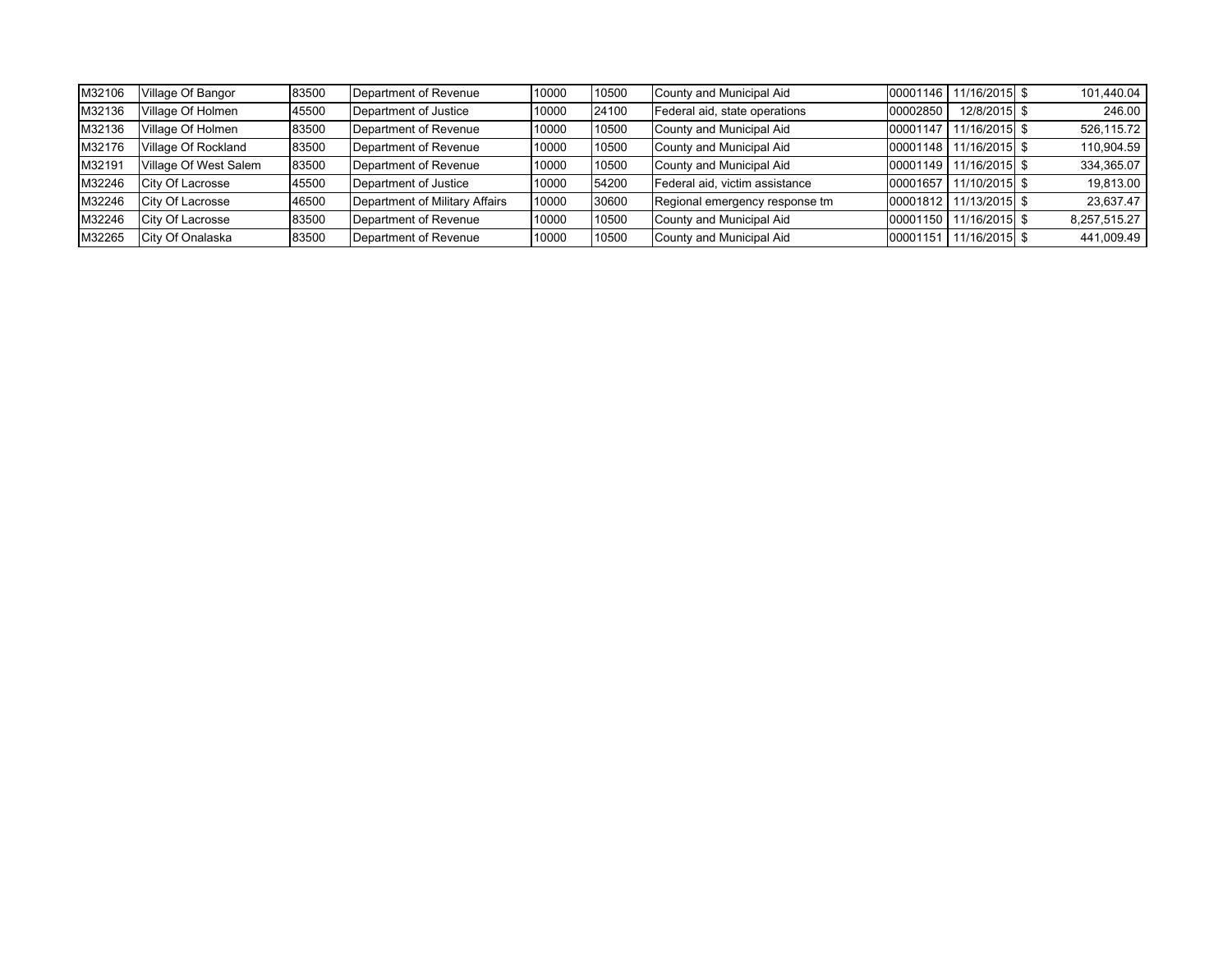| | | | | | | | | | | |
|---|---|---|---|---|---|---|---|---|---|---|
| M32106 | Village Of Bangor | 83500 | Department of Revenue | 10000 | 10500 | County and Municipal Aid | 00001146 | 11/16/2015 | $ | 101,440.04 |
| M32136 | Village Of Holmen | 45500 | Department of Justice | 10000 | 24100 | Federal aid, state operations | 00002850 | 12/8/2015 | $ | 246.00 |
| M32136 | Village Of Holmen | 83500 | Department of Revenue | 10000 | 10500 | County and Municipal Aid | 00001147 | 11/16/2015 | $ | 526,115.72 |
| M32176 | Village Of Rockland | 83500 | Department of Revenue | 10000 | 10500 | County and Municipal Aid | 00001148 | 11/16/2015 | $ | 110,904.59 |
| M32191 | Village Of West Salem | 83500 | Department of Revenue | 10000 | 10500 | County and Municipal Aid | 00001149 | 11/16/2015 | $ | 334,365.07 |
| M32246 | City Of Lacrosse | 45500 | Department of Justice | 10000 | 54200 | Federal aid, victim assistance | 00001657 | 11/10/2015 | $ | 19,813.00 |
| M32246 | City Of Lacrosse | 46500 | Department of Military Affairs | 10000 | 30600 | Regional emergency response tm | 00001812 | 11/13/2015 | $ | 23,637.47 |
| M32246 | City Of Lacrosse | 83500 | Department of Revenue | 10000 | 10500 | County and Municipal Aid | 00001150 | 11/16/2015 | $ | 8,257,515.27 |
| M32265 | City Of Onalaska | 83500 | Department of Revenue | 10000 | 10500 | County and Municipal Aid | 00001151 | 11/16/2015 | $ | 441,009.49 |